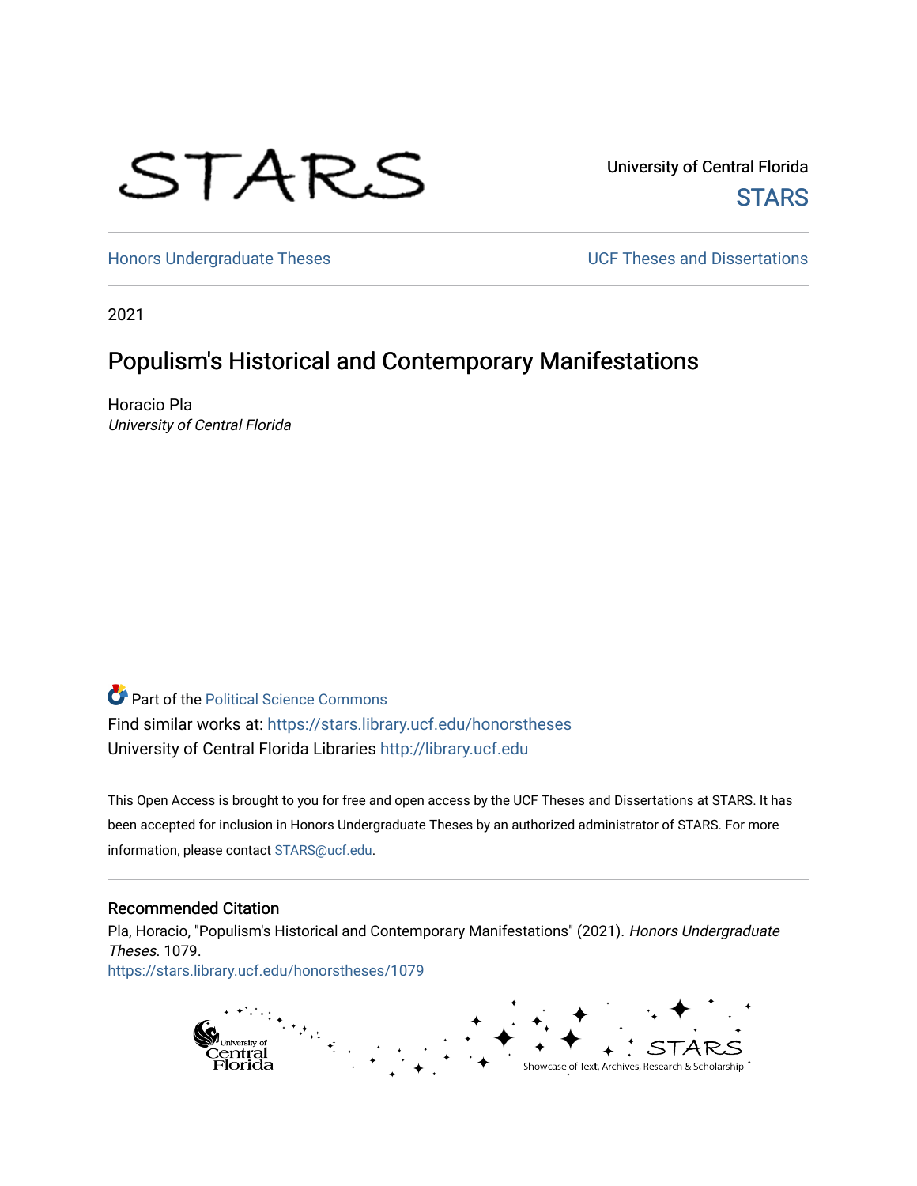STARS

University of Central Florida
STARS

Honors Undergraduate Theses | UCF Theses and Dissertations

2021

# Populism's Historical and Contemporary Manifestations

Horacio Pla
*University of Central Florida*

Part of the Political Science Commons
Find similar works at: https://stars.library.ucf.edu/honorstheses
University of Central Florida Libraries http://library.ucf.edu

This Open Access is brought to you for free and open access by the UCF Theses and Dissertations at STARS. It has been accepted for inclusion in Honors Undergraduate Theses by an authorized administrator of STARS. For more information, please contact STARS@ucf.edu.

## Recommended Citation

Pla, Horacio, "Populism's Historical and Contemporary Manifestations" (2021). *Honors Undergraduate Theses*. 1079.
https://stars.library.ucf.edu/honorstheses/1079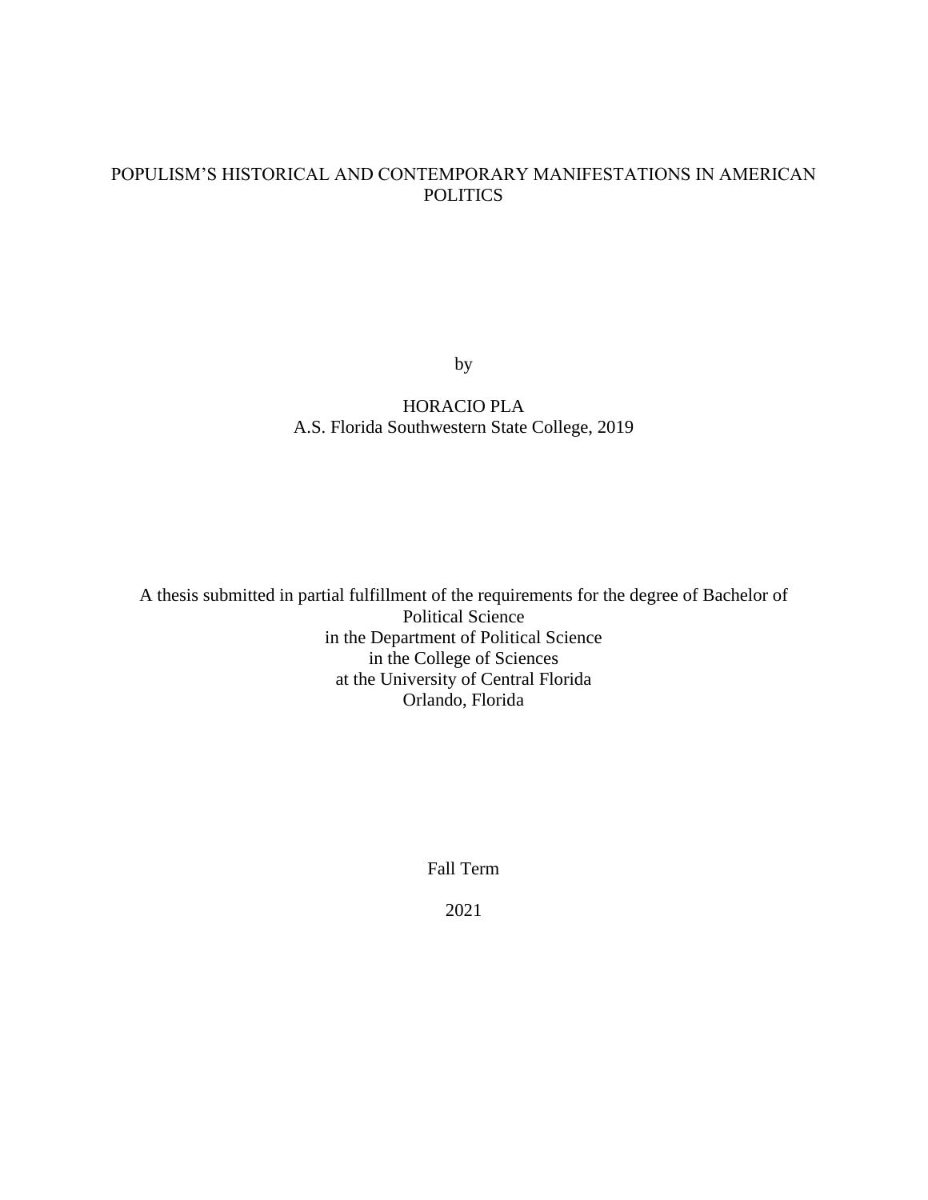# POPULISM'S HISTORICAL AND CONTEMPORARY MANIFESTATIONS IN AMERICAN POLITICS

by

HORACIO PLA
A.S. Florida Southwestern State College, 2019

A thesis submitted in partial fulfillment of the requirements for the degree of Bachelor of Political Science
in the Department of Political Science
in the College of Sciences
at the University of Central Florida
Orlando, Florida

Fall Term

2021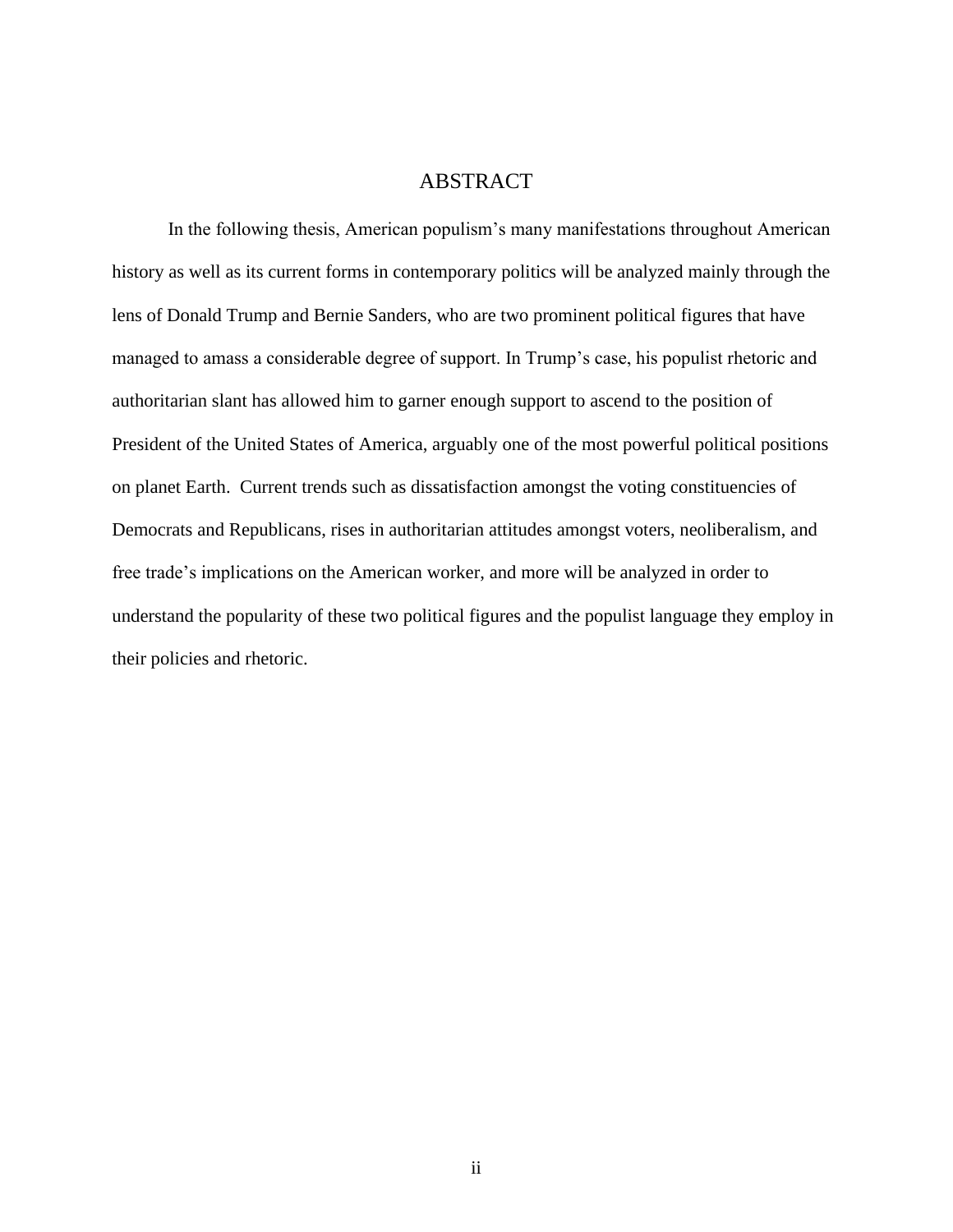# ABSTRACT

In the following thesis, American populism's many manifestations throughout American history as well as its current forms in contemporary politics will be analyzed mainly through the lens of Donald Trump and Bernie Sanders, who are two prominent political figures that have managed to amass a considerable degree of support. In Trump's case, his populist rhetoric and authoritarian slant has allowed him to garner enough support to ascend to the position of President of the United States of America, arguably one of the most powerful political positions on planet Earth. Current trends such as dissatisfaction amongst the voting constituencies of Democrats and Republicans, rises in authoritarian attitudes amongst voters, neoliberalism, and free trade's implications on the American worker, and more will be analyzed in order to understand the popularity of these two political figures and the populist language they employ in their policies and rhetoric.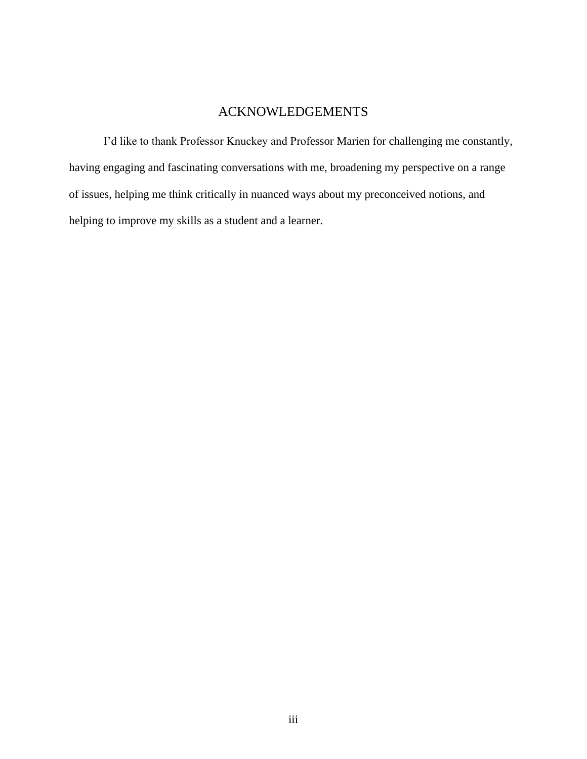# ACKNOWLEDGEMENTS

I'd like to thank Professor Knuckey and Professor Marien for challenging me constantly, having engaging and fascinating conversations with me, broadening my perspective on a range of issues, helping me think critically in nuanced ways about my preconceived notions, and helping to improve my skills as a student and a learner.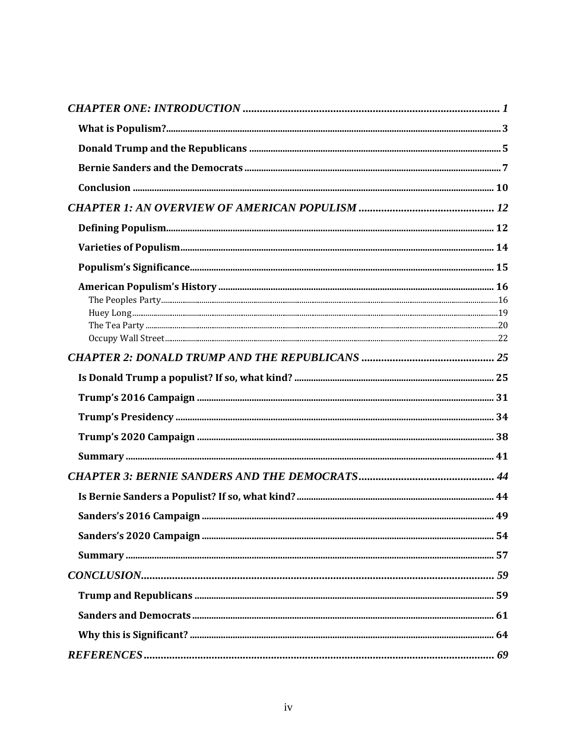*CHAPTER ONE: INTRODUCTION* ........................................................................................ *1*

**What is Populism?** .......................................................................................................... **3**

**Donald Trump and the Republicans** ................................................................................ **5**

**Bernie Sanders and the Democrats** ................................................................................. **7**

**Conclusion** ...................................................................................................................... **10**

*CHAPTER 1: AN OVERVIEW OF AMERICAN POPULISM* ............................................. *12*

**Defining Populism** ........................................................................................................... **12**

**Varieties of Populism** ...................................................................................................... **14**

**Populism's Significance** ................................................................................................... **15**

**American Populism's History** ......................................................................................... **16**

The Peoples Party ................................................................................................................ 16

Huey Long ........................................................................................................................... 19

The Tea Party ...................................................................................................................... 20

Occupy Wall Street .............................................................................................................. 22

*CHAPTER 2: DONALD TRUMP AND THE REPUBLICANS* ............................................ *25*

**Is Donald Trump a populist? If so, what kind?** ................................................................ **25**

**Trump's 2016 Campaign** .................................................................................................. **31**

**Trump's Presidency** ......................................................................................................... **34**

**Trump's 2020 Campaign** .................................................................................................. **38**

**Summary** .......................................................................................................................... **41**

*CHAPTER 3: BERNIE SANDERS AND THE DEMOCRATS* .............................................. *44*

**Is Bernie Sanders a Populist? If so, what kind?** ............................................................... **44**

**Sanders's 2016 Campaign** ................................................................................................ **49**

**Sanders's 2020 Campaign** ................................................................................................ **54**

**Summary** .......................................................................................................................... **57**

*CONCLUSION* ................................................................................................................... *59*

**Trump and Republicans** ................................................................................................... **59**

**Sanders and Democrats** .................................................................................................... **61**

**Why this is Significant?** .................................................................................................... **64**

*REFERENCES* .................................................................................................................... *69*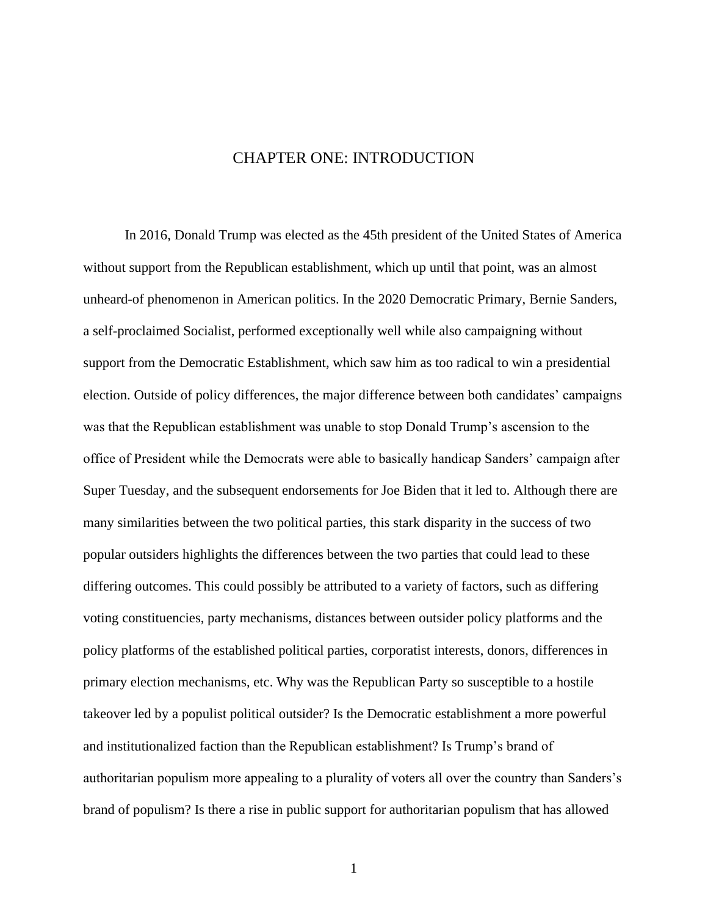# CHAPTER ONE: INTRODUCTION

In 2016, Donald Trump was elected as the 45th president of the United States of America without support from the Republican establishment, which up until that point, was an almost unheard-of phenomenon in American politics. In the 2020 Democratic Primary, Bernie Sanders, a self-proclaimed Socialist, performed exceptionally well while also campaigning without support from the Democratic Establishment, which saw him as too radical to win a presidential election. Outside of policy differences, the major difference between both candidates' campaigns was that the Republican establishment was unable to stop Donald Trump's ascension to the office of President while the Democrats were able to basically handicap Sanders' campaign after Super Tuesday, and the subsequent endorsements for Joe Biden that it led to. Although there are many similarities between the two political parties, this stark disparity in the success of two popular outsiders highlights the differences between the two parties that could lead to these differing outcomes. This could possibly be attributed to a variety of factors, such as differing voting constituencies, party mechanisms, distances between outsider policy platforms and the policy platforms of the established political parties, corporatist interests, donors, differences in primary election mechanisms, etc. Why was the Republican Party so susceptible to a hostile takeover led by a populist political outsider? Is the Democratic establishment a more powerful and institutionalized faction than the Republican establishment? Is Trump's brand of authoritarian populism more appealing to a plurality of voters all over the country than Sanders's brand of populism? Is there a rise in public support for authoritarian populism that has allowed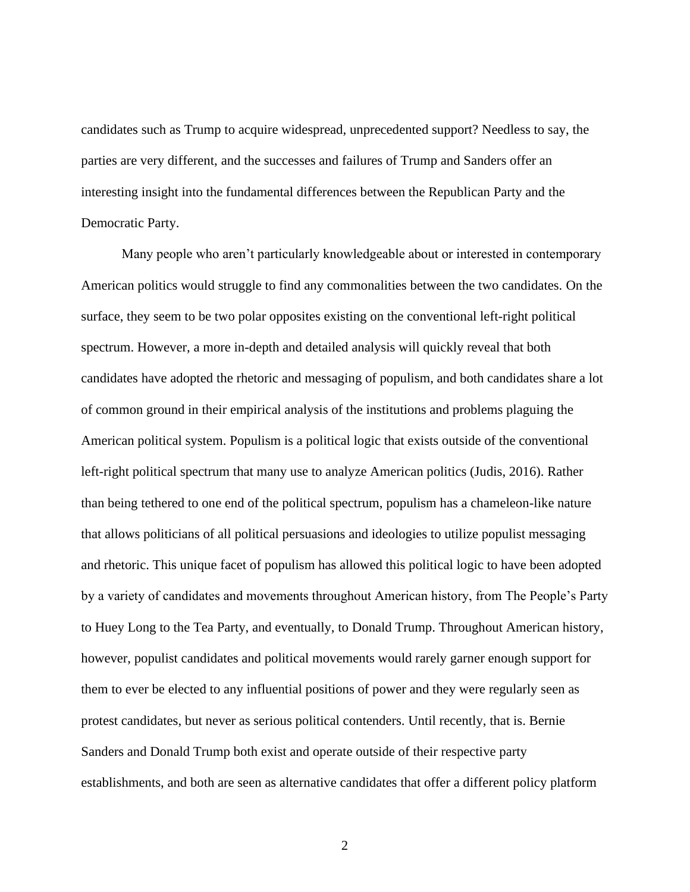candidates such as Trump to acquire widespread, unprecedented support? Needless to say, the parties are very different, and the successes and failures of Trump and Sanders offer an interesting insight into the fundamental differences between the Republican Party and the Democratic Party.

Many people who aren't particularly knowledgeable about or interested in contemporary American politics would struggle to find any commonalities between the two candidates. On the surface, they seem to be two polar opposites existing on the conventional left-right political spectrum. However, a more in-depth and detailed analysis will quickly reveal that both candidates have adopted the rhetoric and messaging of populism, and both candidates share a lot of common ground in their empirical analysis of the institutions and problems plaguing the American political system. Populism is a political logic that exists outside of the conventional left-right political spectrum that many use to analyze American politics (Judis, 2016). Rather than being tethered to one end of the political spectrum, populism has a chameleon-like nature that allows politicians of all political persuasions and ideologies to utilize populist messaging and rhetoric. This unique facet of populism has allowed this political logic to have been adopted by a variety of candidates and movements throughout American history, from The People's Party to Huey Long to the Tea Party, and eventually, to Donald Trump. Throughout American history, however, populist candidates and political movements would rarely garner enough support for them to ever be elected to any influential positions of power and they were regularly seen as protest candidates, but never as serious political contenders. Until recently, that is. Bernie Sanders and Donald Trump both exist and operate outside of their respective party establishments, and both are seen as alternative candidates that offer a different policy platform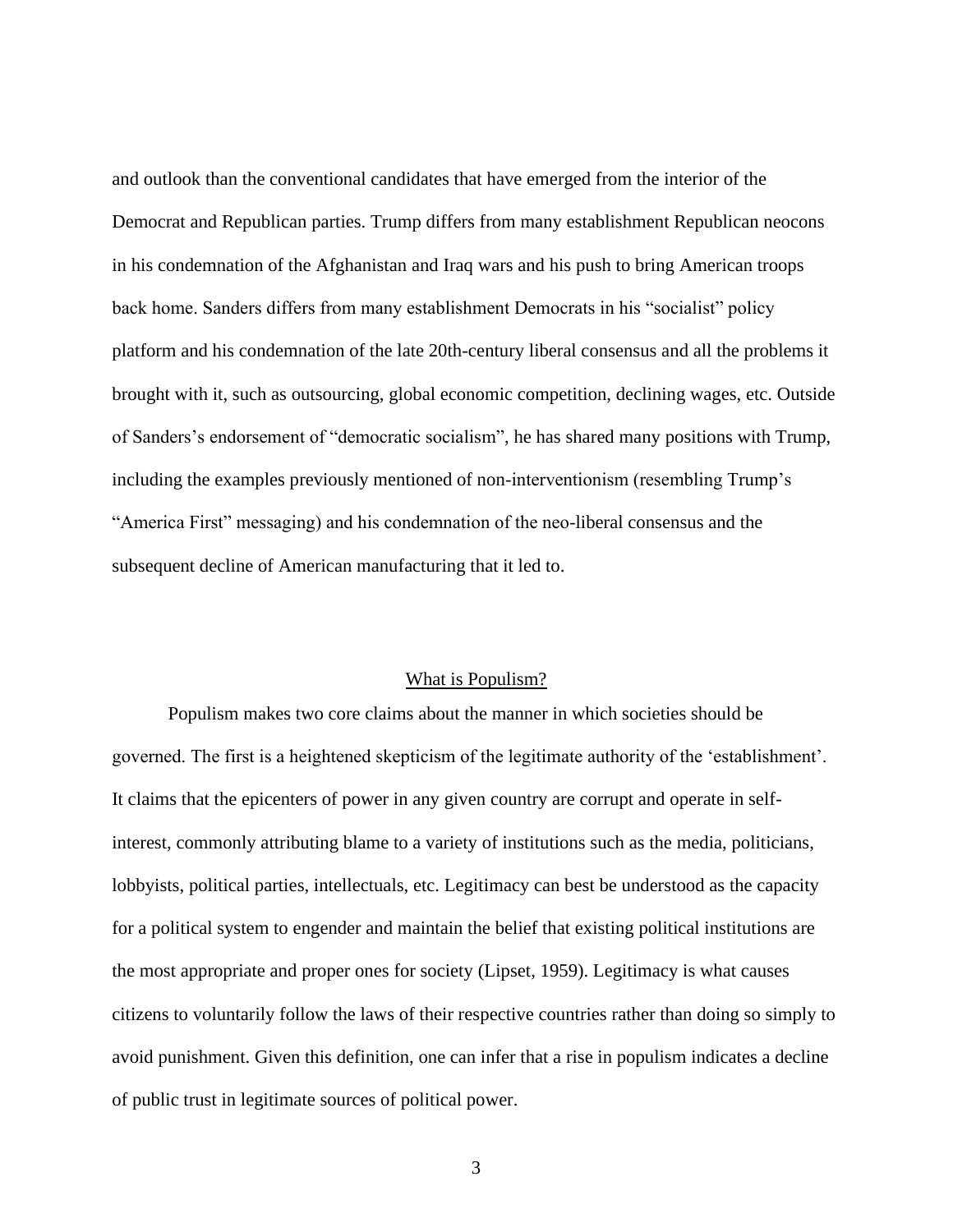and outlook than the conventional candidates that have emerged from the interior of the Democrat and Republican parties. Trump differs from many establishment Republican neocons in his condemnation of the Afghanistan and Iraq wars and his push to bring American troops back home. Sanders differs from many establishment Democrats in his "socialist" policy platform and his condemnation of the late 20th-century liberal consensus and all the problems it brought with it, such as outsourcing, global economic competition, declining wages, etc. Outside of Sanders's endorsement of "democratic socialism", he has shared many positions with Trump, including the examples previously mentioned of non-interventionism (resembling Trump's "America First" messaging) and his condemnation of the neo-liberal consensus and the subsequent decline of American manufacturing that it led to.

## What is Populism?

Populism makes two core claims about the manner in which societies should be governed. The first is a heightened skepticism of the legitimate authority of the 'establishment'. It claims that the epicenters of power in any given country are corrupt and operate in self-interest, commonly attributing blame to a variety of institutions such as the media, politicians, lobbyists, political parties, intellectuals, etc. Legitimacy can best be understood as the capacity for a political system to engender and maintain the belief that existing political institutions are the most appropriate and proper ones for society (Lipset, 1959). Legitimacy is what causes citizens to voluntarily follow the laws of their respective countries rather than doing so simply to avoid punishment. Given this definition, one can infer that a rise in populism indicates a decline of public trust in legitimate sources of political power.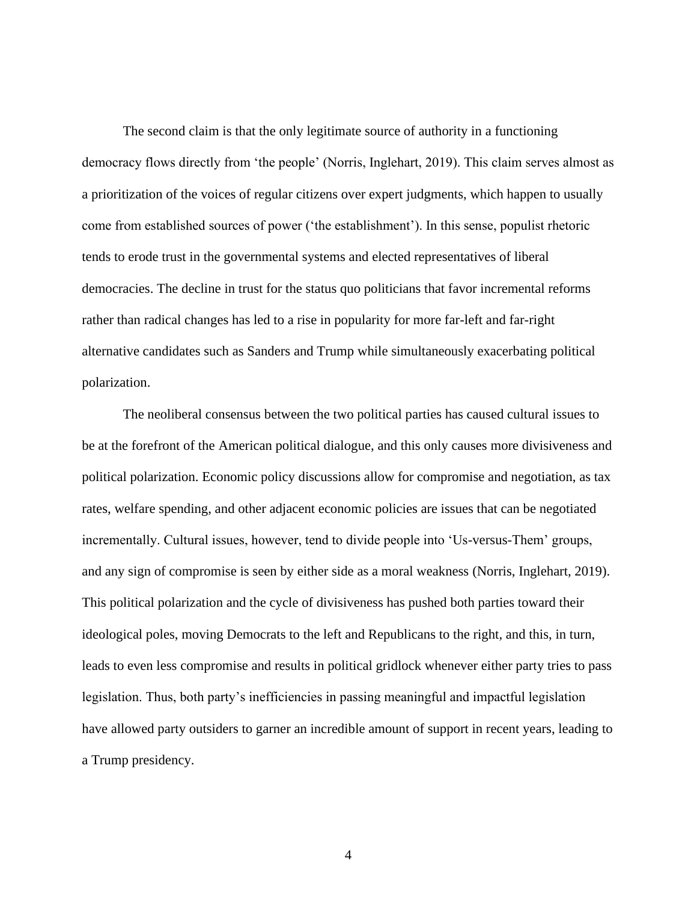The second claim is that the only legitimate source of authority in a functioning democracy flows directly from 'the people' (Norris, Inglehart, 2019). This claim serves almost as a prioritization of the voices of regular citizens over expert judgments, which happen to usually come from established sources of power ('the establishment'). In this sense, populist rhetoric tends to erode trust in the governmental systems and elected representatives of liberal democracies. The decline in trust for the status quo politicians that favor incremental reforms rather than radical changes has led to a rise in popularity for more far-left and far-right alternative candidates such as Sanders and Trump while simultaneously exacerbating political polarization.

The neoliberal consensus between the two political parties has caused cultural issues to be at the forefront of the American political dialogue, and this only causes more divisiveness and political polarization. Economic policy discussions allow for compromise and negotiation, as tax rates, welfare spending, and other adjacent economic policies are issues that can be negotiated incrementally. Cultural issues, however, tend to divide people into 'Us-versus-Them' groups, and any sign of compromise is seen by either side as a moral weakness (Norris, Inglehart, 2019). This political polarization and the cycle of divisiveness has pushed both parties toward their ideological poles, moving Democrats to the left and Republicans to the right, and this, in turn, leads to even less compromise and results in political gridlock whenever either party tries to pass legislation. Thus, both party's inefficiencies in passing meaningful and impactful legislation have allowed party outsiders to garner an incredible amount of support in recent years, leading to a Trump presidency.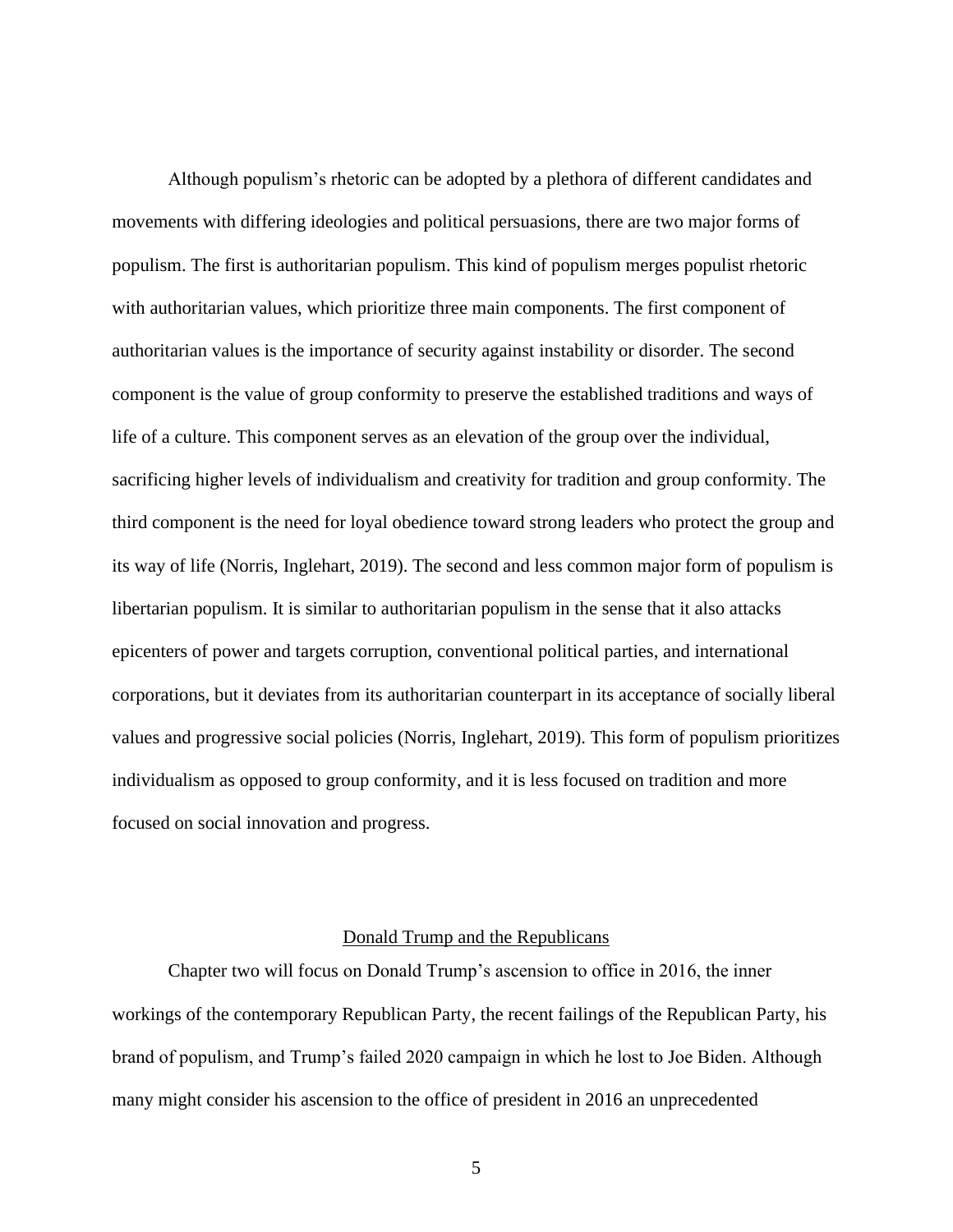Although populism's rhetoric can be adopted by a plethora of different candidates and movements with differing ideologies and political persuasions, there are two major forms of populism. The first is authoritarian populism. This kind of populism merges populist rhetoric with authoritarian values, which prioritize three main components. The first component of authoritarian values is the importance of security against instability or disorder. The second component is the value of group conformity to preserve the established traditions and ways of life of a culture. This component serves as an elevation of the group over the individual, sacrificing higher levels of individualism and creativity for tradition and group conformity. The third component is the need for loyal obedience toward strong leaders who protect the group and its way of life (Norris, Inglehart, 2019). The second and less common major form of populism is libertarian populism. It is similar to authoritarian populism in the sense that it also attacks epicenters of power and targets corruption, conventional political parties, and international corporations, but it deviates from its authoritarian counterpart in its acceptance of socially liberal values and progressive social policies (Norris, Inglehart, 2019). This form of populism prioritizes individualism as opposed to group conformity, and it is less focused on tradition and more focused on social innovation and progress.

## Donald Trump and the Republicans

Chapter two will focus on Donald Trump's ascension to office in 2016, the inner workings of the contemporary Republican Party, the recent failings of the Republican Party, his brand of populism, and Trump's failed 2020 campaign in which he lost to Joe Biden. Although many might consider his ascension to the office of president in 2016 an unprecedented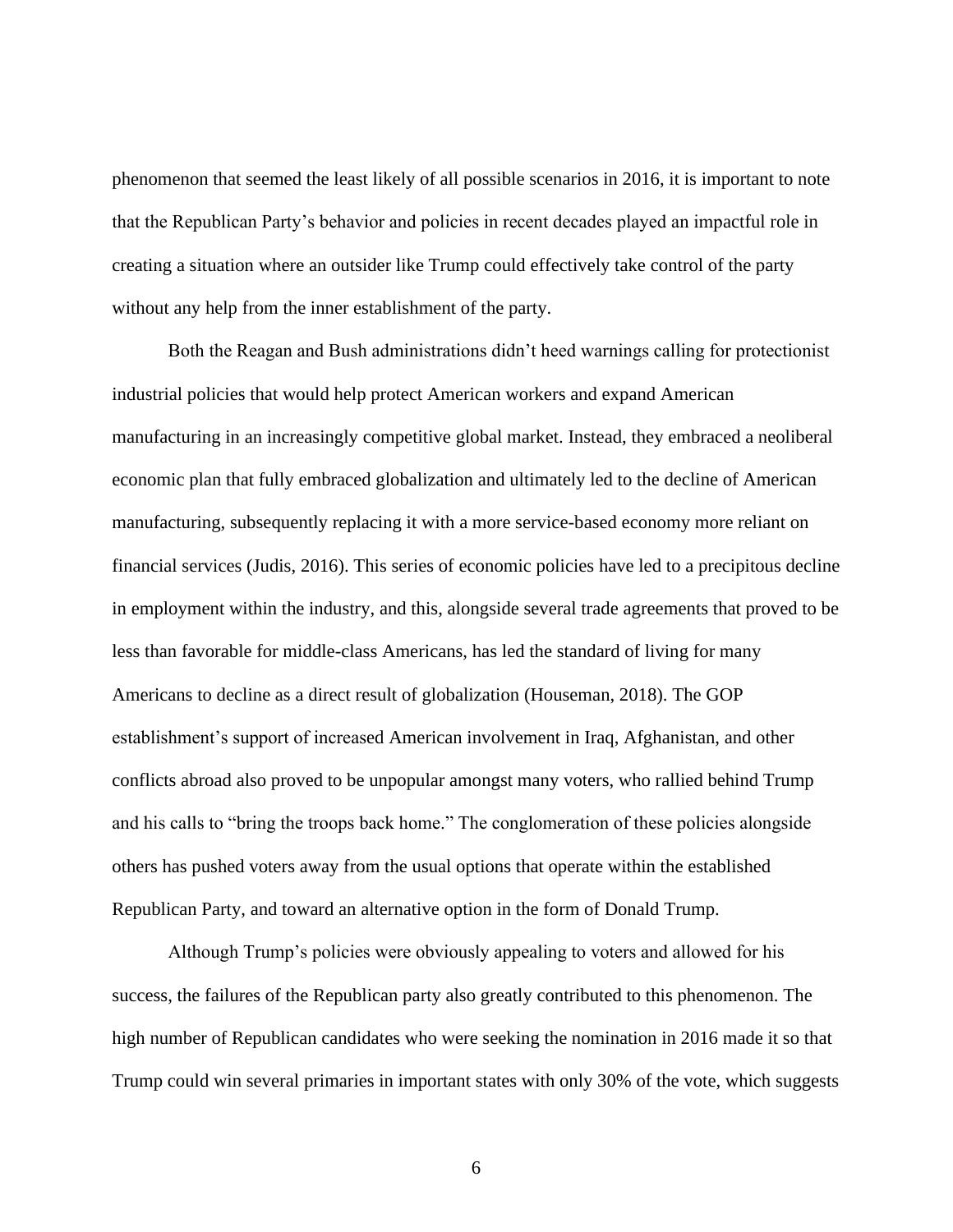phenomenon that seemed the least likely of all possible scenarios in 2016, it is important to note that the Republican Party's behavior and policies in recent decades played an impactful role in creating a situation where an outsider like Trump could effectively take control of the party without any help from the inner establishment of the party.

Both the Reagan and Bush administrations didn't heed warnings calling for protectionist industrial policies that would help protect American workers and expand American manufacturing in an increasingly competitive global market. Instead, they embraced a neoliberal economic plan that fully embraced globalization and ultimately led to the decline of American manufacturing, subsequently replacing it with a more service-based economy more reliant on financial services (Judis, 2016). This series of economic policies have led to a precipitous decline in employment within the industry, and this, alongside several trade agreements that proved to be less than favorable for middle-class Americans, has led the standard of living for many Americans to decline as a direct result of globalization (Houseman, 2018). The GOP establishment's support of increased American involvement in Iraq, Afghanistan, and other conflicts abroad also proved to be unpopular amongst many voters, who rallied behind Trump and his calls to "bring the troops back home." The conglomeration of these policies alongside others has pushed voters away from the usual options that operate within the established Republican Party, and toward an alternative option in the form of Donald Trump.

Although Trump's policies were obviously appealing to voters and allowed for his success, the failures of the Republican party also greatly contributed to this phenomenon. The high number of Republican candidates who were seeking the nomination in 2016 made it so that Trump could win several primaries in important states with only 30% of the vote, which suggests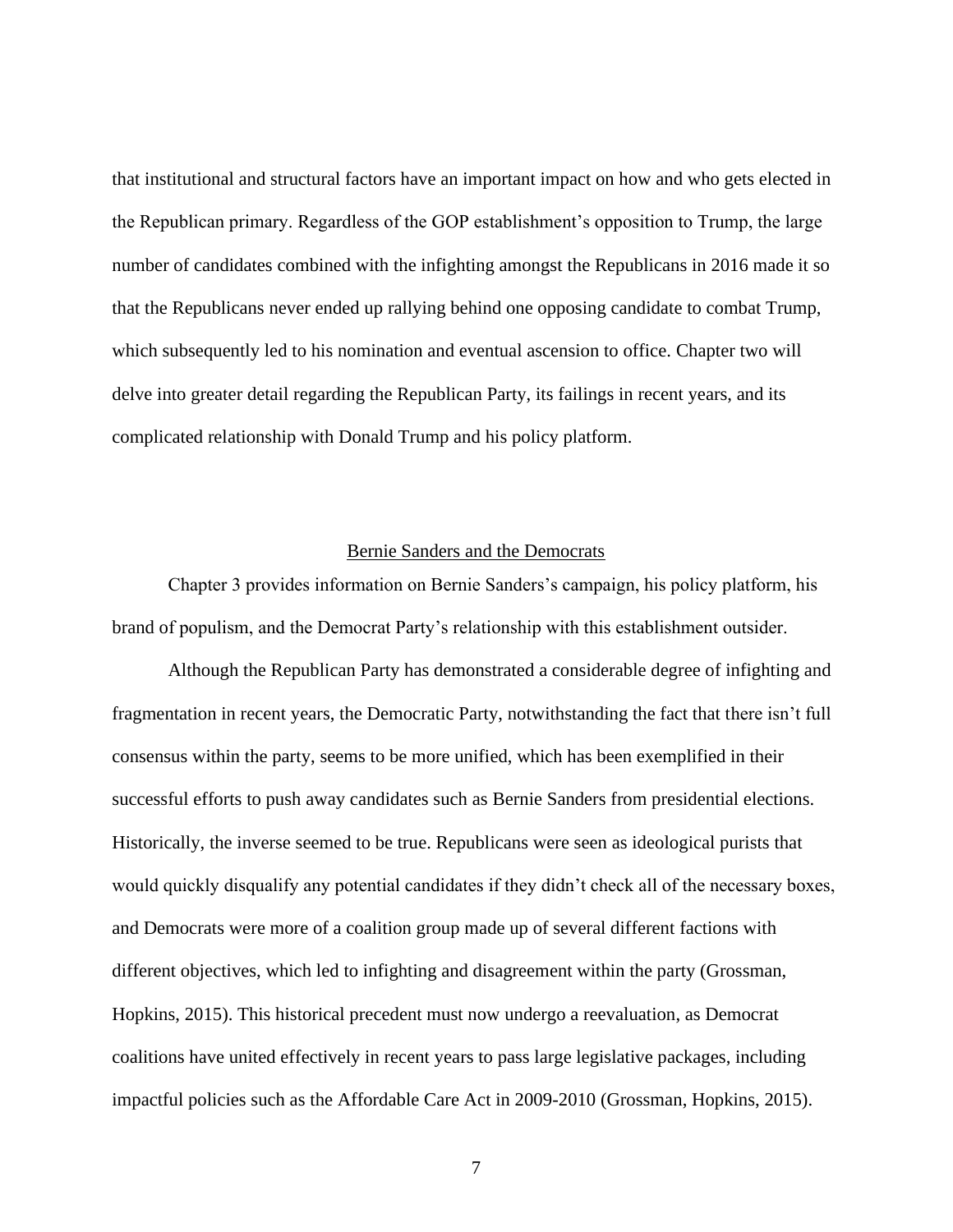that institutional and structural factors have an important impact on how and who gets elected in the Republican primary. Regardless of the GOP establishment's opposition to Trump, the large number of candidates combined with the infighting amongst the Republicans in 2016 made it so that the Republicans never ended up rallying behind one opposing candidate to combat Trump, which subsequently led to his nomination and eventual ascension to office. Chapter two will delve into greater detail regarding the Republican Party, its failings in recent years, and its complicated relationship with Donald Trump and his policy platform.

## Bernie Sanders and the Democrats

Chapter 3 provides information on Bernie Sanders's campaign, his policy platform, his brand of populism, and the Democrat Party's relationship with this establishment outsider.

Although the Republican Party has demonstrated a considerable degree of infighting and fragmentation in recent years, the Democratic Party, notwithstanding the fact that there isn't full consensus within the party, seems to be more unified, which has been exemplified in their successful efforts to push away candidates such as Bernie Sanders from presidential elections. Historically, the inverse seemed to be true. Republicans were seen as ideological purists that would quickly disqualify any potential candidates if they didn't check all of the necessary boxes, and Democrats were more of a coalition group made up of several different factions with different objectives, which led to infighting and disagreement within the party (Grossman, Hopkins, 2015). This historical precedent must now undergo a reevaluation, as Democrat coalitions have united effectively in recent years to pass large legislative packages, including impactful policies such as the Affordable Care Act in 2009-2010 (Grossman, Hopkins, 2015).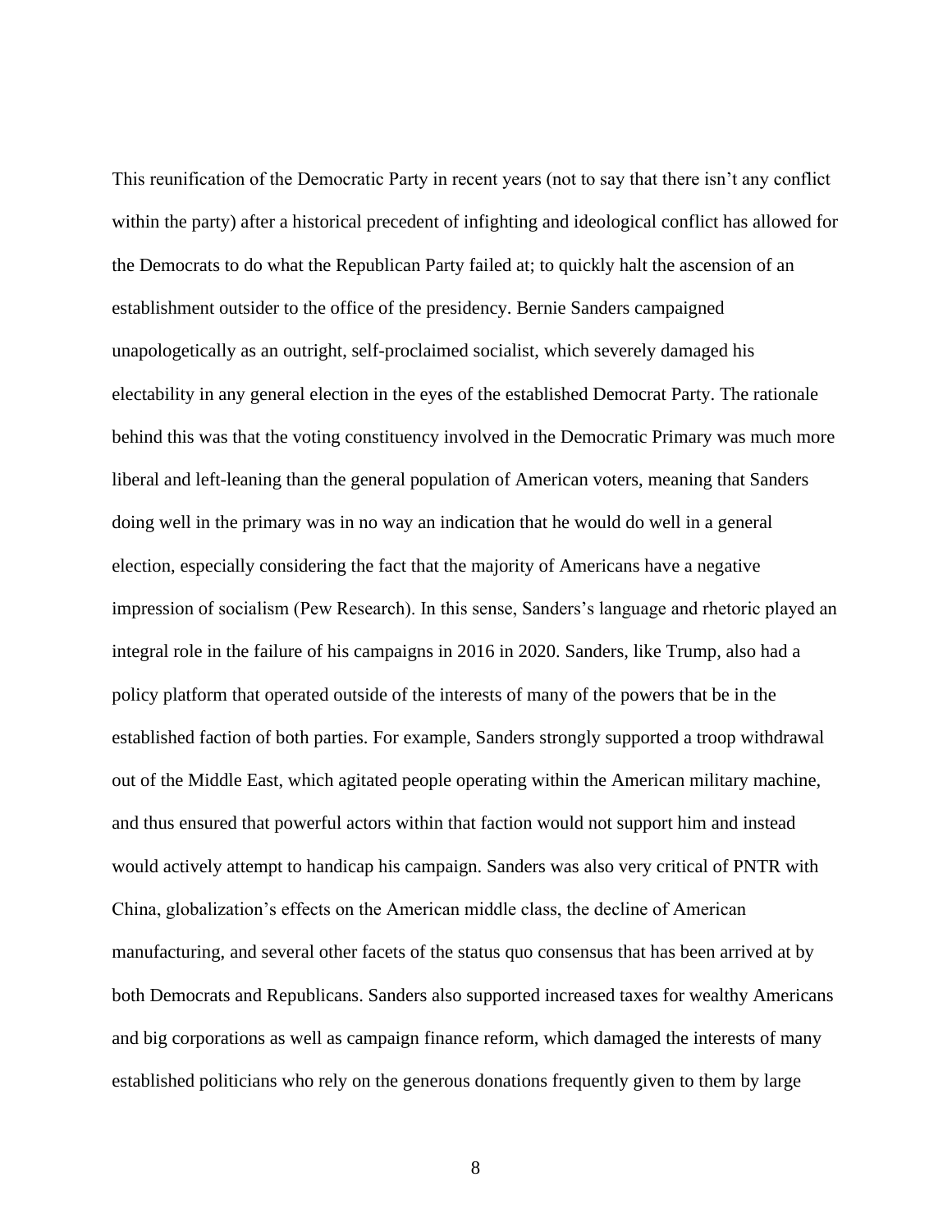This reunification of the Democratic Party in recent years (not to say that there isn't any conflict within the party) after a historical precedent of infighting and ideological conflict has allowed for the Democrats to do what the Republican Party failed at; to quickly halt the ascension of an establishment outsider to the office of the presidency. Bernie Sanders campaigned unapologetically as an outright, self-proclaimed socialist, which severely damaged his electability in any general election in the eyes of the established Democrat Party. The rationale behind this was that the voting constituency involved in the Democratic Primary was much more liberal and left-leaning than the general population of American voters, meaning that Sanders doing well in the primary was in no way an indication that he would do well in a general election, especially considering the fact that the majority of Americans have a negative impression of socialism (Pew Research). In this sense, Sanders's language and rhetoric played an integral role in the failure of his campaigns in 2016 in 2020. Sanders, like Trump, also had a policy platform that operated outside of the interests of many of the powers that be in the established faction of both parties. For example, Sanders strongly supported a troop withdrawal out of the Middle East, which agitated people operating within the American military machine, and thus ensured that powerful actors within that faction would not support him and instead would actively attempt to handicap his campaign. Sanders was also very critical of PNTR with China, globalization's effects on the American middle class, the decline of American manufacturing, and several other facets of the status quo consensus that has been arrived at by both Democrats and Republicans. Sanders also supported increased taxes for wealthy Americans and big corporations as well as campaign finance reform, which damaged the interests of many established politicians who rely on the generous donations frequently given to them by large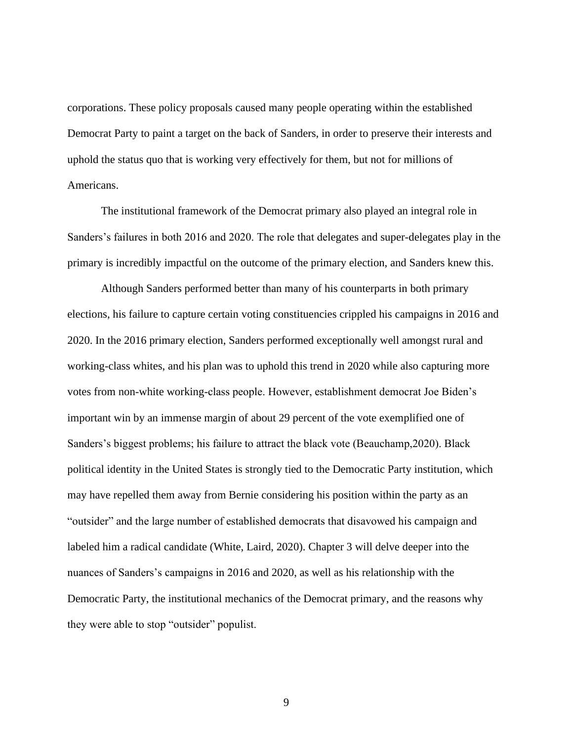corporations. These policy proposals caused many people operating within the established Democrat Party to paint a target on the back of Sanders, in order to preserve their interests and uphold the status quo that is working very effectively for them, but not for millions of Americans.

The institutional framework of the Democrat primary also played an integral role in Sanders's failures in both 2016 and 2020. The role that delegates and super-delegates play in the primary is incredibly impactful on the outcome of the primary election, and Sanders knew this.

Although Sanders performed better than many of his counterparts in both primary elections, his failure to capture certain voting constituencies crippled his campaigns in 2016 and 2020. In the 2016 primary election, Sanders performed exceptionally well amongst rural and working-class whites, and his plan was to uphold this trend in 2020 while also capturing more votes from non-white working-class people. However, establishment democrat Joe Biden's important win by an immense margin of about 29 percent of the vote exemplified one of Sanders's biggest problems; his failure to attract the black vote (Beauchamp,2020). Black political identity in the United States is strongly tied to the Democratic Party institution, which may have repelled them away from Bernie considering his position within the party as an "outsider" and the large number of established democrats that disavowed his campaign and labeled him a radical candidate (White, Laird, 2020). Chapter 3 will delve deeper into the nuances of Sanders's campaigns in 2016 and 2020, as well as his relationship with the Democratic Party, the institutional mechanics of the Democrat primary, and the reasons why they were able to stop "outsider" populist.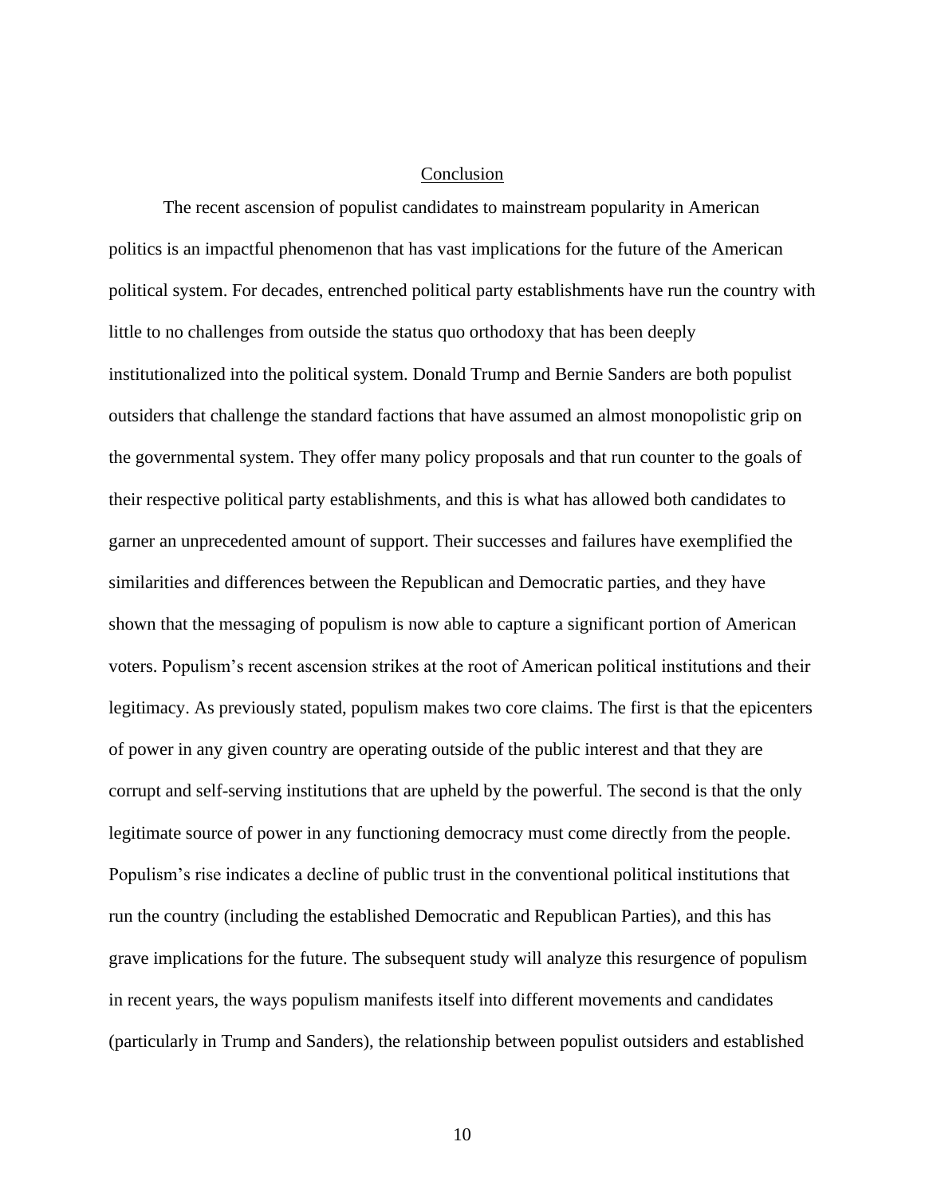## Conclusion

The recent ascension of populist candidates to mainstream popularity in American politics is an impactful phenomenon that has vast implications for the future of the American political system. For decades, entrenched political party establishments have run the country with little to no challenges from outside the status quo orthodoxy that has been deeply institutionalized into the political system. Donald Trump and Bernie Sanders are both populist outsiders that challenge the standard factions that have assumed an almost monopolistic grip on the governmental system. They offer many policy proposals and that run counter to the goals of their respective political party establishments, and this is what has allowed both candidates to garner an unprecedented amount of support. Their successes and failures have exemplified the similarities and differences between the Republican and Democratic parties, and they have shown that the messaging of populism is now able to capture a significant portion of American voters. Populism's recent ascension strikes at the root of American political institutions and their legitimacy. As previously stated, populism makes two core claims. The first is that the epicenters of power in any given country are operating outside of the public interest and that they are corrupt and self-serving institutions that are upheld by the powerful. The second is that the only legitimate source of power in any functioning democracy must come directly from the people. Populism's rise indicates a decline of public trust in the conventional political institutions that run the country (including the established Democratic and Republican Parties), and this has grave implications for the future. The subsequent study will analyze this resurgence of populism in recent years, the ways populism manifests itself into different movements and candidates (particularly in Trump and Sanders), the relationship between populist outsiders and established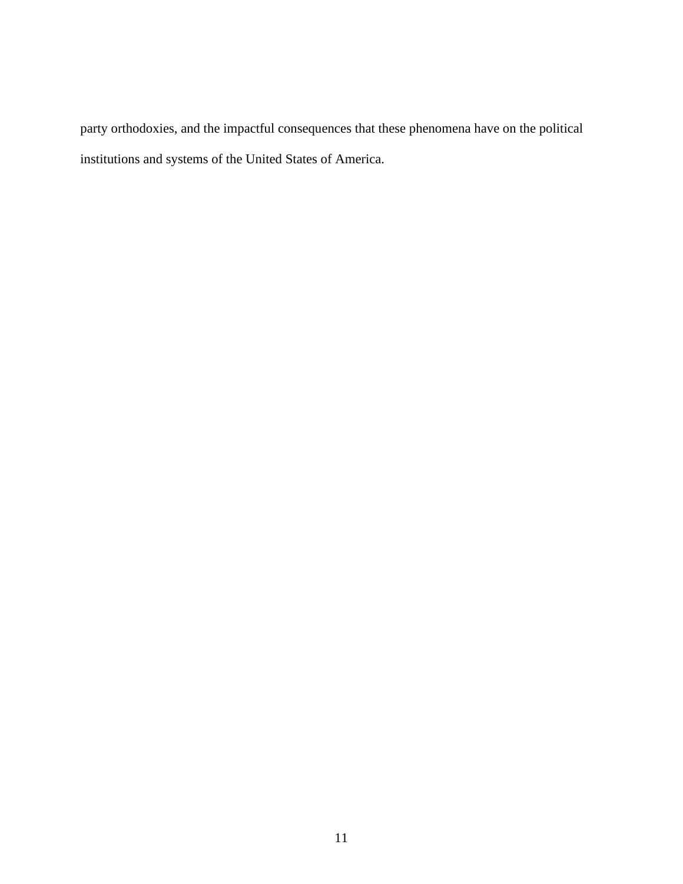party orthodoxies, and the impactful consequences that these phenomena have on the political institutions and systems of the United States of America.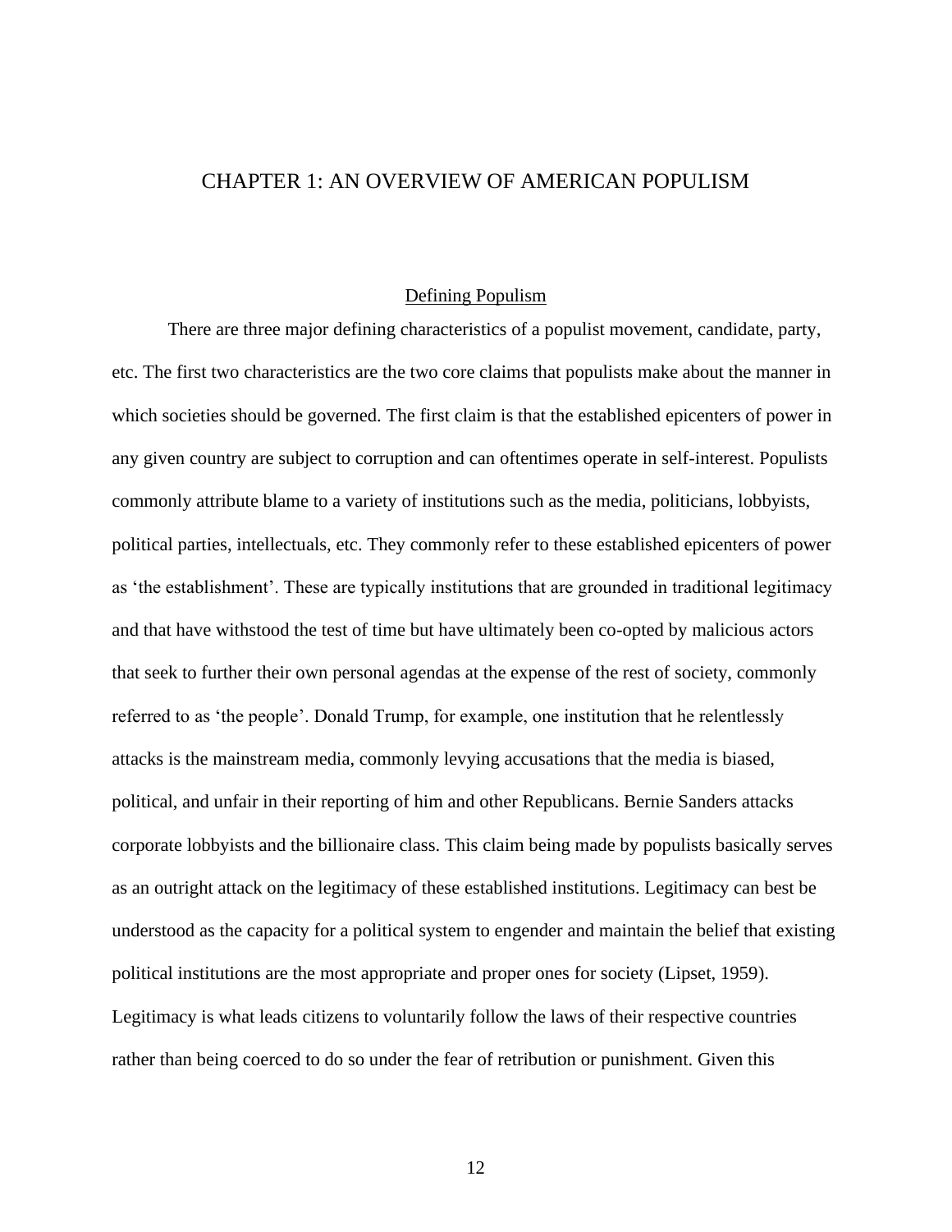# CHAPTER 1: AN OVERVIEW OF AMERICAN POPULISM

## Defining Populism

There are three major defining characteristics of a populist movement, candidate, party, etc. The first two characteristics are the two core claims that populists make about the manner in which societies should be governed. The first claim is that the established epicenters of power in any given country are subject to corruption and can oftentimes operate in self-interest. Populists commonly attribute blame to a variety of institutions such as the media, politicians, lobbyists, political parties, intellectuals, etc. They commonly refer to these established epicenters of power as 'the establishment'. These are typically institutions that are grounded in traditional legitimacy and that have withstood the test of time but have ultimately been co-opted by malicious actors that seek to further their own personal agendas at the expense of the rest of society, commonly referred to as 'the people'. Donald Trump, for example, one institution that he relentlessly attacks is the mainstream media, commonly levying accusations that the media is biased, political, and unfair in their reporting of him and other Republicans. Bernie Sanders attacks corporate lobbyists and the billionaire class. This claim being made by populists basically serves as an outright attack on the legitimacy of these established institutions. Legitimacy can best be understood as the capacity for a political system to engender and maintain the belief that existing political institutions are the most appropriate and proper ones for society (Lipset, 1959). Legitimacy is what leads citizens to voluntarily follow the laws of their respective countries rather than being coerced to do so under the fear of retribution or punishment. Given this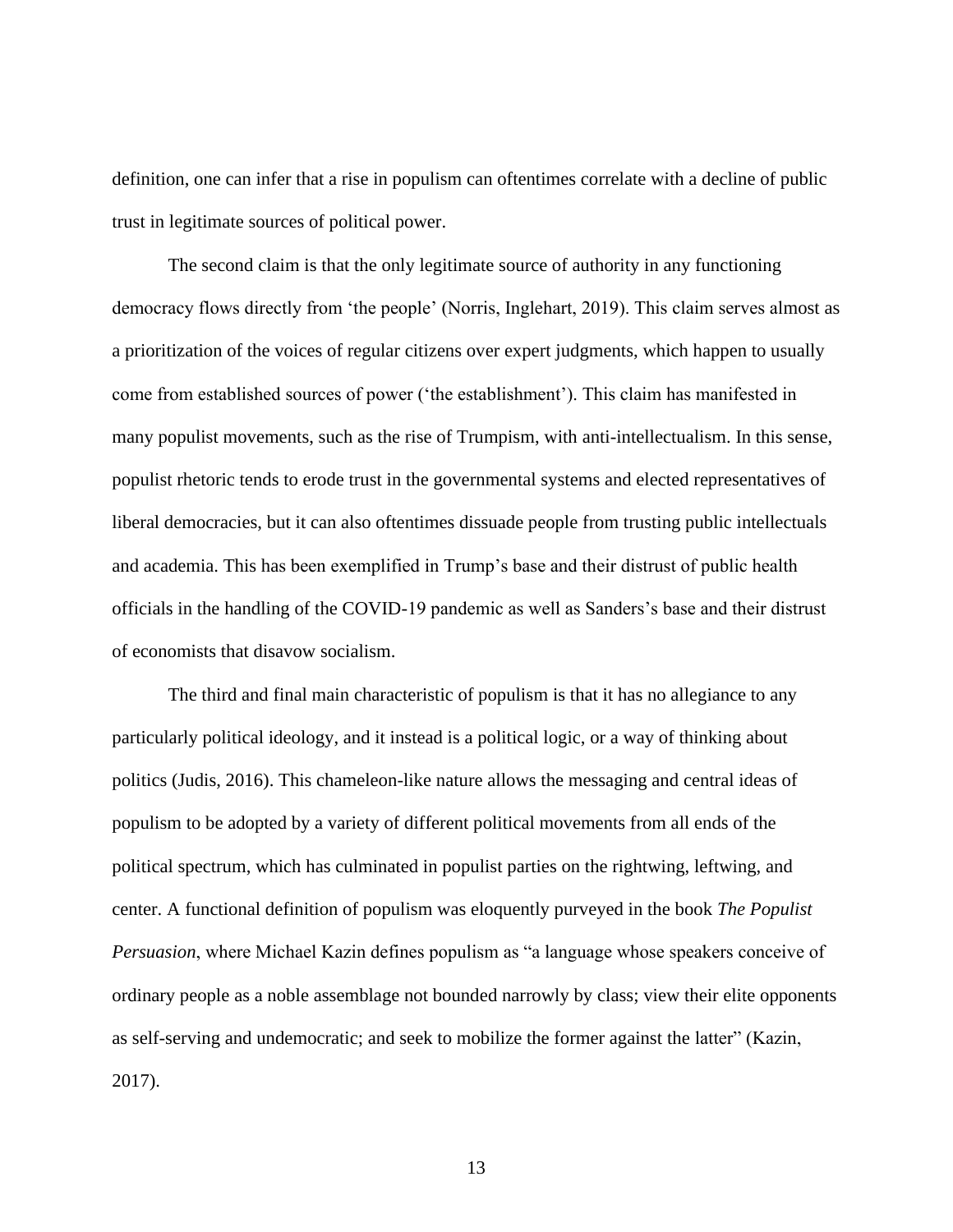definition, one can infer that a rise in populism can oftentimes correlate with a decline of public trust in legitimate sources of political power.

The second claim is that the only legitimate source of authority in any functioning democracy flows directly from 'the people' (Norris, Inglehart, 2019). This claim serves almost as a prioritization of the voices of regular citizens over expert judgments, which happen to usually come from established sources of power ('the establishment'). This claim has manifested in many populist movements, such as the rise of Trumpism, with anti-intellectualism. In this sense, populist rhetoric tends to erode trust in the governmental systems and elected representatives of liberal democracies, but it can also oftentimes dissuade people from trusting public intellectuals and academia. This has been exemplified in Trump's base and their distrust of public health officials in the handling of the COVID-19 pandemic as well as Sanders's base and their distrust of economists that disavow socialism.

The third and final main characteristic of populism is that it has no allegiance to any particularly political ideology, and it instead is a political logic, or a way of thinking about politics (Judis, 2016). This chameleon-like nature allows the messaging and central ideas of populism to be adopted by a variety of different political movements from all ends of the political spectrum, which has culminated in populist parties on the rightwing, leftwing, and center. A functional definition of populism was eloquently purveyed in the book *The Populist Persuasion*, where Michael Kazin defines populism as "a language whose speakers conceive of ordinary people as a noble assemblage not bounded narrowly by class; view their elite opponents as self-serving and undemocratic; and seek to mobilize the former against the latter" (Kazin, 2017).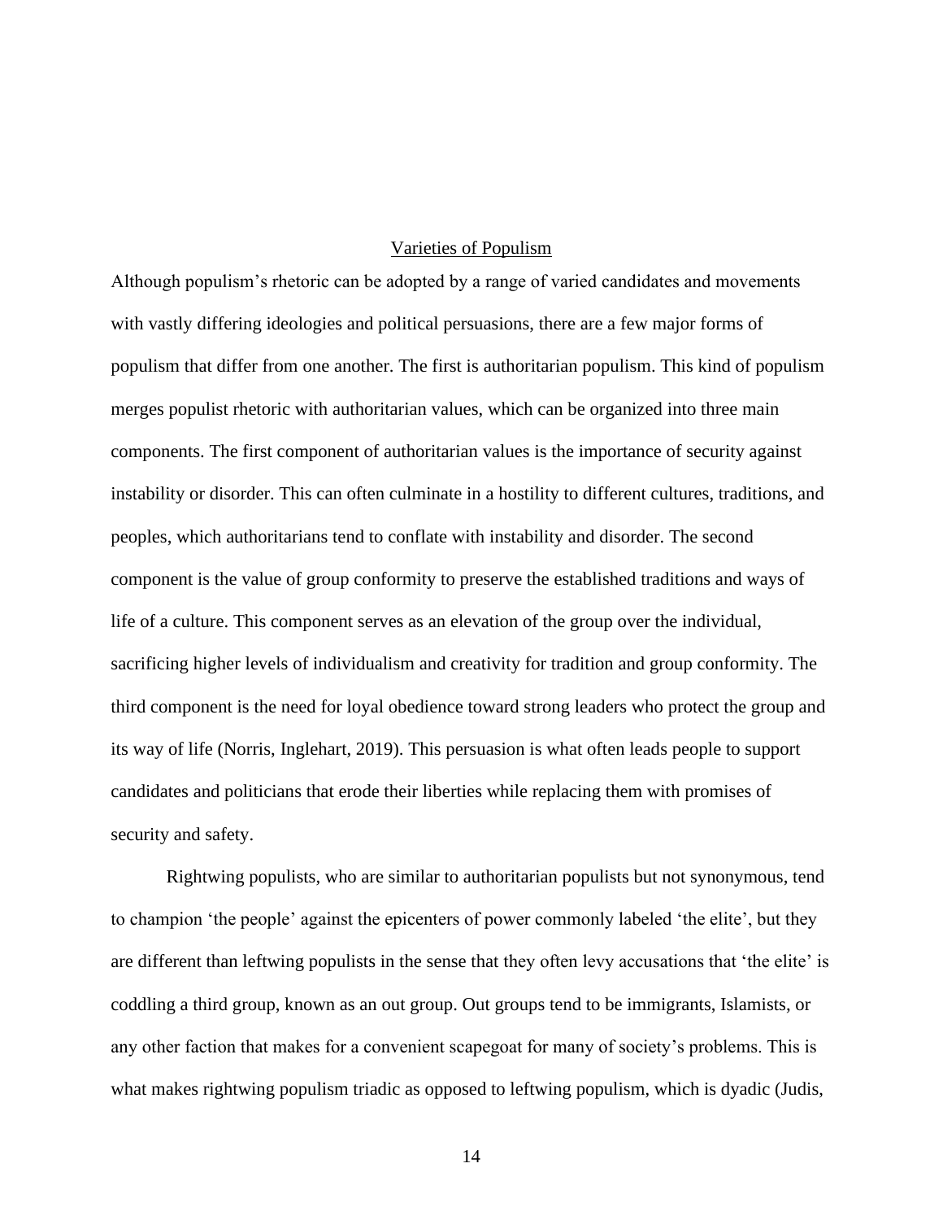## Varieties of Populism

Although populism's rhetoric can be adopted by a range of varied candidates and movements with vastly differing ideologies and political persuasions, there are a few major forms of populism that differ from one another. The first is authoritarian populism. This kind of populism merges populist rhetoric with authoritarian values, which can be organized into three main components. The first component of authoritarian values is the importance of security against instability or disorder. This can often culminate in a hostility to different cultures, traditions, and peoples, which authoritarians tend to conflate with instability and disorder. The second component is the value of group conformity to preserve the established traditions and ways of life of a culture. This component serves as an elevation of the group over the individual, sacrificing higher levels of individualism and creativity for tradition and group conformity. The third component is the need for loyal obedience toward strong leaders who protect the group and its way of life (Norris, Inglehart, 2019). This persuasion is what often leads people to support candidates and politicians that erode their liberties while replacing them with promises of security and safety.

Rightwing populists, who are similar to authoritarian populists but not synonymous, tend to champion 'the people' against the epicenters of power commonly labeled 'the elite', but they are different than leftwing populists in the sense that they often levy accusations that 'the elite' is coddling a third group, known as an out group. Out groups tend to be immigrants, Islamists, or any other faction that makes for a convenient scapegoat for many of society's problems. This is what makes rightwing populism triadic as opposed to leftwing populism, which is dyadic (Judis,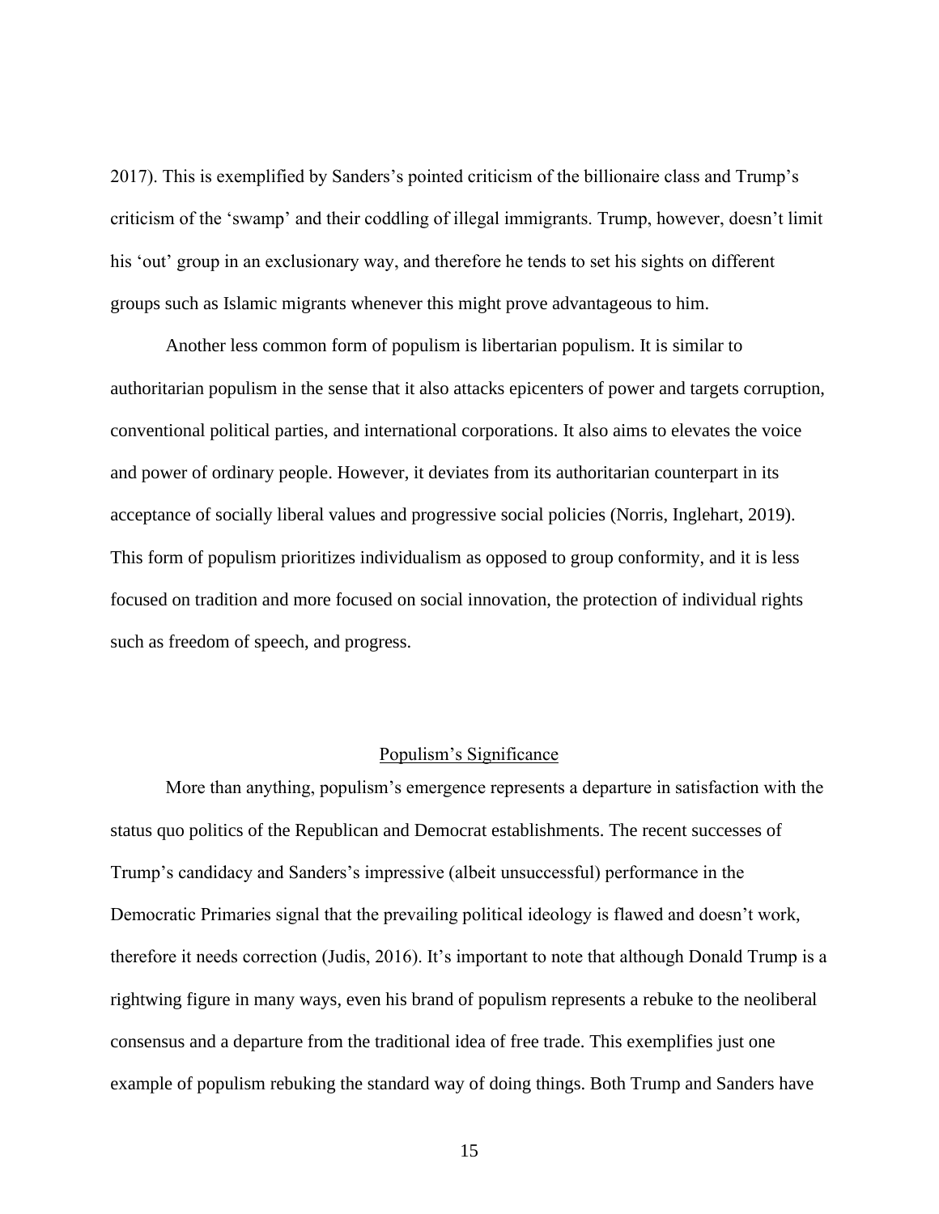2017). This is exemplified by Sanders's pointed criticism of the billionaire class and Trump's criticism of the 'swamp' and their coddling of illegal immigrants. Trump, however, doesn't limit his 'out' group in an exclusionary way, and therefore he tends to set his sights on different groups such as Islamic migrants whenever this might prove advantageous to him.

Another less common form of populism is libertarian populism. It is similar to authoritarian populism in the sense that it also attacks epicenters of power and targets corruption, conventional political parties, and international corporations. It also aims to elevates the voice and power of ordinary people. However, it deviates from its authoritarian counterpart in its acceptance of socially liberal values and progressive social policies (Norris, Inglehart, 2019). This form of populism prioritizes individualism as opposed to group conformity, and it is less focused on tradition and more focused on social innovation, the protection of individual rights such as freedom of speech, and progress.

## Populism's Significance

More than anything, populism's emergence represents a departure in satisfaction with the status quo politics of the Republican and Democrat establishments. The recent successes of Trump's candidacy and Sanders's impressive (albeit unsuccessful) performance in the Democratic Primaries signal that the prevailing political ideology is flawed and doesn't work, therefore it needs correction (Judis, 2016). It's important to note that although Donald Trump is a rightwing figure in many ways, even his brand of populism represents a rebuke to the neoliberal consensus and a departure from the traditional idea of free trade. This exemplifies just one example of populism rebuking the standard way of doing things. Both Trump and Sanders have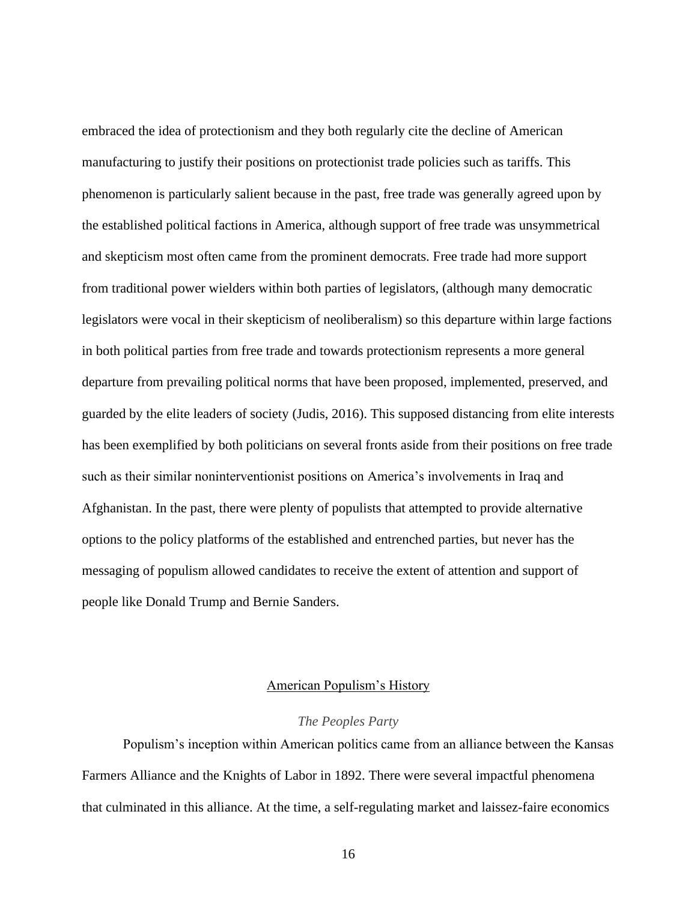embraced the idea of protectionism and they both regularly cite the decline of American manufacturing to justify their positions on protectionist trade policies such as tariffs. This phenomenon is particularly salient because in the past, free trade was generally agreed upon by the established political factions in America, although support of free trade was unsymmetrical and skepticism most often came from the prominent democrats. Free trade had more support from traditional power wielders within both parties of legislators, (although many democratic legislators were vocal in their skepticism of neoliberalism) so this departure within large factions in both political parties from free trade and towards protectionism represents a more general departure from prevailing political norms that have been proposed, implemented, preserved, and guarded by the elite leaders of society (Judis, 2016). This supposed distancing from elite interests has been exemplified by both politicians on several fronts aside from their positions on free trade such as their similar noninterventionist positions on America's involvements in Iraq and Afghanistan. In the past, there were plenty of populists that attempted to provide alternative options to the policy platforms of the established and entrenched parties, but never has the messaging of populism allowed candidates to receive the extent of attention and support of people like Donald Trump and Bernie Sanders.

## American Populism's History

### *The Peoples Party*

Populism's inception within American politics came from an alliance between the Kansas Farmers Alliance and the Knights of Labor in 1892. There were several impactful phenomena that culminated in this alliance. At the time, a self-regulating market and laissez-faire economics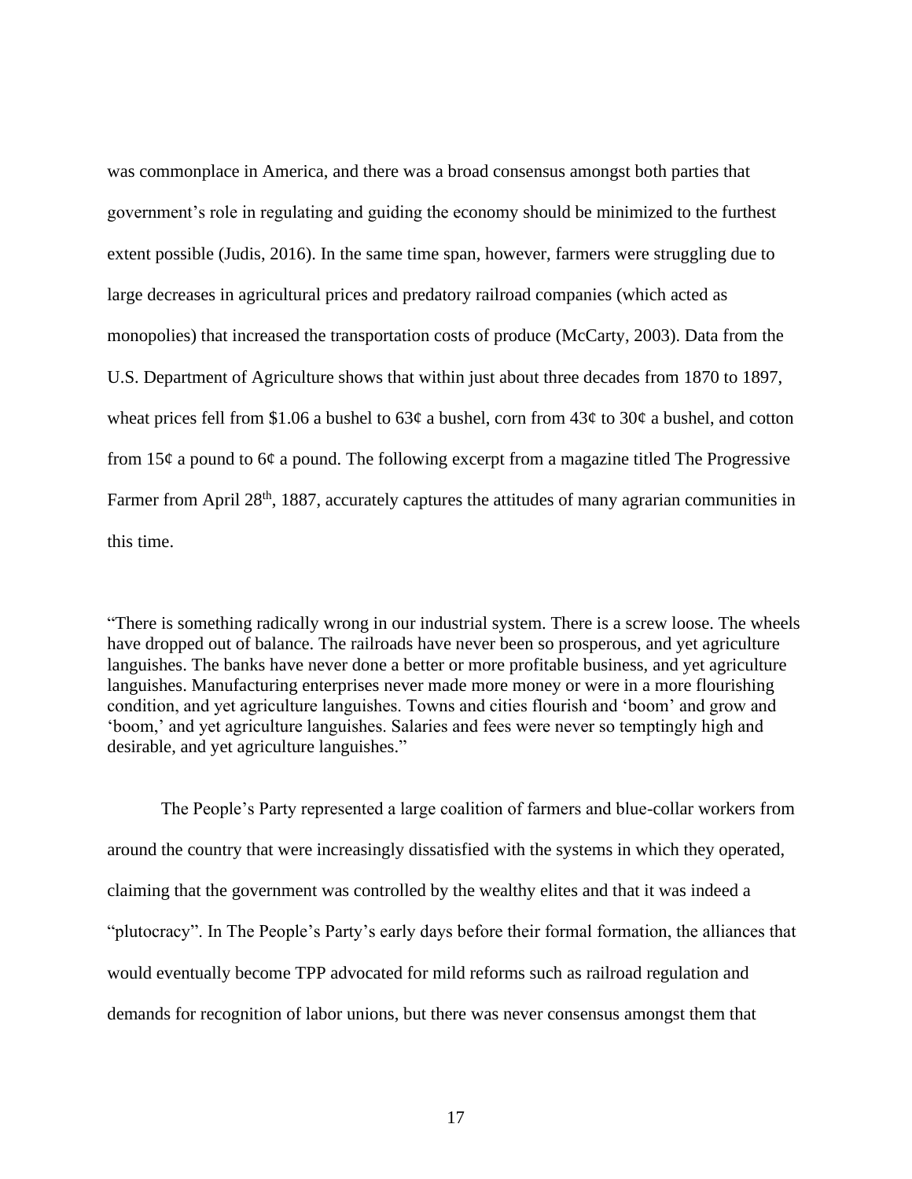was commonplace in America, and there was a broad consensus amongst both parties that government's role in regulating and guiding the economy should be minimized to the furthest extent possible (Judis, 2016). In the same time span, however, farmers were struggling due to large decreases in agricultural prices and predatory railroad companies (which acted as monopolies) that increased the transportation costs of produce (McCarty, 2003). Data from the U.S. Department of Agriculture shows that within just about three decades from 1870 to 1897, wheat prices fell from $1.06 a bushel to 63¢ a bushel, corn from 43¢ to 30¢ a bushel, and cotton from 15¢ a pound to 6¢ a pound. The following excerpt from a magazine titled The Progressive Farmer from April 28th, 1887, accurately captures the attitudes of many agrarian communities in this time.

> "There is something radically wrong in our industrial system. There is a screw loose. The wheels have dropped out of balance. The railroads have never been so prosperous, and yet agriculture languishes. The banks have never done a better or more profitable business, and yet agriculture languishes. Manufacturing enterprises never made more money or were in a more flourishing condition, and yet agriculture languishes. Towns and cities flourish and 'boom' and grow and 'boom,' and yet agriculture languishes. Salaries and fees were never so temptingly high and desirable, and yet agriculture languishes."

The People's Party represented a large coalition of farmers and blue-collar workers from around the country that were increasingly dissatisfied with the systems in which they operated, claiming that the government was controlled by the wealthy elites and that it was indeed a "plutocracy". In The People's Party's early days before their formal formation, the alliances that would eventually become TPP advocated for mild reforms such as railroad regulation and demands for recognition of labor unions, but there was never consensus amongst them that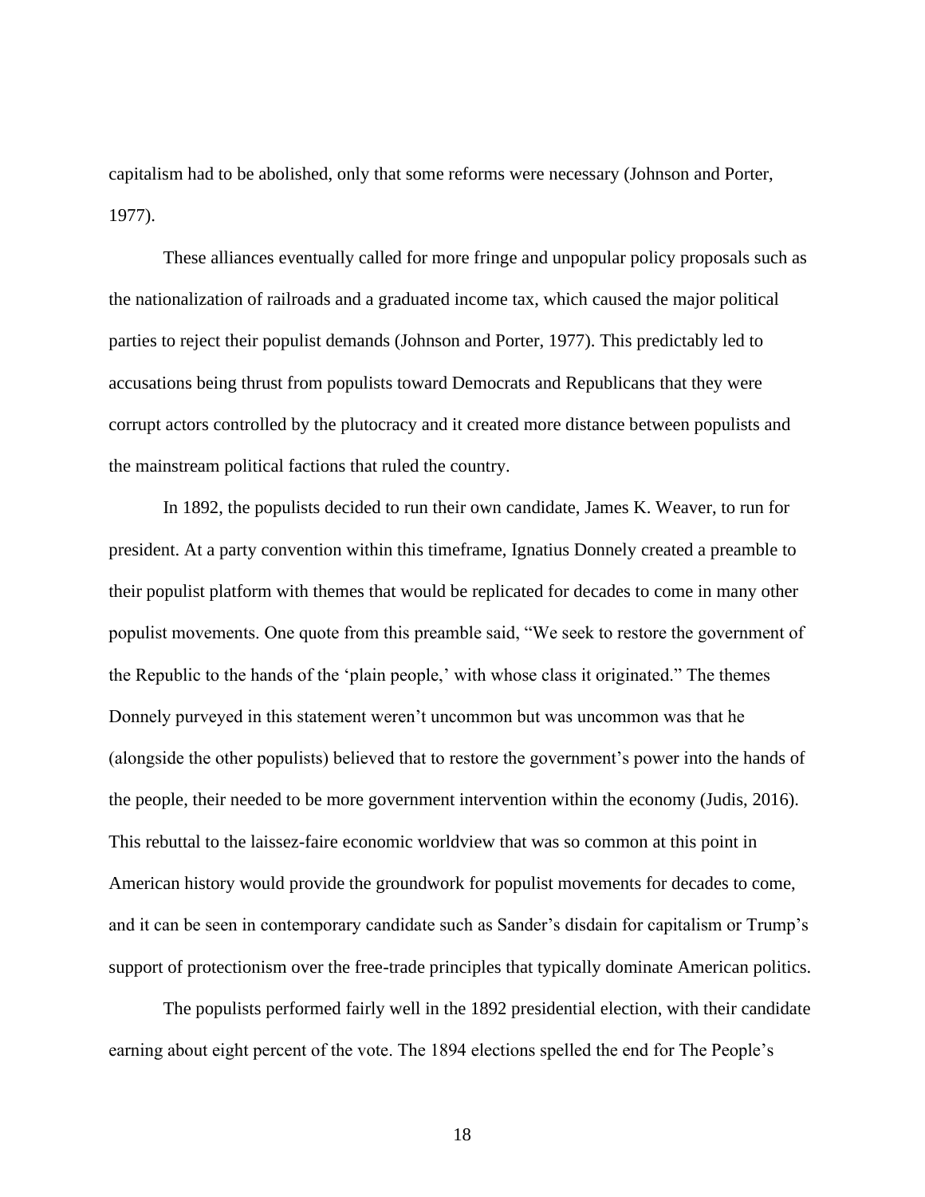capitalism had to be abolished, only that some reforms were necessary (Johnson and Porter, 1977).

These alliances eventually called for more fringe and unpopular policy proposals such as the nationalization of railroads and a graduated income tax, which caused the major political parties to reject their populist demands (Johnson and Porter, 1977). This predictably led to accusations being thrust from populists toward Democrats and Republicans that they were corrupt actors controlled by the plutocracy and it created more distance between populists and the mainstream political factions that ruled the country.

In 1892, the populists decided to run their own candidate, James K. Weaver, to run for president. At a party convention within this timeframe, Ignatius Donnely created a preamble to their populist platform with themes that would be replicated for decades to come in many other populist movements. One quote from this preamble said, "We seek to restore the government of the Republic to the hands of the 'plain people,' with whose class it originated." The themes Donnely purveyed in this statement weren't uncommon but was uncommon was that he (alongside the other populists) believed that to restore the government's power into the hands of the people, their needed to be more government intervention within the economy (Judis, 2016). This rebuttal to the laissez-faire economic worldview that was so common at this point in American history would provide the groundwork for populist movements for decades to come, and it can be seen in contemporary candidate such as Sander's disdain for capitalism or Trump's support of protectionism over the free-trade principles that typically dominate American politics.

The populists performed fairly well in the 1892 presidential election, with their candidate earning about eight percent of the vote. The 1894 elections spelled the end for The People's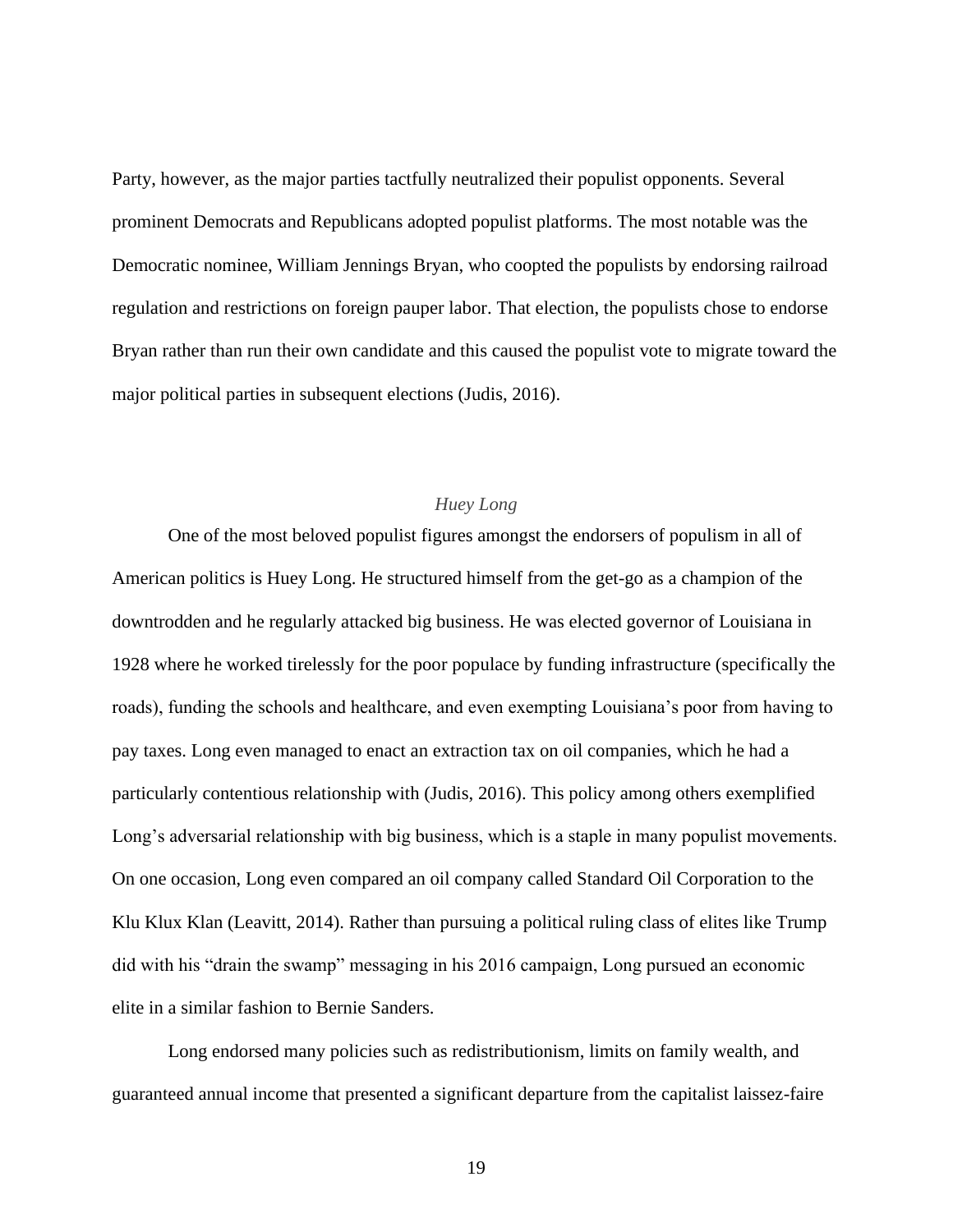Party, however, as the major parties tactfully neutralized their populist opponents. Several prominent Democrats and Republicans adopted populist platforms. The most notable was the Democratic nominee, William Jennings Bryan, who coopted the populists by endorsing railroad regulation and restrictions on foreign pauper labor. That election, the populists chose to endorse Bryan rather than run their own candidate and this caused the populist vote to migrate toward the major political parties in subsequent elections (Judis, 2016).

### *Huey Long*

One of the most beloved populist figures amongst the endorsers of populism in all of American politics is Huey Long. He structured himself from the get-go as a champion of the downtrodden and he regularly attacked big business. He was elected governor of Louisiana in 1928 where he worked tirelessly for the poor populace by funding infrastructure (specifically the roads), funding the schools and healthcare, and even exempting Louisiana's poor from having to pay taxes. Long even managed to enact an extraction tax on oil companies, which he had a particularly contentious relationship with (Judis, 2016). This policy among others exemplified Long's adversarial relationship with big business, which is a staple in many populist movements. On one occasion, Long even compared an oil company called Standard Oil Corporation to the Klu Klux Klan (Leavitt, 2014). Rather than pursuing a political ruling class of elites like Trump did with his "drain the swamp" messaging in his 2016 campaign, Long pursued an economic elite in a similar fashion to Bernie Sanders.

Long endorsed many policies such as redistributionism, limits on family wealth, and guaranteed annual income that presented a significant departure from the capitalist laissez-faire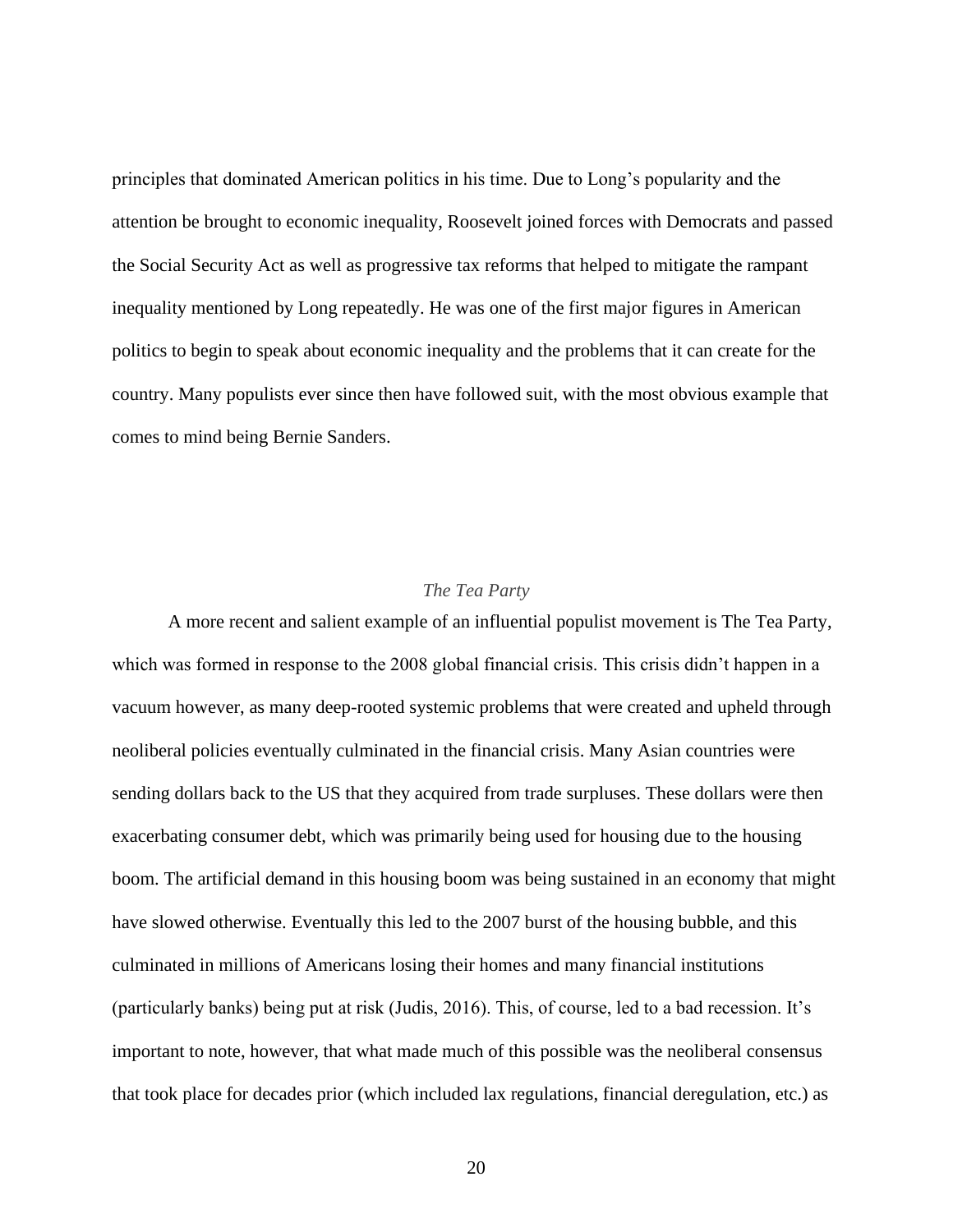principles that dominated American politics in his time. Due to Long's popularity and the attention be brought to economic inequality, Roosevelt joined forces with Democrats and passed the Social Security Act as well as progressive tax reforms that helped to mitigate the rampant inequality mentioned by Long repeatedly. He was one of the first major figures in American politics to begin to speak about economic inequality and the problems that it can create for the country. Many populists ever since then have followed suit, with the most obvious example that comes to mind being Bernie Sanders.

### *The Tea Party*

A more recent and salient example of an influential populist movement is The Tea Party, which was formed in response to the 2008 global financial crisis. This crisis didn't happen in a vacuum however, as many deep-rooted systemic problems that were created and upheld through neoliberal policies eventually culminated in the financial crisis. Many Asian countries were sending dollars back to the US that they acquired from trade surpluses. These dollars were then exacerbating consumer debt, which was primarily being used for housing due to the housing boom. The artificial demand in this housing boom was being sustained in an economy that might have slowed otherwise. Eventually this led to the 2007 burst of the housing bubble, and this culminated in millions of Americans losing their homes and many financial institutions (particularly banks) being put at risk (Judis, 2016). This, of course, led to a bad recession. It's important to note, however, that what made much of this possible was the neoliberal consensus that took place for decades prior (which included lax regulations, financial deregulation, etc.) as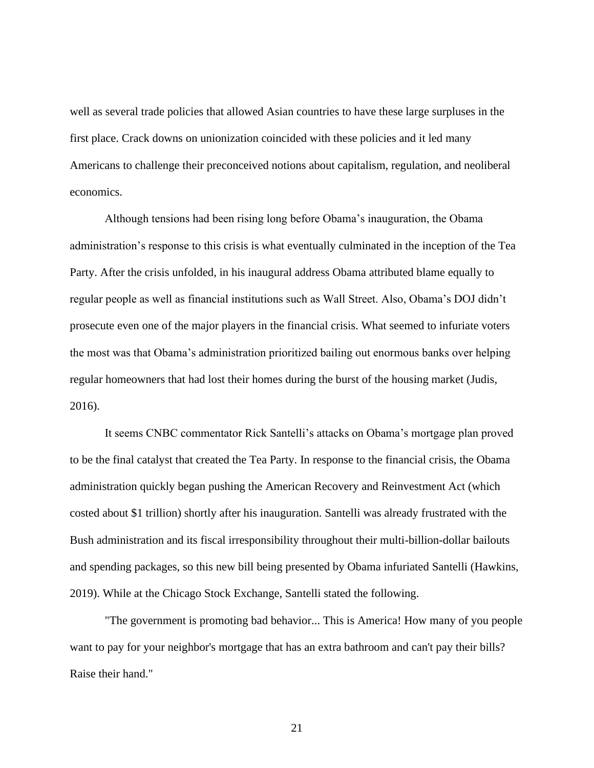well as several trade policies that allowed Asian countries to have these large surpluses in the first place. Crack downs on unionization coincided with these policies and it led many Americans to challenge their preconceived notions about capitalism, regulation, and neoliberal economics.

Although tensions had been rising long before Obama's inauguration, the Obama administration's response to this crisis is what eventually culminated in the inception of the Tea Party. After the crisis unfolded, in his inaugural address Obama attributed blame equally to regular people as well as financial institutions such as Wall Street. Also, Obama's DOJ didn't prosecute even one of the major players in the financial crisis. What seemed to infuriate voters the most was that Obama's administration prioritized bailing out enormous banks over helping regular homeowners that had lost their homes during the burst of the housing market (Judis, 2016).

It seems CNBC commentator Rick Santelli's attacks on Obama's mortgage plan proved to be the final catalyst that created the Tea Party. In response to the financial crisis, the Obama administration quickly began pushing the American Recovery and Reinvestment Act (which costed about $1 trillion) shortly after his inauguration. Santelli was already frustrated with the Bush administration and its fiscal irresponsibility throughout their multi-billion-dollar bailouts and spending packages, so this new bill being presented by Obama infuriated Santelli (Hawkins, 2019). While at the Chicago Stock Exchange, Santelli stated the following.

"The government is promoting bad behavior... This is America! How many of you people want to pay for your neighbor's mortgage that has an extra bathroom and can't pay their bills? Raise their hand."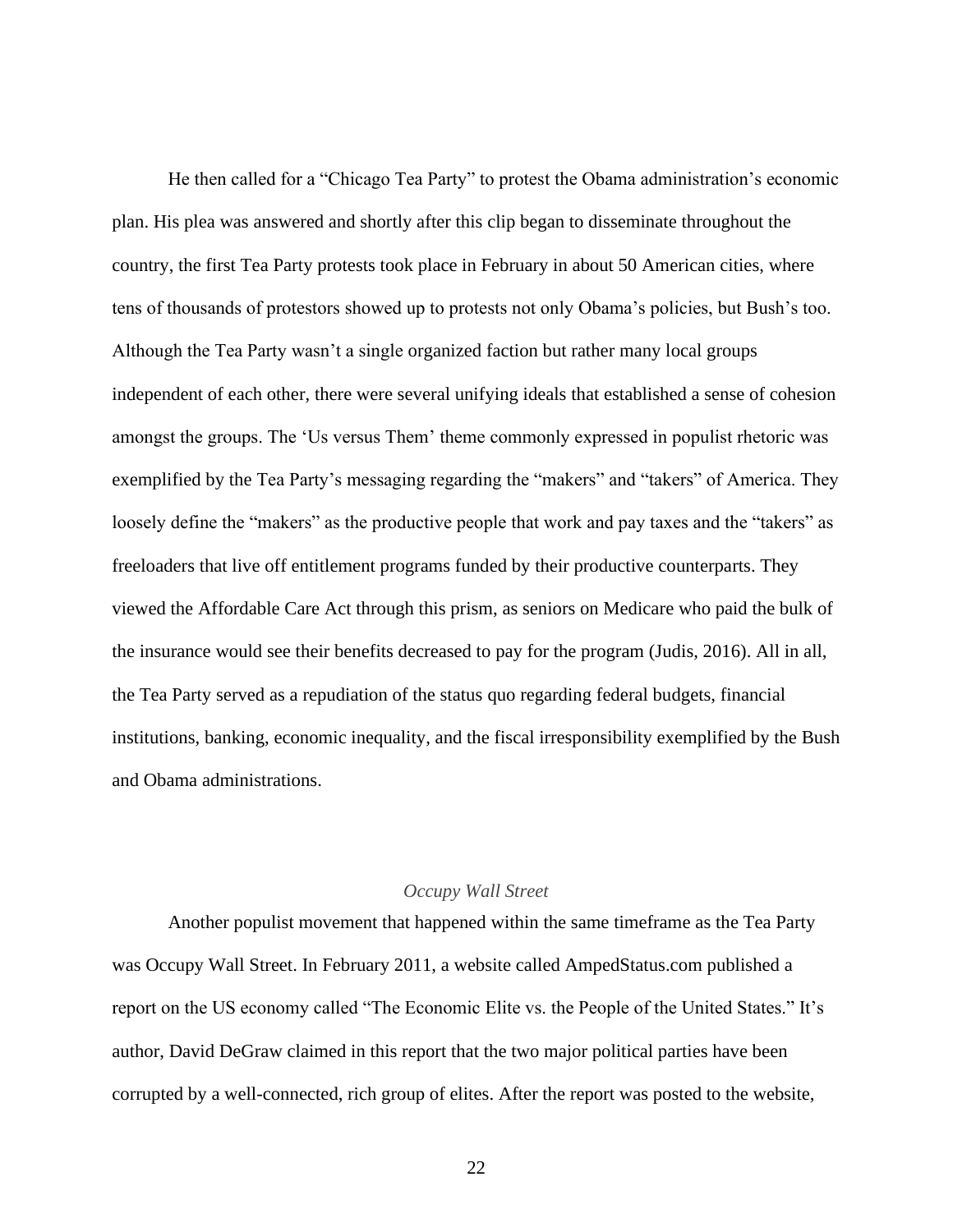He then called for a “Chicago Tea Party” to protest the Obama administration’s economic plan. His plea was answered and shortly after this clip began to disseminate throughout the country, the first Tea Party protests took place in February in about 50 American cities, where tens of thousands of protestors showed up to protests not only Obama’s policies, but Bush’s too. Although the Tea Party wasn’t a single organized faction but rather many local groups independent of each other, there were several unifying ideals that established a sense of cohesion amongst the groups. The ‘Us versus Them’ theme commonly expressed in populist rhetoric was exemplified by the Tea Party’s messaging regarding the “makers” and “takers” of America. They loosely define the “makers” as the productive people that work and pay taxes and the “takers” as freeloaders that live off entitlement programs funded by their productive counterparts. They viewed the Affordable Care Act through this prism, as seniors on Medicare who paid the bulk of the insurance would see their benefits decreased to pay for the program (Judis, 2016). All in all, the Tea Party served as a repudiation of the status quo regarding federal budgets, financial institutions, banking, economic inequality, and the fiscal irresponsibility exemplified by the Bush and Obama administrations.

### *Occupy Wall Street*

Another populist movement that happened within the same timeframe as the Tea Party was Occupy Wall Street. In February 2011, a website called AmpedStatus.com published a report on the US economy called “The Economic Elite vs. the People of the United States.” It’s author, David DeGraw claimed in this report that the two major political parties have been corrupted by a well-connected, rich group of elites. After the report was posted to the website,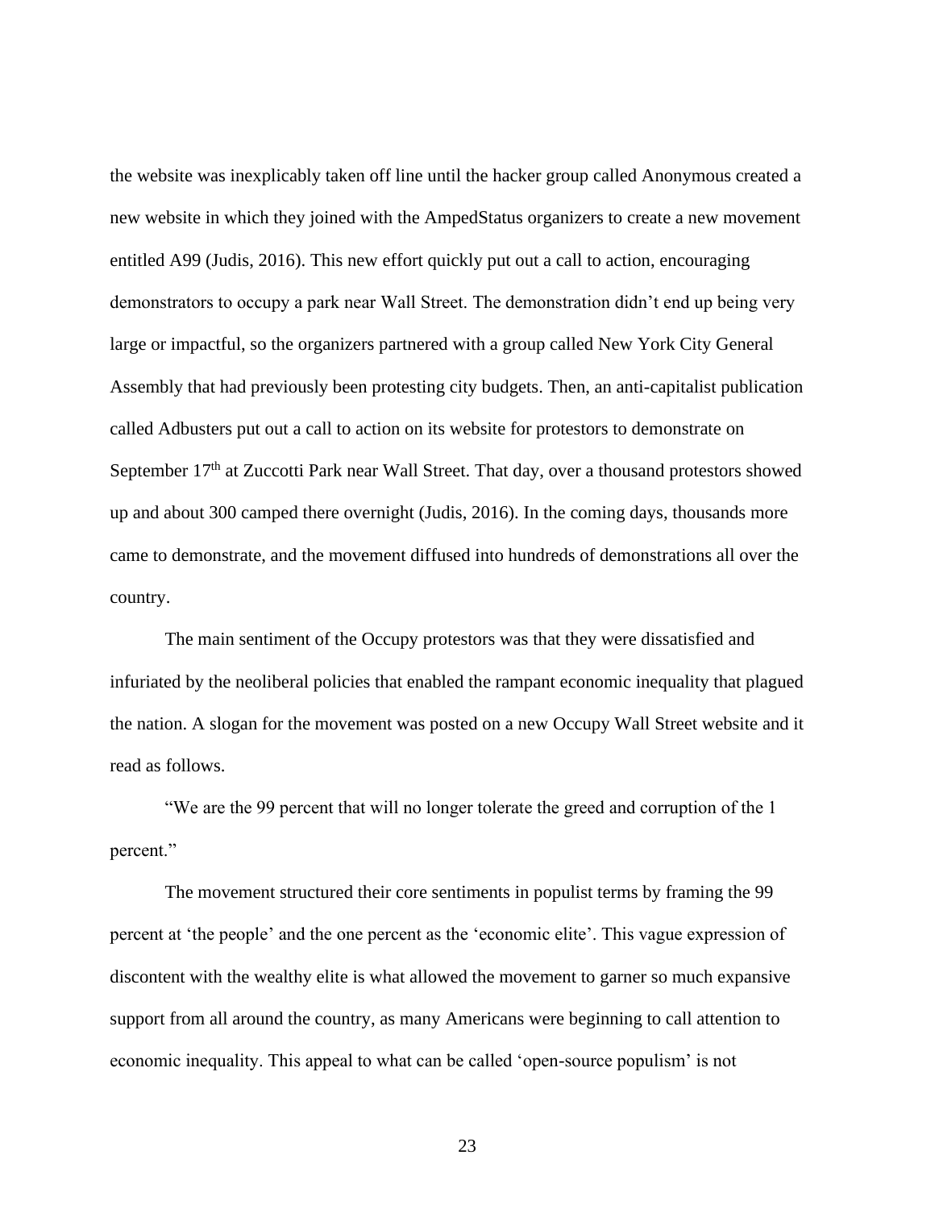the website was inexplicably taken off line until the hacker group called Anonymous created a new website in which they joined with the AmpedStatus organizers to create a new movement entitled A99 (Judis, 2016). This new effort quickly put out a call to action, encouraging demonstrators to occupy a park near Wall Street. The demonstration didn't end up being very large or impactful, so the organizers partnered with a group called New York City General Assembly that had previously been protesting city budgets. Then, an anti-capitalist publication called Adbusters put out a call to action on its website for protestors to demonstrate on September 17th at Zuccotti Park near Wall Street. That day, over a thousand protestors showed up and about 300 camped there overnight (Judis, 2016). In the coming days, thousands more came to demonstrate, and the movement diffused into hundreds of demonstrations all over the country.

The main sentiment of the Occupy protestors was that they were dissatisfied and infuriated by the neoliberal policies that enabled the rampant economic inequality that plagued the nation. A slogan for the movement was posted on a new Occupy Wall Street website and it read as follows.

"We are the 99 percent that will no longer tolerate the greed and corruption of the 1 percent."

The movement structured their core sentiments in populist terms by framing the 99 percent at 'the people' and the one percent as the 'economic elite'. This vague expression of discontent with the wealthy elite is what allowed the movement to garner so much expansive support from all around the country, as many Americans were beginning to call attention to economic inequality. This appeal to what can be called 'open-source populism' is not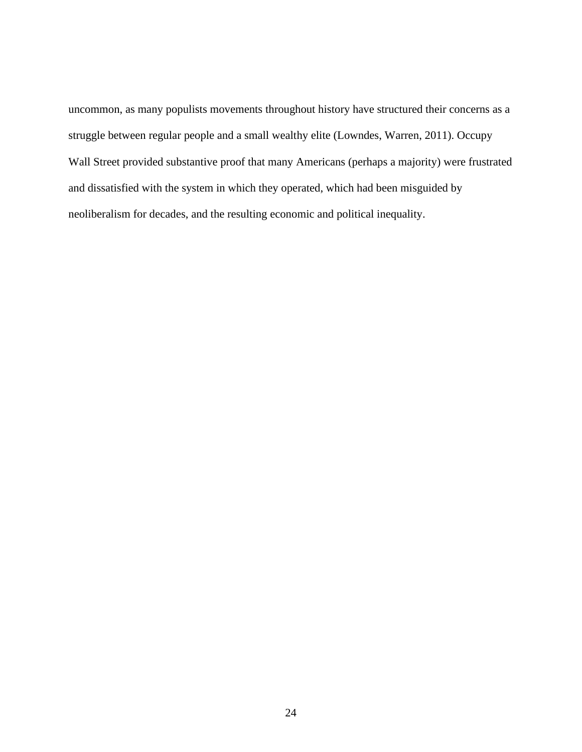uncommon, as many populists movements throughout history have structured their concerns as a struggle between regular people and a small wealthy elite (Lowndes, Warren, 2011). Occupy Wall Street provided substantive proof that many Americans (perhaps a majority) were frustrated and dissatisfied with the system in which they operated, which had been misguided by neoliberalism for decades, and the resulting economic and political inequality.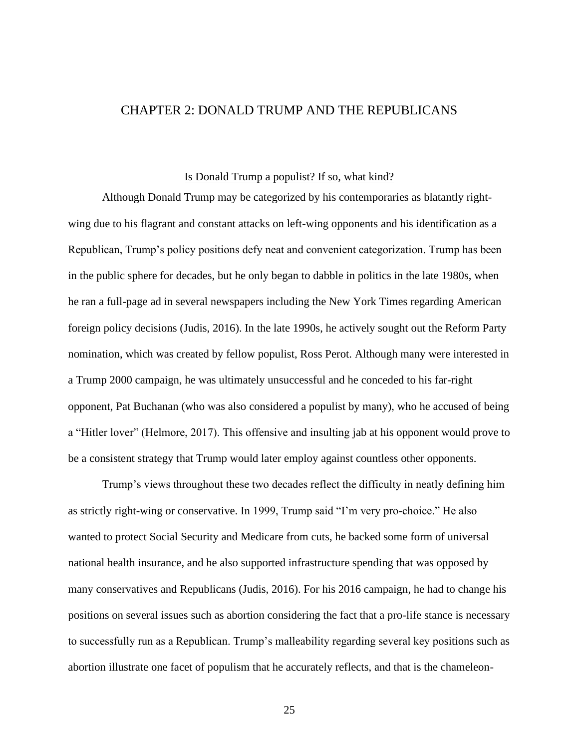# CHAPTER 2: DONALD TRUMP AND THE REPUBLICANS

## Is Donald Trump a populist? If so, what kind?

Although Donald Trump may be categorized by his contemporaries as blatantly right-wing due to his flagrant and constant attacks on left-wing opponents and his identification as a Republican, Trump's policy positions defy neat and convenient categorization. Trump has been in the public sphere for decades, but he only began to dabble in politics in the late 1980s, when he ran a full-page ad in several newspapers including the New York Times regarding American foreign policy decisions (Judis, 2016). In the late 1990s, he actively sought out the Reform Party nomination, which was created by fellow populist, Ross Perot. Although many were interested in a Trump 2000 campaign, he was ultimately unsuccessful and he conceded to his far-right opponent, Pat Buchanan (who was also considered a populist by many), who he accused of being a "Hitler lover" (Helmore, 2017). This offensive and insulting jab at his opponent would prove to be a consistent strategy that Trump would later employ against countless other opponents.

Trump's views throughout these two decades reflect the difficulty in neatly defining him as strictly right-wing or conservative. In 1999, Trump said "I'm very pro-choice." He also wanted to protect Social Security and Medicare from cuts, he backed some form of universal national health insurance, and he also supported infrastructure spending that was opposed by many conservatives and Republicans (Judis, 2016). For his 2016 campaign, he had to change his positions on several issues such as abortion considering the fact that a pro-life stance is necessary to successfully run as a Republican. Trump's malleability regarding several key positions such as abortion illustrate one facet of populism that he accurately reflects, and that is the chameleon-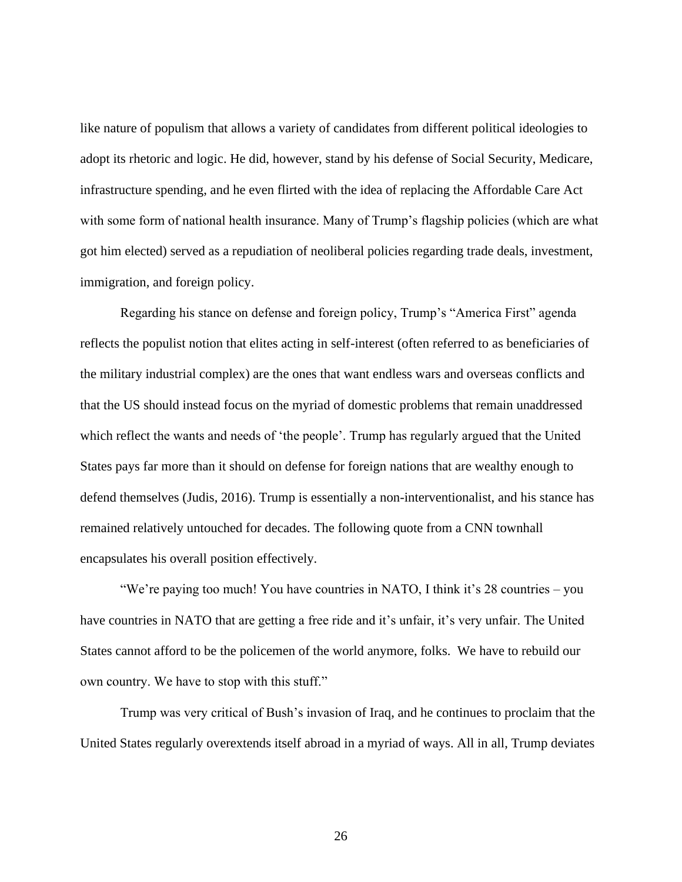like nature of populism that allows a variety of candidates from different political ideologies to adopt its rhetoric and logic. He did, however, stand by his defense of Social Security, Medicare, infrastructure spending, and he even flirted with the idea of replacing the Affordable Care Act with some form of national health insurance. Many of Trump's flagship policies (which are what got him elected) served as a repudiation of neoliberal policies regarding trade deals, investment, immigration, and foreign policy.

Regarding his stance on defense and foreign policy, Trump's "America First" agenda reflects the populist notion that elites acting in self-interest (often referred to as beneficiaries of the military industrial complex) are the ones that want endless wars and overseas conflicts and that the US should instead focus on the myriad of domestic problems that remain unaddressed which reflect the wants and needs of 'the people'. Trump has regularly argued that the United States pays far more than it should on defense for foreign nations that are wealthy enough to defend themselves (Judis, 2016). Trump is essentially a non-interventionalist, and his stance has remained relatively untouched for decades. The following quote from a CNN townhall encapsulates his overall position effectively.

"We're paying too much! You have countries in NATO, I think it's 28 countries – you have countries in NATO that are getting a free ride and it's unfair, it's very unfair. The United States cannot afford to be the policemen of the world anymore, folks. We have to rebuild our own country. We have to stop with this stuff."

Trump was very critical of Bush's invasion of Iraq, and he continues to proclaim that the United States regularly overextends itself abroad in a myriad of ways. All in all, Trump deviates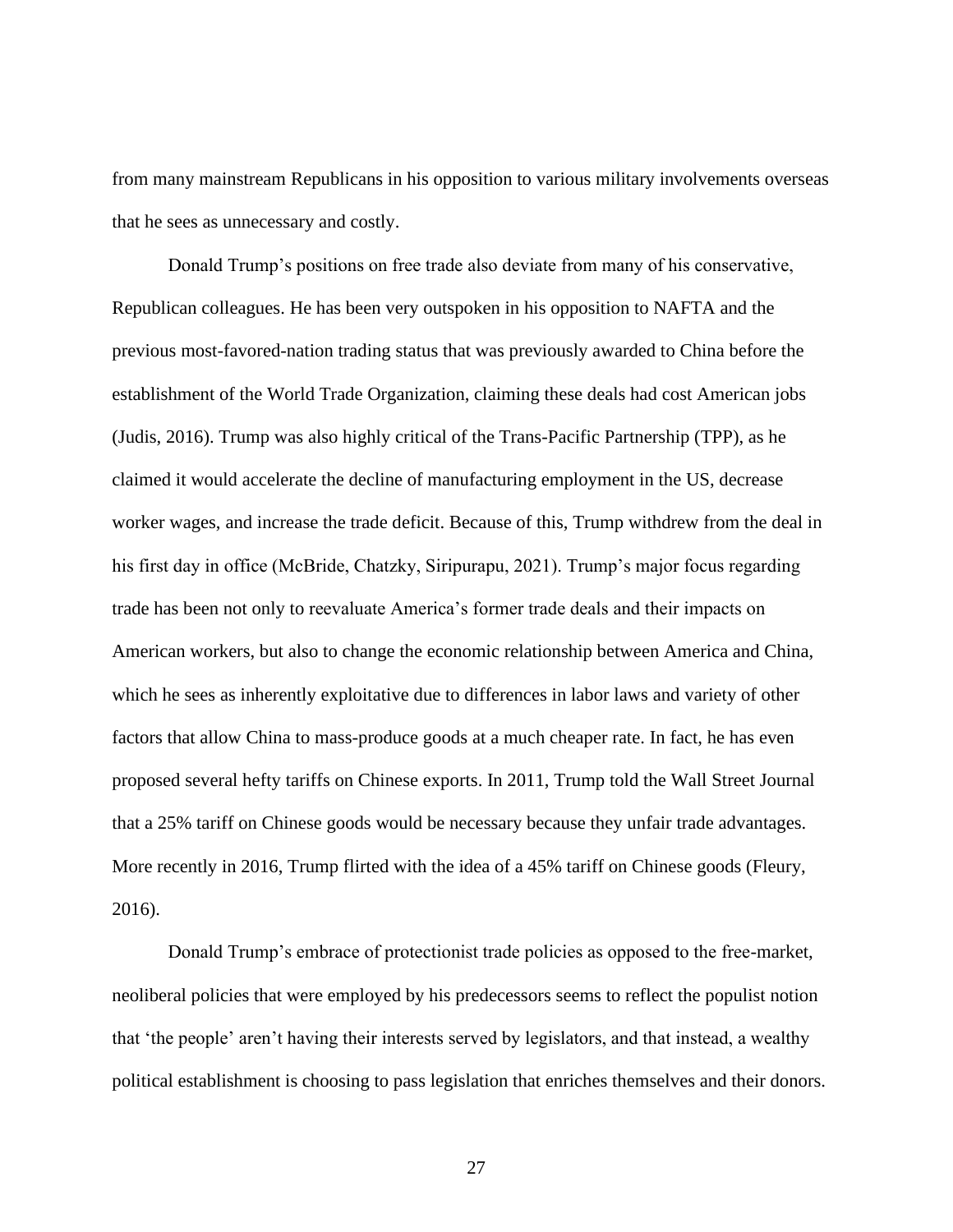from many mainstream Republicans in his opposition to various military involvements overseas that he sees as unnecessary and costly.

Donald Trump's positions on free trade also deviate from many of his conservative, Republican colleagues. He has been very outspoken in his opposition to NAFTA and the previous most-favored-nation trading status that was previously awarded to China before the establishment of the World Trade Organization, claiming these deals had cost American jobs (Judis, 2016). Trump was also highly critical of the Trans-Pacific Partnership (TPP), as he claimed it would accelerate the decline of manufacturing employment in the US, decrease worker wages, and increase the trade deficit. Because of this, Trump withdrew from the deal in his first day in office (McBride, Chatzky, Siripurapu, 2021). Trump's major focus regarding trade has been not only to reevaluate America's former trade deals and their impacts on American workers, but also to change the economic relationship between America and China, which he sees as inherently exploitative due to differences in labor laws and variety of other factors that allow China to mass-produce goods at a much cheaper rate. In fact, he has even proposed several hefty tariffs on Chinese exports. In 2011, Trump told the Wall Street Journal that a 25% tariff on Chinese goods would be necessary because they unfair trade advantages. More recently in 2016, Trump flirted with the idea of a 45% tariff on Chinese goods (Fleury, 2016).

Donald Trump's embrace of protectionist trade policies as opposed to the free-market, neoliberal policies that were employed by his predecessors seems to reflect the populist notion that 'the people' aren't having their interests served by legislators, and that instead, a wealthy political establishment is choosing to pass legislation that enriches themselves and their donors.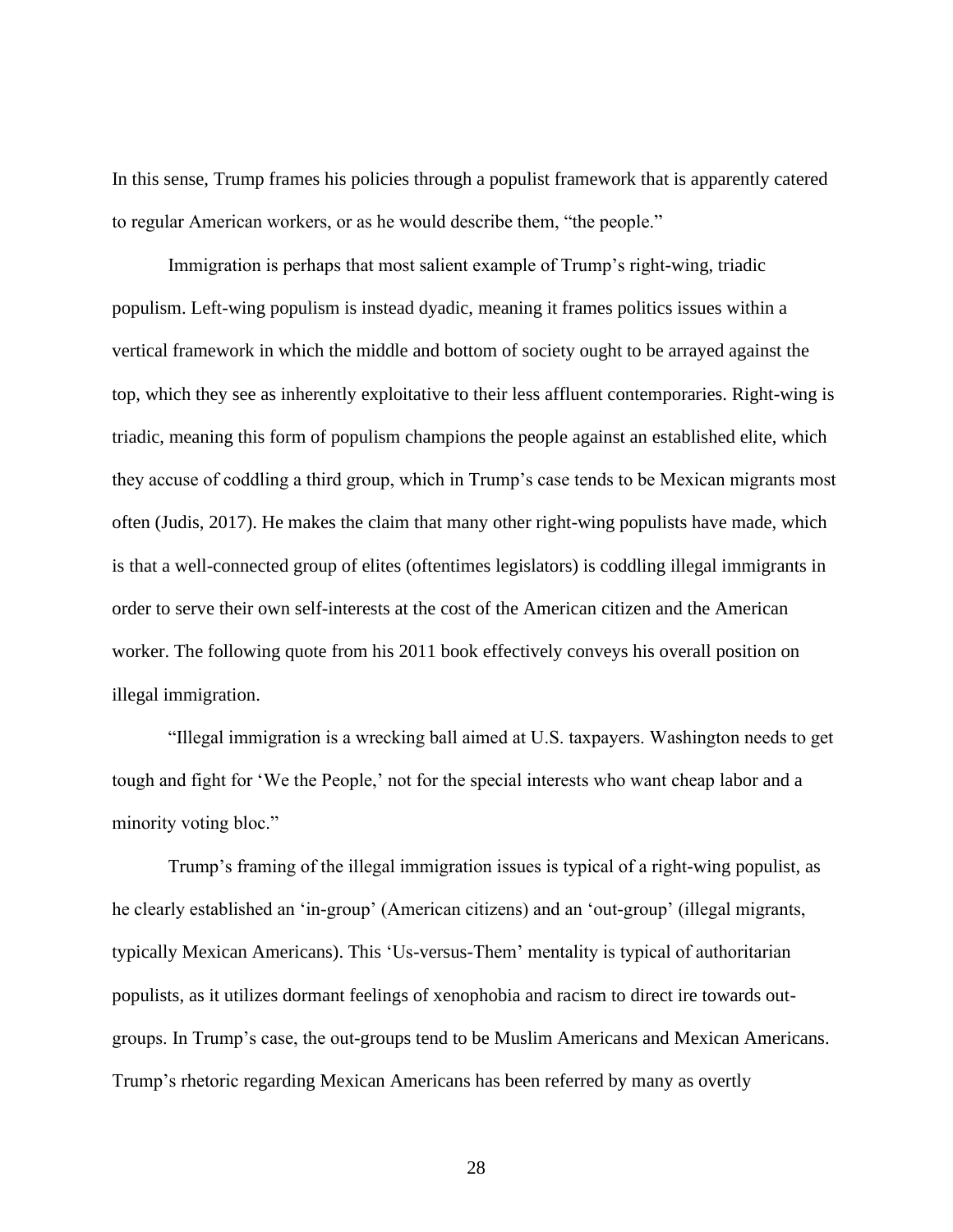In this sense, Trump frames his policies through a populist framework that is apparently catered to regular American workers, or as he would describe them, "the people."

Immigration is perhaps that most salient example of Trump's right-wing, triadic populism. Left-wing populism is instead dyadic, meaning it frames politics issues within a vertical framework in which the middle and bottom of society ought to be arrayed against the top, which they see as inherently exploitative to their less affluent contemporaries. Right-wing is triadic, meaning this form of populism champions the people against an established elite, which they accuse of coddling a third group, which in Trump's case tends to be Mexican migrants most often (Judis, 2017). He makes the claim that many other right-wing populists have made, which is that a well-connected group of elites (oftentimes legislators) is coddling illegal immigrants in order to serve their own self-interests at the cost of the American citizen and the American worker. The following quote from his 2011 book effectively conveys his overall position on illegal immigration.

"Illegal immigration is a wrecking ball aimed at U.S. taxpayers. Washington needs to get tough and fight for 'We the People,' not for the special interests who want cheap labor and a minority voting bloc."

Trump's framing of the illegal immigration issues is typical of a right-wing populist, as he clearly established an 'in-group' (American citizens) and an 'out-group' (illegal migrants, typically Mexican Americans). This 'Us-versus-Them' mentality is typical of authoritarian populists, as it utilizes dormant feelings of xenophobia and racism to direct ire towards out-groups. In Trump's case, the out-groups tend to be Muslim Americans and Mexican Americans. Trump's rhetoric regarding Mexican Americans has been referred by many as overtly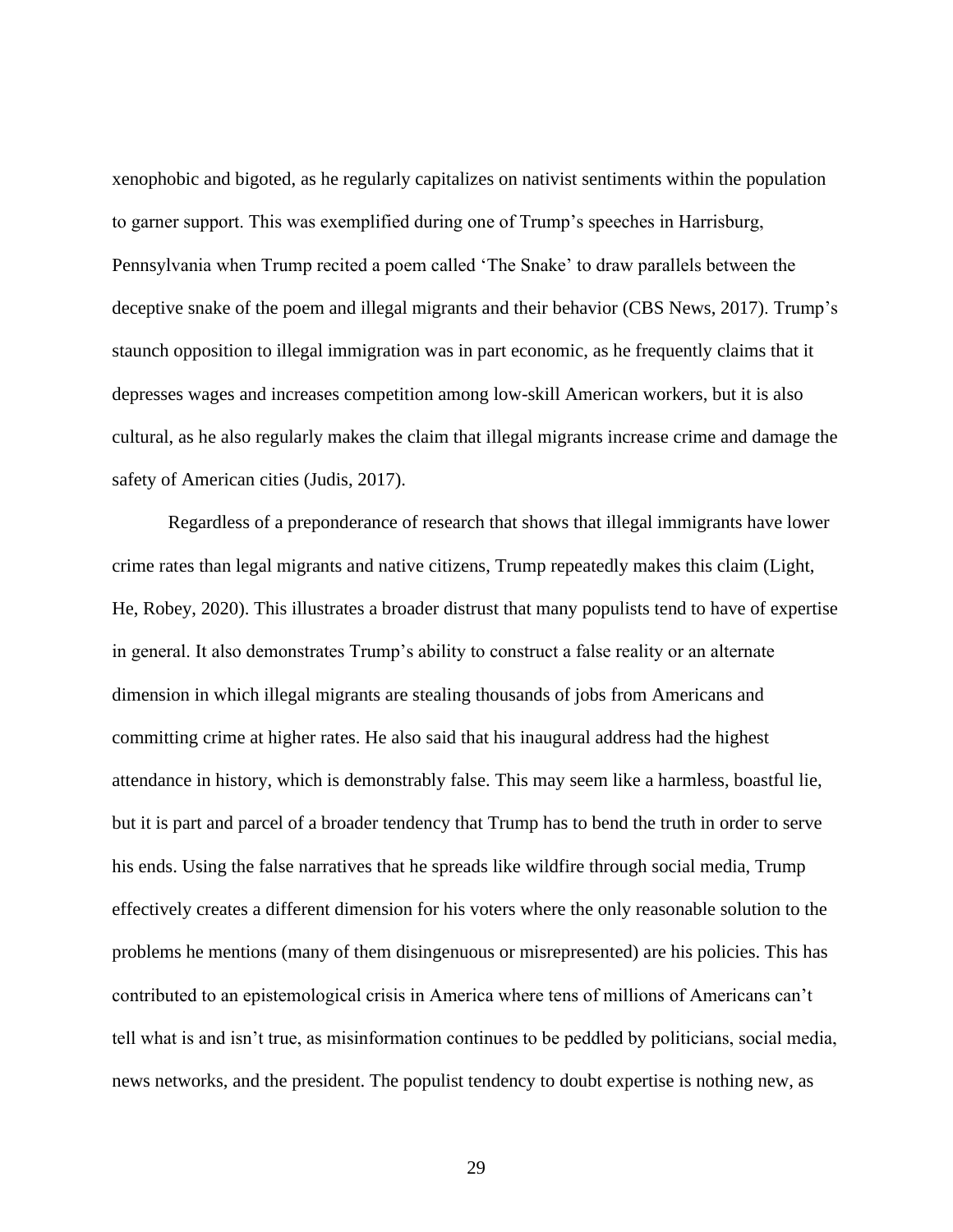xenophobic and bigoted, as he regularly capitalizes on nativist sentiments within the population to garner support. This was exemplified during one of Trump's speeches in Harrisburg, Pennsylvania when Trump recited a poem called 'The Snake' to draw parallels between the deceptive snake of the poem and illegal migrants and their behavior (CBS News, 2017). Trump's staunch opposition to illegal immigration was in part economic, as he frequently claims that it depresses wages and increases competition among low-skill American workers, but it is also cultural, as he also regularly makes the claim that illegal migrants increase crime and damage the safety of American cities (Judis, 2017).

Regardless of a preponderance of research that shows that illegal immigrants have lower crime rates than legal migrants and native citizens, Trump repeatedly makes this claim (Light, He, Robey, 2020). This illustrates a broader distrust that many populists tend to have of expertise in general. It also demonstrates Trump's ability to construct a false reality or an alternate dimension in which illegal migrants are stealing thousands of jobs from Americans and committing crime at higher rates. He also said that his inaugural address had the highest attendance in history, which is demonstrably false. This may seem like a harmless, boastful lie, but it is part and parcel of a broader tendency that Trump has to bend the truth in order to serve his ends. Using the false narratives that he spreads like wildfire through social media, Trump effectively creates a different dimension for his voters where the only reasonable solution to the problems he mentions (many of them disingenuous or misrepresented) are his policies. This has contributed to an epistemological crisis in America where tens of millions of Americans can't tell what is and isn't true, as misinformation continues to be peddled by politicians, social media, news networks, and the president. The populist tendency to doubt expertise is nothing new, as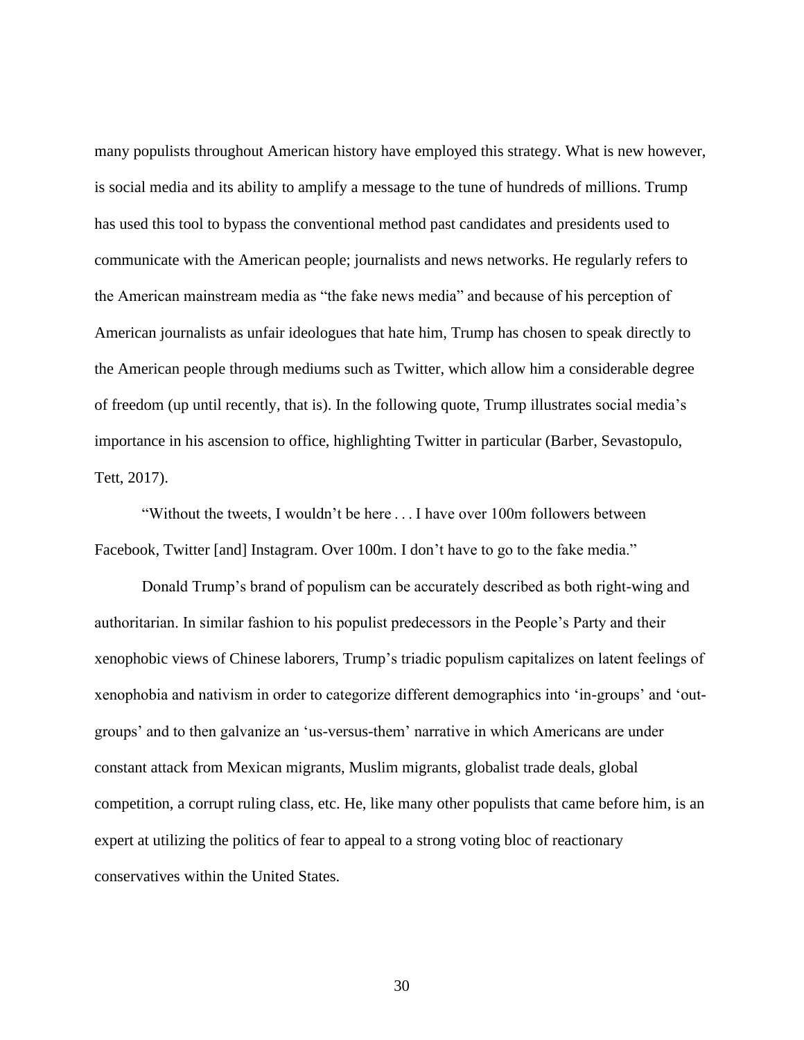many populists throughout American history have employed this strategy. What is new however, is social media and its ability to amplify a message to the tune of hundreds of millions. Trump has used this tool to bypass the conventional method past candidates and presidents used to communicate with the American people; journalists and news networks. He regularly refers to the American mainstream media as "the fake news media" and because of his perception of American journalists as unfair ideologues that hate him, Trump has chosen to speak directly to the American people through mediums such as Twitter, which allow him a considerable degree of freedom (up until recently, that is). In the following quote, Trump illustrates social media's importance in his ascension to office, highlighting Twitter in particular (Barber, Sevastopulo, Tett, 2017).

"Without the tweets, I wouldn't be here . . . I have over 100m followers between Facebook, Twitter [and] Instagram. Over 100m. I don't have to go to the fake media."

Donald Trump's brand of populism can be accurately described as both right-wing and authoritarian. In similar fashion to his populist predecessors in the People's Party and their xenophobic views of Chinese laborers, Trump's triadic populism capitalizes on latent feelings of xenophobia and nativism in order to categorize different demographics into 'in-groups' and 'out-groups' and to then galvanize an 'us-versus-them' narrative in which Americans are under constant attack from Mexican migrants, Muslim migrants, globalist trade deals, global competition, a corrupt ruling class, etc. He, like many other populists that came before him, is an expert at utilizing the politics of fear to appeal to a strong voting bloc of reactionary conservatives within the United States.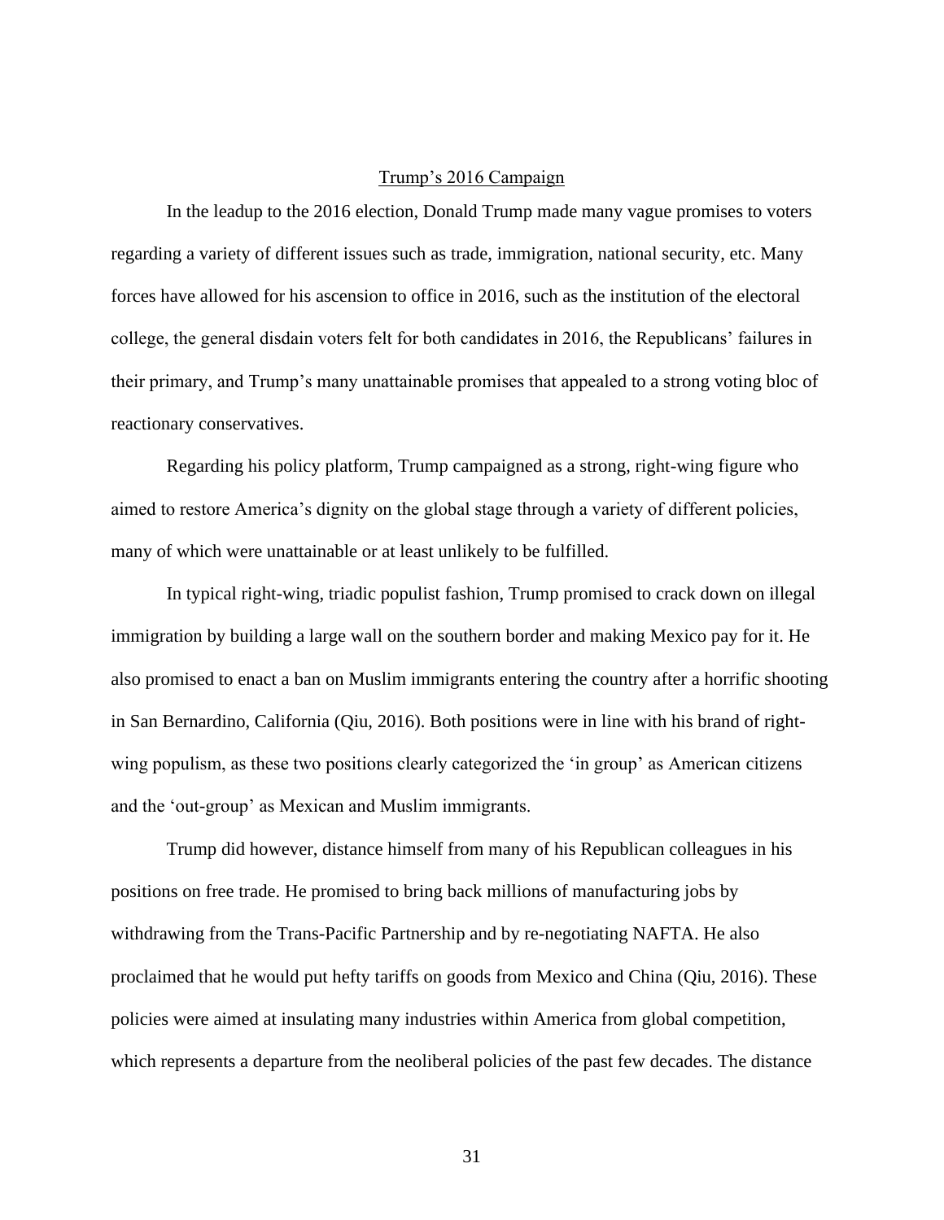## Trump's 2016 Campaign

In the leadup to the 2016 election, Donald Trump made many vague promises to voters regarding a variety of different issues such as trade, immigration, national security, etc. Many forces have allowed for his ascension to office in 2016, such as the institution of the electoral college, the general disdain voters felt for both candidates in 2016, the Republicans' failures in their primary, and Trump's many unattainable promises that appealed to a strong voting bloc of reactionary conservatives.

Regarding his policy platform, Trump campaigned as a strong, right-wing figure who aimed to restore America's dignity on the global stage through a variety of different policies, many of which were unattainable or at least unlikely to be fulfilled.

In typical right-wing, triadic populist fashion, Trump promised to crack down on illegal immigration by building a large wall on the southern border and making Mexico pay for it. He also promised to enact a ban on Muslim immigrants entering the country after a horrific shooting in San Bernardino, California (Qiu, 2016). Both positions were in line with his brand of right-wing populism, as these two positions clearly categorized the 'in group' as American citizens and the 'out-group' as Mexican and Muslim immigrants.

Trump did however, distance himself from many of his Republican colleagues in his positions on free trade. He promised to bring back millions of manufacturing jobs by withdrawing from the Trans-Pacific Partnership and by re-negotiating NAFTA. He also proclaimed that he would put hefty tariffs on goods from Mexico and China (Qiu, 2016). These policies were aimed at insulating many industries within America from global competition, which represents a departure from the neoliberal policies of the past few decades. The distance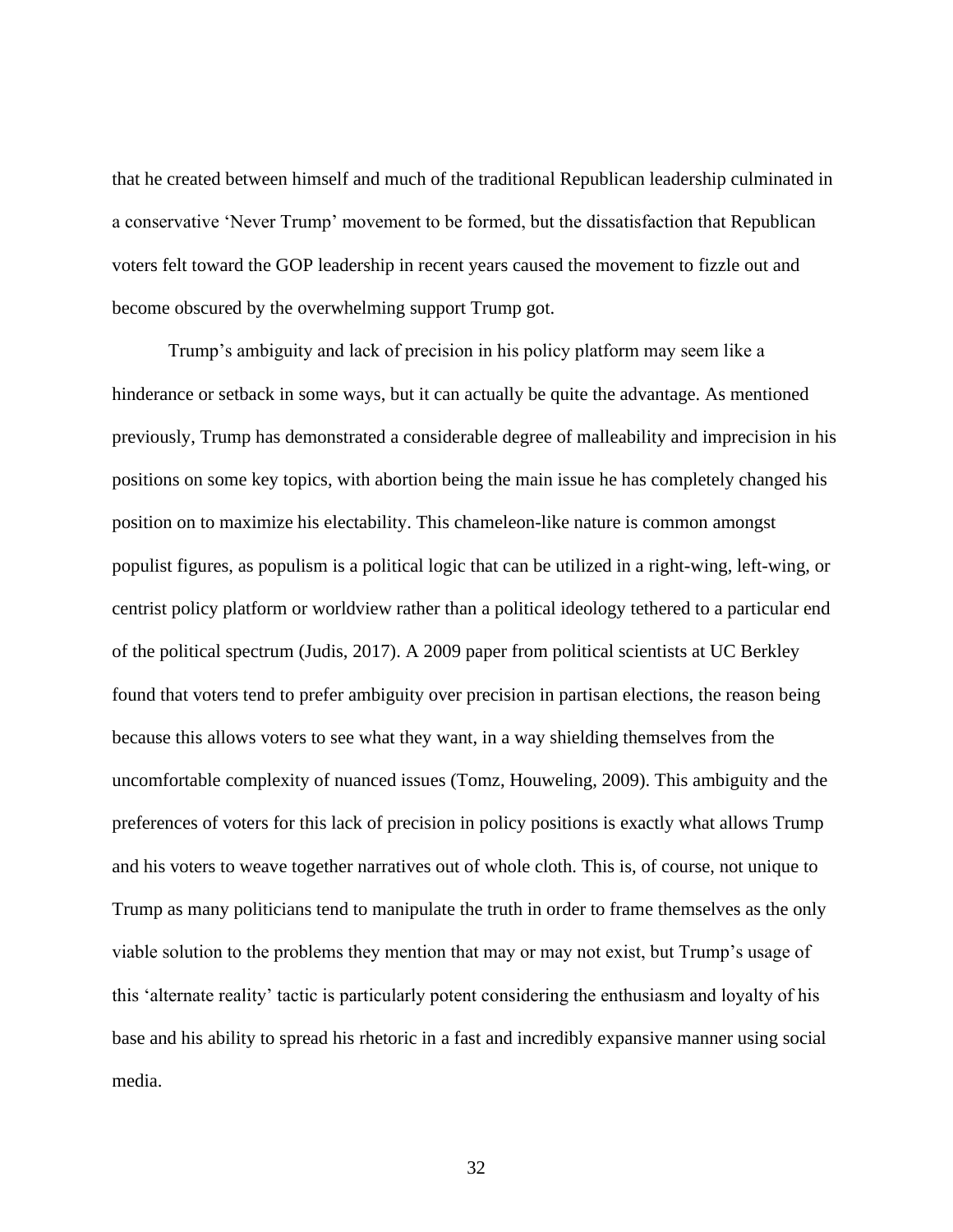that he created between himself and much of the traditional Republican leadership culminated in a conservative 'Never Trump' movement to be formed, but the dissatisfaction that Republican voters felt toward the GOP leadership in recent years caused the movement to fizzle out and become obscured by the overwhelming support Trump got.

Trump's ambiguity and lack of precision in his policy platform may seem like a hinderance or setback in some ways, but it can actually be quite the advantage. As mentioned previously, Trump has demonstrated a considerable degree of malleability and imprecision in his positions on some key topics, with abortion being the main issue he has completely changed his position on to maximize his electability. This chameleon-like nature is common amongst populist figures, as populism is a political logic that can be utilized in a right-wing, left-wing, or centrist policy platform or worldview rather than a political ideology tethered to a particular end of the political spectrum (Judis, 2017). A 2009 paper from political scientists at UC Berkley found that voters tend to prefer ambiguity over precision in partisan elections, the reason being because this allows voters to see what they want, in a way shielding themselves from the uncomfortable complexity of nuanced issues (Tomz, Houweling, 2009). This ambiguity and the preferences of voters for this lack of precision in policy positions is exactly what allows Trump and his voters to weave together narratives out of whole cloth. This is, of course, not unique to Trump as many politicians tend to manipulate the truth in order to frame themselves as the only viable solution to the problems they mention that may or may not exist, but Trump's usage of this 'alternate reality' tactic is particularly potent considering the enthusiasm and loyalty of his base and his ability to spread his rhetoric in a fast and incredibly expansive manner using social media.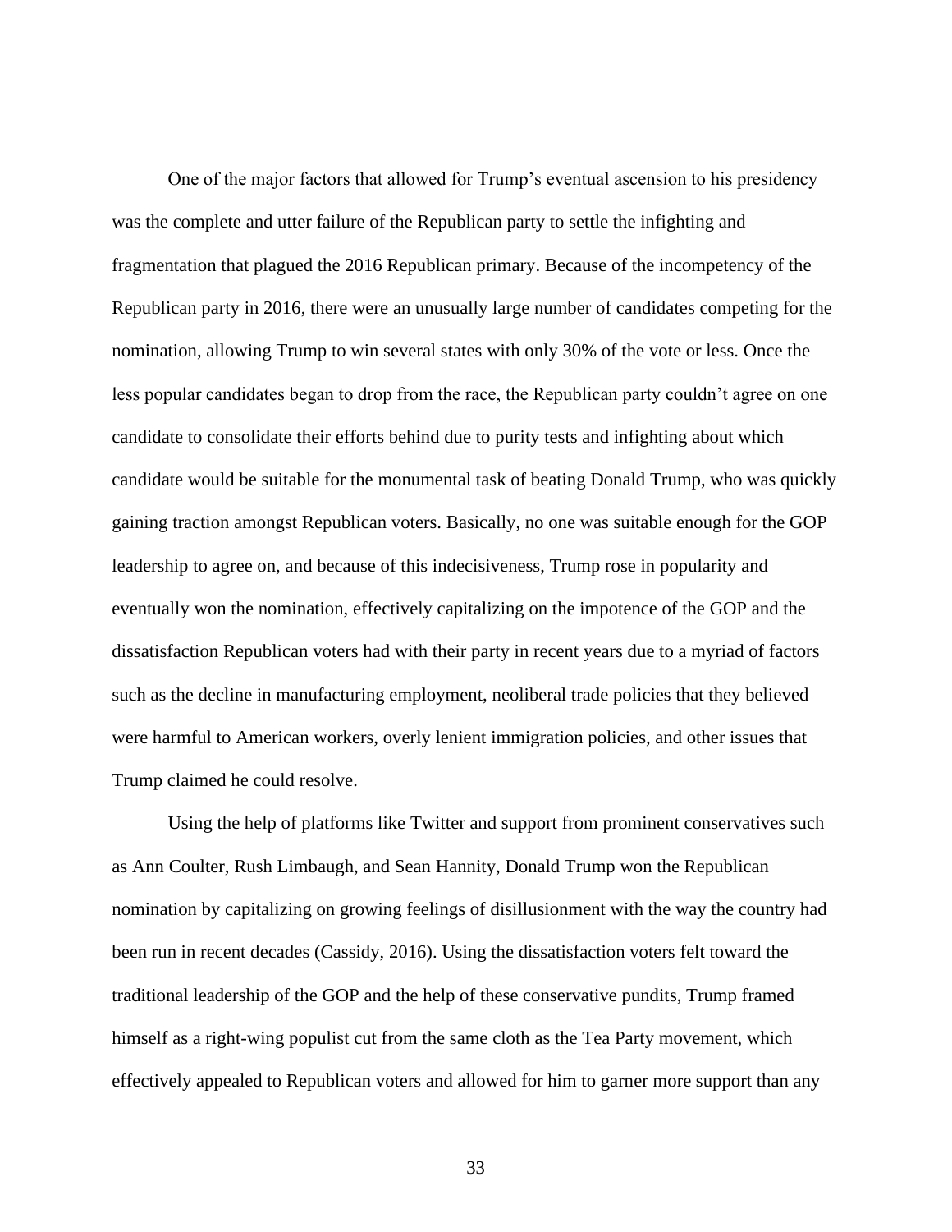One of the major factors that allowed for Trump's eventual ascension to his presidency was the complete and utter failure of the Republican party to settle the infighting and fragmentation that plagued the 2016 Republican primary. Because of the incompetency of the Republican party in 2016, there were an unusually large number of candidates competing for the nomination, allowing Trump to win several states with only 30% of the vote or less. Once the less popular candidates began to drop from the race, the Republican party couldn't agree on one candidate to consolidate their efforts behind due to purity tests and infighting about which candidate would be suitable for the monumental task of beating Donald Trump, who was quickly gaining traction amongst Republican voters. Basically, no one was suitable enough for the GOP leadership to agree on, and because of this indecisiveness, Trump rose in popularity and eventually won the nomination, effectively capitalizing on the impotence of the GOP and the dissatisfaction Republican voters had with their party in recent years due to a myriad of factors such as the decline in manufacturing employment, neoliberal trade policies that they believed were harmful to American workers, overly lenient immigration policies, and other issues that Trump claimed he could resolve.

Using the help of platforms like Twitter and support from prominent conservatives such as Ann Coulter, Rush Limbaugh, and Sean Hannity, Donald Trump won the Republican nomination by capitalizing on growing feelings of disillusionment with the way the country had been run in recent decades (Cassidy, 2016). Using the dissatisfaction voters felt toward the traditional leadership of the GOP and the help of these conservative pundits, Trump framed himself as a right-wing populist cut from the same cloth as the Tea Party movement, which effectively appealed to Republican voters and allowed for him to garner more support than any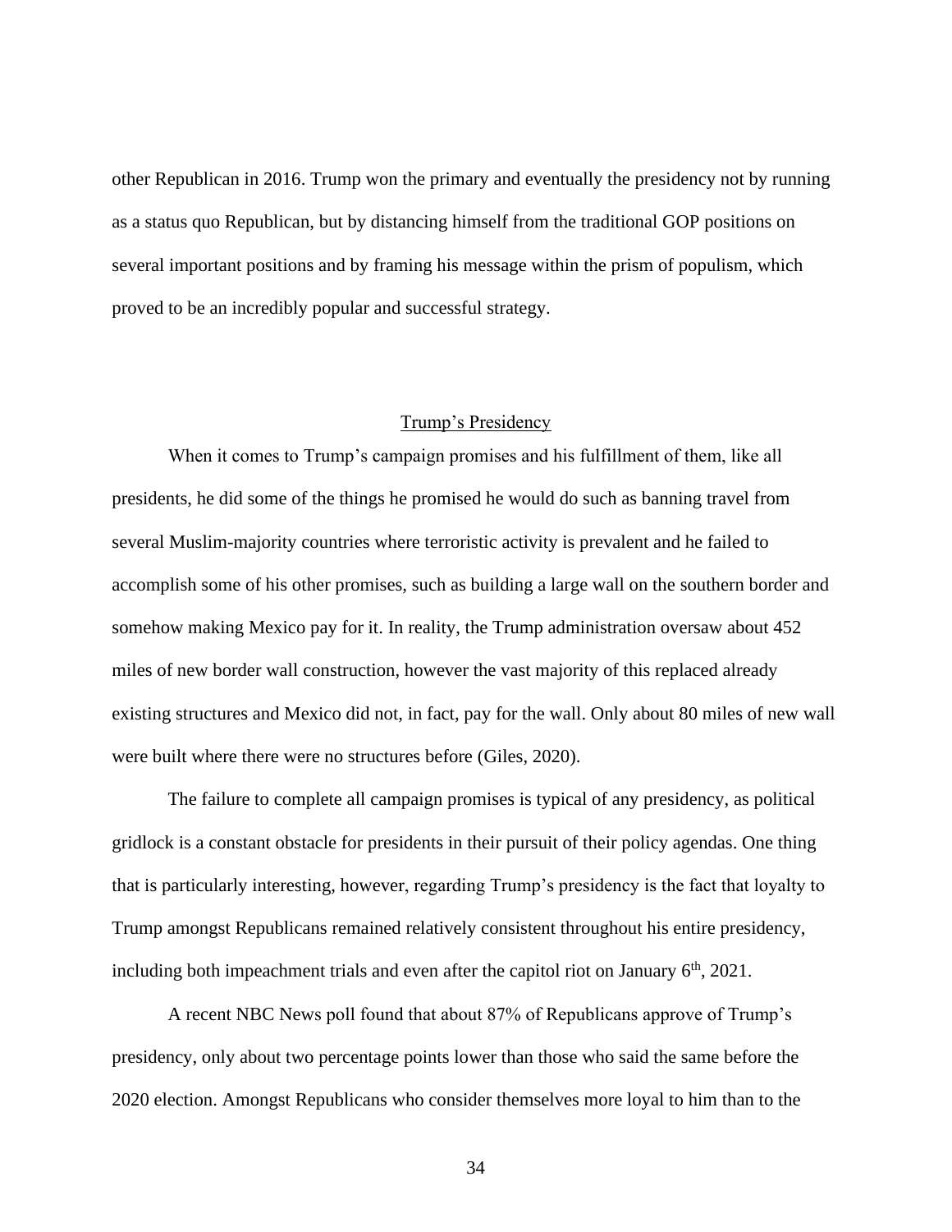other Republican in 2016. Trump won the primary and eventually the presidency not by running as a status quo Republican, but by distancing himself from the traditional GOP positions on several important positions and by framing his message within the prism of populism, which proved to be an incredibly popular and successful strategy.

## Trump's Presidency

When it comes to Trump's campaign promises and his fulfillment of them, like all presidents, he did some of the things he promised he would do such as banning travel from several Muslim-majority countries where terroristic activity is prevalent and he failed to accomplish some of his other promises, such as building a large wall on the southern border and somehow making Mexico pay for it. In reality, the Trump administration oversaw about 452 miles of new border wall construction, however the vast majority of this replaced already existing structures and Mexico did not, in fact, pay for the wall. Only about 80 miles of new wall were built where there were no structures before (Giles, 2020).

The failure to complete all campaign promises is typical of any presidency, as political gridlock is a constant obstacle for presidents in their pursuit of their policy agendas. One thing that is particularly interesting, however, regarding Trump's presidency is the fact that loyalty to Trump amongst Republicans remained relatively consistent throughout his entire presidency, including both impeachment trials and even after the capitol riot on January 6th, 2021.

A recent NBC News poll found that about 87% of Republicans approve of Trump's presidency, only about two percentage points lower than those who said the same before the 2020 election. Amongst Republicans who consider themselves more loyal to him than to the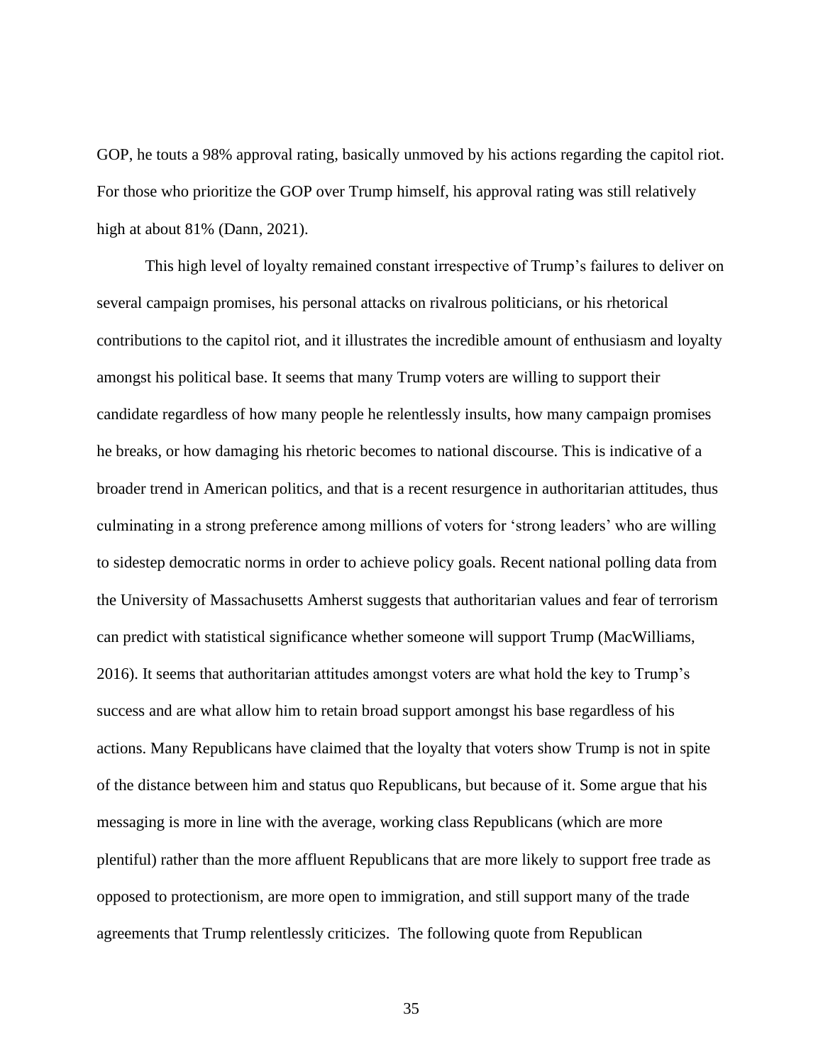GOP, he touts a 98% approval rating, basically unmoved by his actions regarding the capitol riot. For those who prioritize the GOP over Trump himself, his approval rating was still relatively high at about 81% (Dann, 2021).

This high level of loyalty remained constant irrespective of Trump's failures to deliver on several campaign promises, his personal attacks on rivalrous politicians, or his rhetorical contributions to the capitol riot, and it illustrates the incredible amount of enthusiasm and loyalty amongst his political base. It seems that many Trump voters are willing to support their candidate regardless of how many people he relentlessly insults, how many campaign promises he breaks, or how damaging his rhetoric becomes to national discourse. This is indicative of a broader trend in American politics, and that is a recent resurgence in authoritarian attitudes, thus culminating in a strong preference among millions of voters for 'strong leaders' who are willing to sidestep democratic norms in order to achieve policy goals. Recent national polling data from the University of Massachusetts Amherst suggests that authoritarian values and fear of terrorism can predict with statistical significance whether someone will support Trump (MacWilliams, 2016). It seems that authoritarian attitudes amongst voters are what hold the key to Trump's success and are what allow him to retain broad support amongst his base regardless of his actions. Many Republicans have claimed that the loyalty that voters show Trump is not in spite of the distance between him and status quo Republicans, but because of it. Some argue that his messaging is more in line with the average, working class Republicans (which are more plentiful) rather than the more affluent Republicans that are more likely to support free trade as opposed to protectionism, are more open to immigration, and still support many of the trade agreements that Trump relentlessly criticizes. The following quote from Republican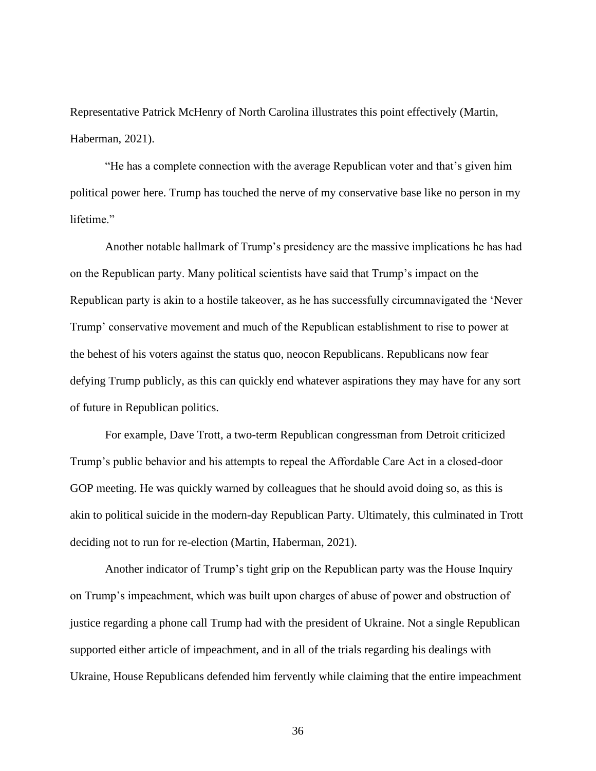Representative Patrick McHenry of North Carolina illustrates this point effectively (Martin, Haberman, 2021).

"He has a complete connection with the average Republican voter and that's given him political power here. Trump has touched the nerve of my conservative base like no person in my lifetime."

Another notable hallmark of Trump's presidency are the massive implications he has had on the Republican party. Many political scientists have said that Trump's impact on the Republican party is akin to a hostile takeover, as he has successfully circumnavigated the 'Never Trump' conservative movement and much of the Republican establishment to rise to power at the behest of his voters against the status quo, neocon Republicans. Republicans now fear defying Trump publicly, as this can quickly end whatever aspirations they may have for any sort of future in Republican politics.

For example, Dave Trott, a two-term Republican congressman from Detroit criticized Trump's public behavior and his attempts to repeal the Affordable Care Act in a closed-door GOP meeting. He was quickly warned by colleagues that he should avoid doing so, as this is akin to political suicide in the modern-day Republican Party. Ultimately, this culminated in Trott deciding not to run for re-election (Martin, Haberman, 2021).

Another indicator of Trump's tight grip on the Republican party was the House Inquiry on Trump's impeachment, which was built upon charges of abuse of power and obstruction of justice regarding a phone call Trump had with the president of Ukraine. Not a single Republican supported either article of impeachment, and in all of the trials regarding his dealings with Ukraine, House Republicans defended him fervently while claiming that the entire impeachment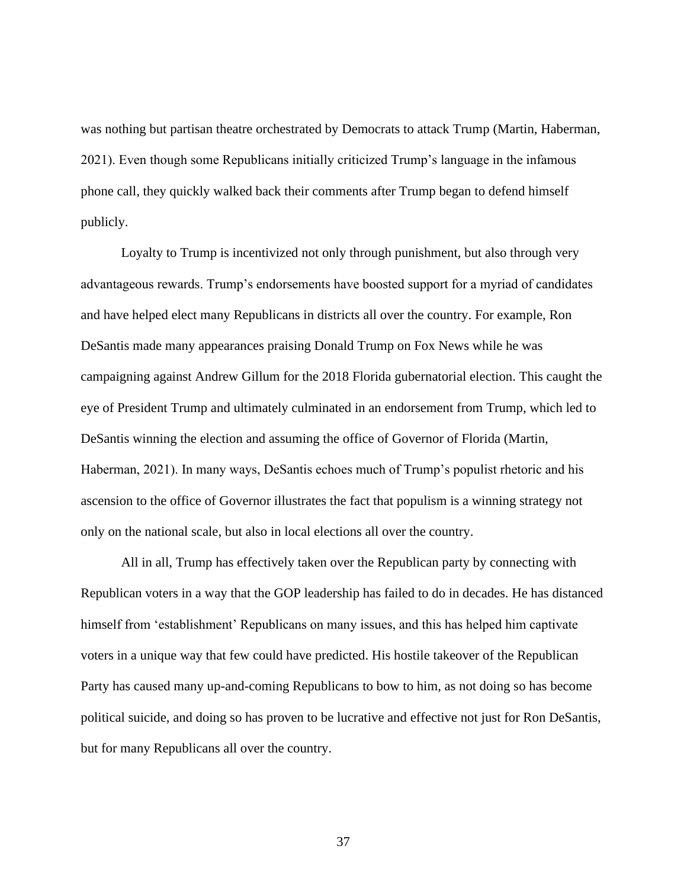was nothing but partisan theatre orchestrated by Democrats to attack Trump (Martin, Haberman, 2021). Even though some Republicans initially criticized Trump's language in the infamous phone call, they quickly walked back their comments after Trump began to defend himself publicly.

Loyalty to Trump is incentivized not only through punishment, but also through very advantageous rewards. Trump's endorsements have boosted support for a myriad of candidates and have helped elect many Republicans in districts all over the country. For example, Ron DeSantis made many appearances praising Donald Trump on Fox News while he was campaigning against Andrew Gillum for the 2018 Florida gubernatorial election. This caught the eye of President Trump and ultimately culminated in an endorsement from Trump, which led to DeSantis winning the election and assuming the office of Governor of Florida (Martin, Haberman, 2021). In many ways, DeSantis echoes much of Trump's populist rhetoric and his ascension to the office of Governor illustrates the fact that populism is a winning strategy not only on the national scale, but also in local elections all over the country.

All in all, Trump has effectively taken over the Republican party by connecting with Republican voters in a way that the GOP leadership has failed to do in decades. He has distanced himself from 'establishment' Republicans on many issues, and this has helped him captivate voters in a unique way that few could have predicted. His hostile takeover of the Republican Party has caused many up-and-coming Republicans to bow to him, as not doing so has become political suicide, and doing so has proven to be lucrative and effective not just for Ron DeSantis, but for many Republicans all over the country.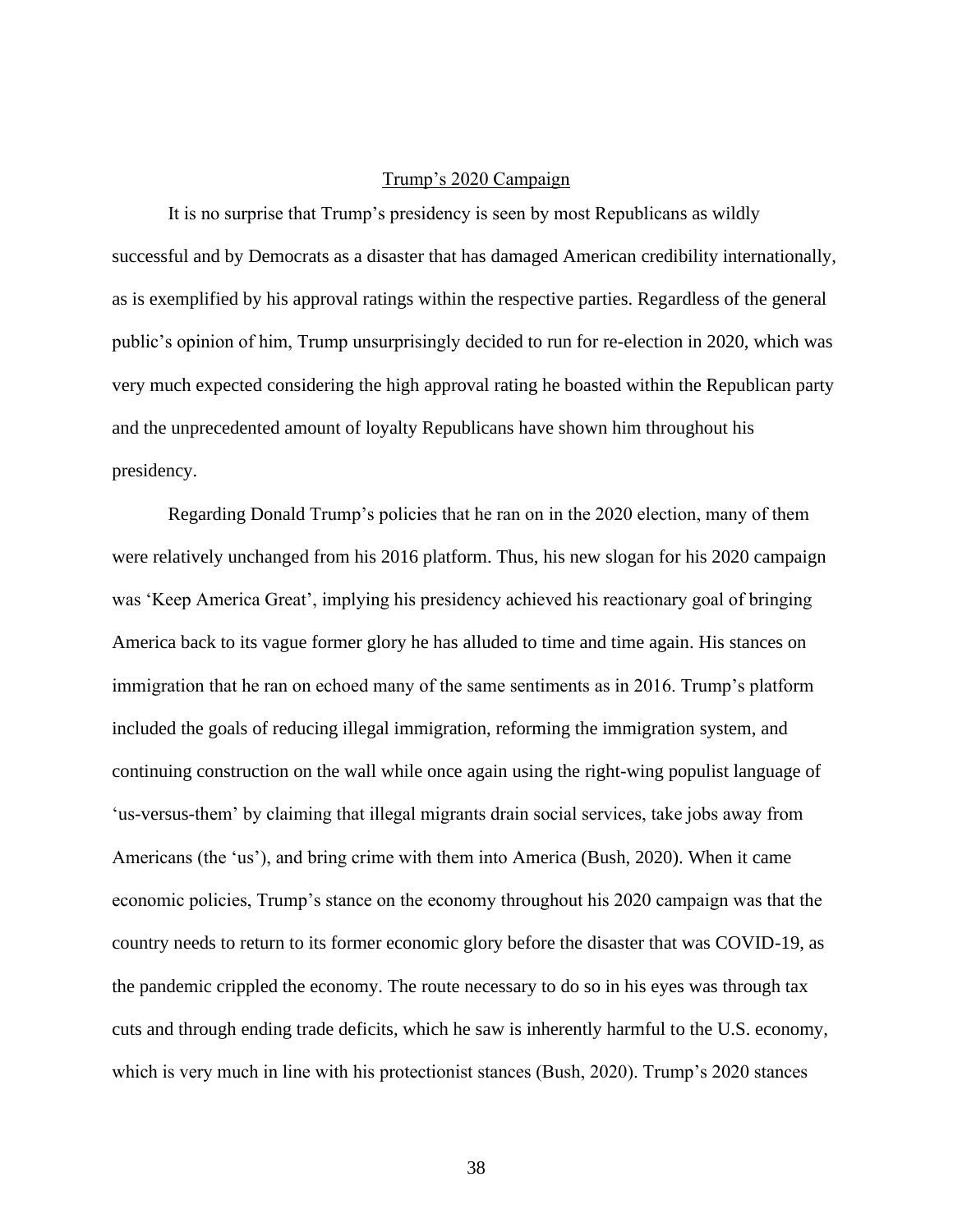## Trump's 2020 Campaign

It is no surprise that Trump's presidency is seen by most Republicans as wildly successful and by Democrats as a disaster that has damaged American credibility internationally, as is exemplified by his approval ratings within the respective parties. Regardless of the general public's opinion of him, Trump unsurprisingly decided to run for re-election in 2020, which was very much expected considering the high approval rating he boasted within the Republican party and the unprecedented amount of loyalty Republicans have shown him throughout his presidency.

Regarding Donald Trump's policies that he ran on in the 2020 election, many of them were relatively unchanged from his 2016 platform. Thus, his new slogan for his 2020 campaign was 'Keep America Great', implying his presidency achieved his reactionary goal of bringing America back to its vague former glory he has alluded to time and time again. His stances on immigration that he ran on echoed many of the same sentiments as in 2016. Trump's platform included the goals of reducing illegal immigration, reforming the immigration system, and continuing construction on the wall while once again using the right-wing populist language of 'us-versus-them' by claiming that illegal migrants drain social services, take jobs away from Americans (the 'us'), and bring crime with them into America (Bush, 2020). When it came economic policies, Trump's stance on the economy throughout his 2020 campaign was that the country needs to return to its former economic glory before the disaster that was COVID-19, as the pandemic crippled the economy. The route necessary to do so in his eyes was through tax cuts and through ending trade deficits, which he saw is inherently harmful to the U.S. economy, which is very much in line with his protectionist stances (Bush, 2020). Trump's 2020 stances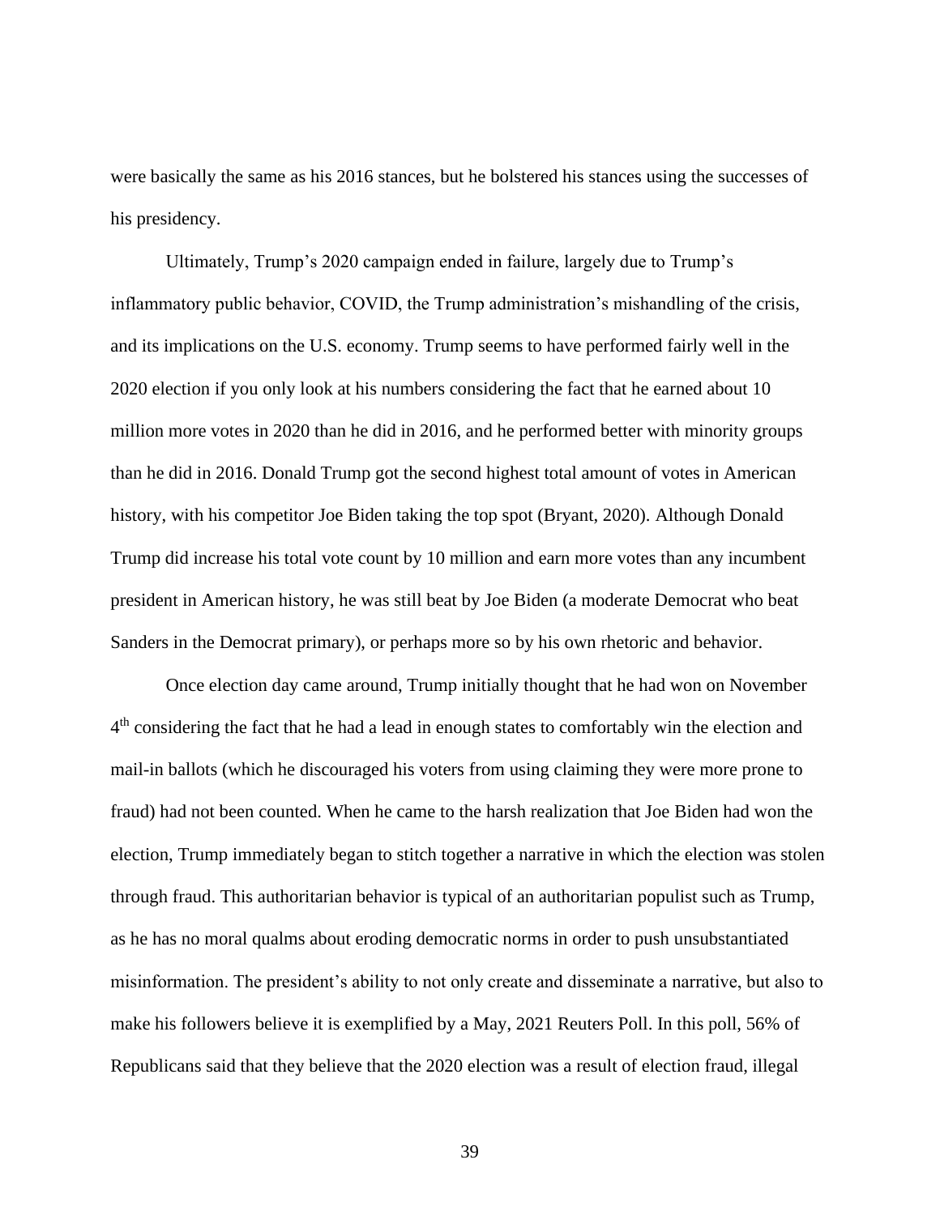were basically the same as his 2016 stances, but he bolstered his stances using the successes of his presidency.

Ultimately, Trump's 2020 campaign ended in failure, largely due to Trump's inflammatory public behavior, COVID, the Trump administration's mishandling of the crisis, and its implications on the U.S. economy. Trump seems to have performed fairly well in the 2020 election if you only look at his numbers considering the fact that he earned about 10 million more votes in 2020 than he did in 2016, and he performed better with minority groups than he did in 2016. Donald Trump got the second highest total amount of votes in American history, with his competitor Joe Biden taking the top spot (Bryant, 2020). Although Donald Trump did increase his total vote count by 10 million and earn more votes than any incumbent president in American history, he was still beat by Joe Biden (a moderate Democrat who beat Sanders in the Democrat primary), or perhaps more so by his own rhetoric and behavior.

Once election day came around, Trump initially thought that he had won on November 4th considering the fact that he had a lead in enough states to comfortably win the election and mail-in ballots (which he discouraged his voters from using claiming they were more prone to fraud) had not been counted. When he came to the harsh realization that Joe Biden had won the election, Trump immediately began to stitch together a narrative in which the election was stolen through fraud. This authoritarian behavior is typical of an authoritarian populist such as Trump, as he has no moral qualms about eroding democratic norms in order to push unsubstantiated misinformation. The president's ability to not only create and disseminate a narrative, but also to make his followers believe it is exemplified by a May, 2021 Reuters Poll. In this poll, 56% of Republicans said that they believe that the 2020 election was a result of election fraud, illegal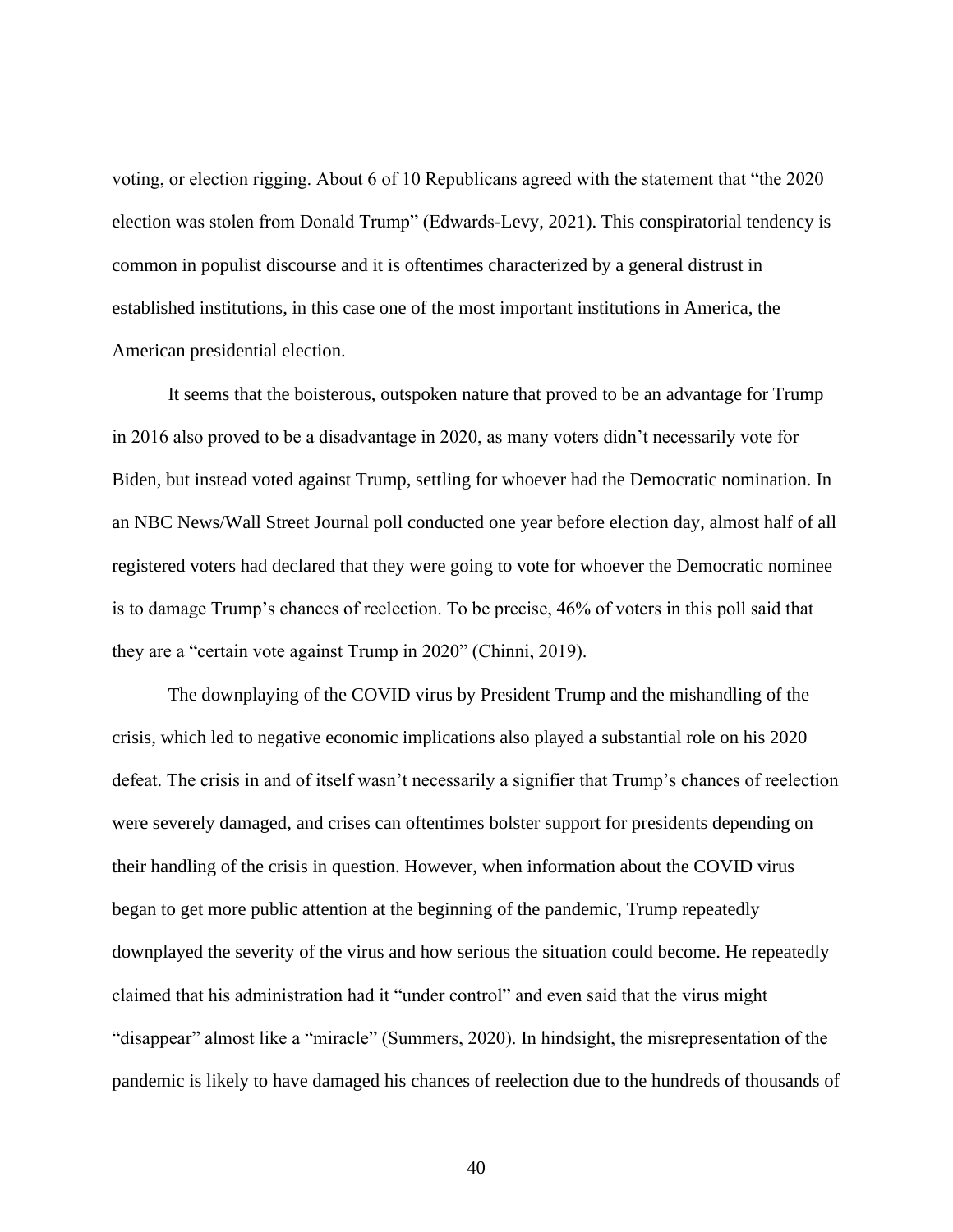voting, or election rigging. About 6 of 10 Republicans agreed with the statement that "the 2020 election was stolen from Donald Trump" (Edwards-Levy, 2021). This conspiratorial tendency is common in populist discourse and it is oftentimes characterized by a general distrust in established institutions, in this case one of the most important institutions in America, the American presidential election.

It seems that the boisterous, outspoken nature that proved to be an advantage for Trump in 2016 also proved to be a disadvantage in 2020, as many voters didn't necessarily vote for Biden, but instead voted against Trump, settling for whoever had the Democratic nomination. In an NBC News/Wall Street Journal poll conducted one year before election day, almost half of all registered voters had declared that they were going to vote for whoever the Democratic nominee is to damage Trump's chances of reelection. To be precise, 46% of voters in this poll said that they are a "certain vote against Trump in 2020" (Chinni, 2019).

The downplaying of the COVID virus by President Trump and the mishandling of the crisis, which led to negative economic implications also played a substantial role on his 2020 defeat. The crisis in and of itself wasn't necessarily a signifier that Trump's chances of reelection were severely damaged, and crises can oftentimes bolster support for presidents depending on their handling of the crisis in question. However, when information about the COVID virus began to get more public attention at the beginning of the pandemic, Trump repeatedly downplayed the severity of the virus and how serious the situation could become. He repeatedly claimed that his administration had it "under control" and even said that the virus might "disappear" almost like a "miracle" (Summers, 2020). In hindsight, the misrepresentation of the pandemic is likely to have damaged his chances of reelection due to the hundreds of thousands of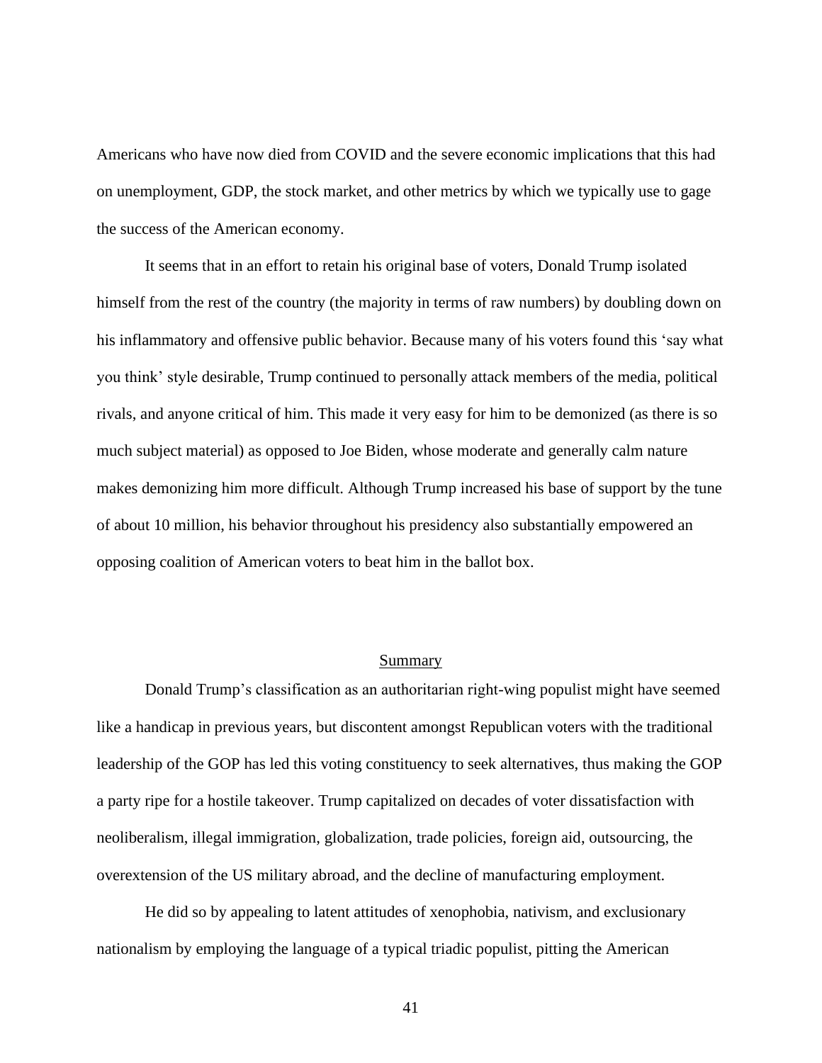Americans who have now died from COVID and the severe economic implications that this had on unemployment, GDP, the stock market, and other metrics by which we typically use to gage the success of the American economy.

It seems that in an effort to retain his original base of voters, Donald Trump isolated himself from the rest of the country (the majority in terms of raw numbers) by doubling down on his inflammatory and offensive public behavior. Because many of his voters found this 'say what you think' style desirable, Trump continued to personally attack members of the media, political rivals, and anyone critical of him. This made it very easy for him to be demonized (as there is so much subject material) as opposed to Joe Biden, whose moderate and generally calm nature makes demonizing him more difficult. Although Trump increased his base of support by the tune of about 10 million, his behavior throughout his presidency also substantially empowered an opposing coalition of American voters to beat him in the ballot box.

## Summary

Donald Trump's classification as an authoritarian right-wing populist might have seemed like a handicap in previous years, but discontent amongst Republican voters with the traditional leadership of the GOP has led this voting constituency to seek alternatives, thus making the GOP a party ripe for a hostile takeover. Trump capitalized on decades of voter dissatisfaction with neoliberalism, illegal immigration, globalization, trade policies, foreign aid, outsourcing, the overextension of the US military abroad, and the decline of manufacturing employment.

He did so by appealing to latent attitudes of xenophobia, nativism, and exclusionary nationalism by employing the language of a typical triadic populist, pitting the American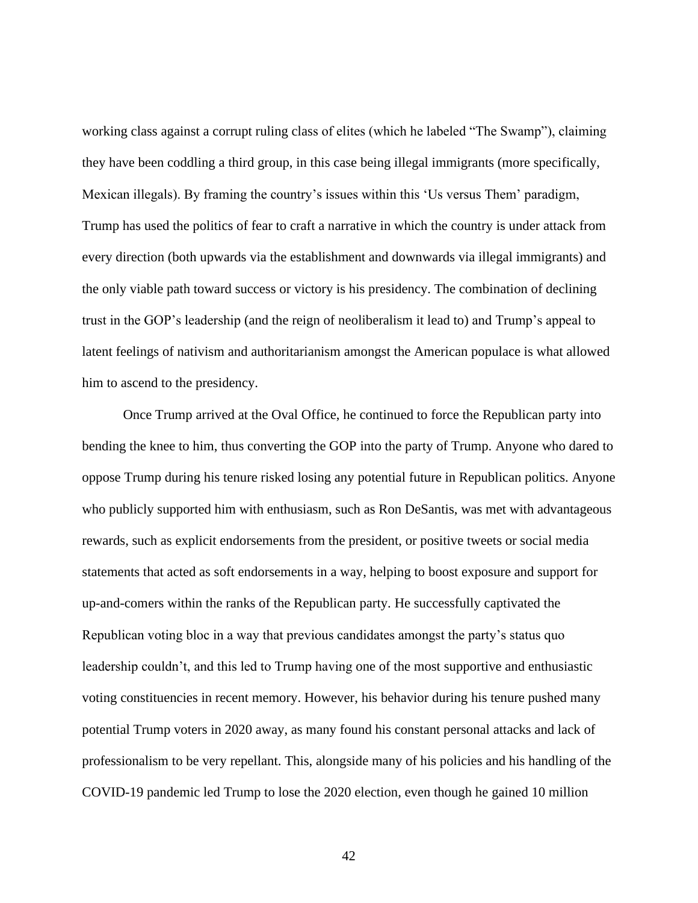working class against a corrupt ruling class of elites (which he labeled “The Swamp”), claiming they have been coddling a third group, in this case being illegal immigrants (more specifically, Mexican illegals). By framing the country’s issues within this ‘Us versus Them’ paradigm, Trump has used the politics of fear to craft a narrative in which the country is under attack from every direction (both upwards via the establishment and downwards via illegal immigrants) and the only viable path toward success or victory is his presidency. The combination of declining trust in the GOP’s leadership (and the reign of neoliberalism it lead to) and Trump’s appeal to latent feelings of nativism and authoritarianism amongst the American populace is what allowed him to ascend to the presidency.

Once Trump arrived at the Oval Office, he continued to force the Republican party into bending the knee to him, thus converting the GOP into the party of Trump. Anyone who dared to oppose Trump during his tenure risked losing any potential future in Republican politics. Anyone who publicly supported him with enthusiasm, such as Ron DeSantis, was met with advantageous rewards, such as explicit endorsements from the president, or positive tweets or social media statements that acted as soft endorsements in a way, helping to boost exposure and support for up-and-comers within the ranks of the Republican party. He successfully captivated the Republican voting bloc in a way that previous candidates amongst the party’s status quo leadership couldn’t, and this led to Trump having one of the most supportive and enthusiastic voting constituencies in recent memory. However, his behavior during his tenure pushed many potential Trump voters in 2020 away, as many found his constant personal attacks and lack of professionalism to be very repellant. This, alongside many of his policies and his handling of the COVID-19 pandemic led Trump to lose the 2020 election, even though he gained 10 million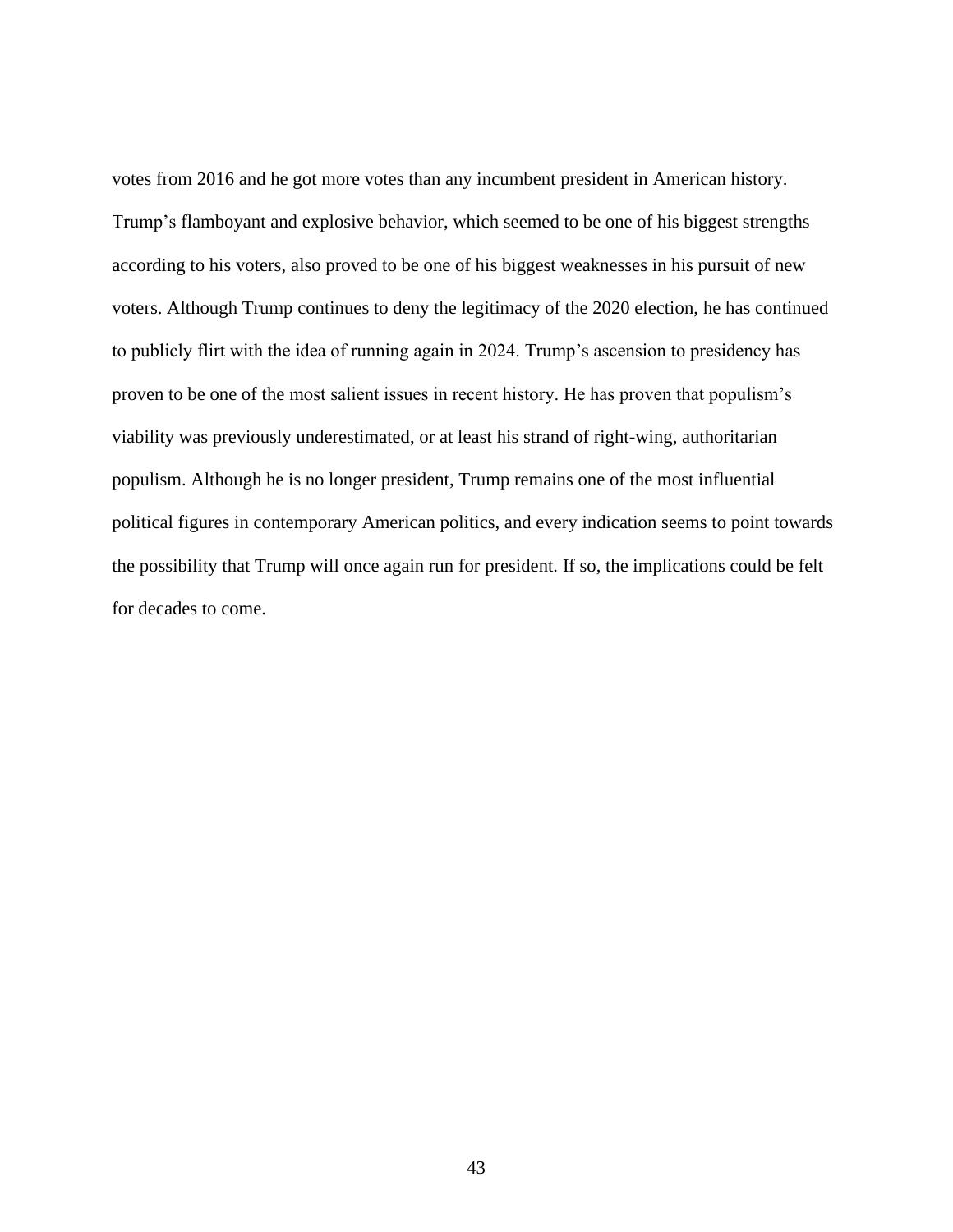votes from 2016 and he got more votes than any incumbent president in American history. Trump's flamboyant and explosive behavior, which seemed to be one of his biggest strengths according to his voters, also proved to be one of his biggest weaknesses in his pursuit of new voters. Although Trump continues to deny the legitimacy of the 2020 election, he has continued to publicly flirt with the idea of running again in 2024. Trump's ascension to presidency has proven to be one of the most salient issues in recent history. He has proven that populism's viability was previously underestimated, or at least his strand of right-wing, authoritarian populism. Although he is no longer president, Trump remains one of the most influential political figures in contemporary American politics, and every indication seems to point towards the possibility that Trump will once again run for president. If so, the implications could be felt for decades to come.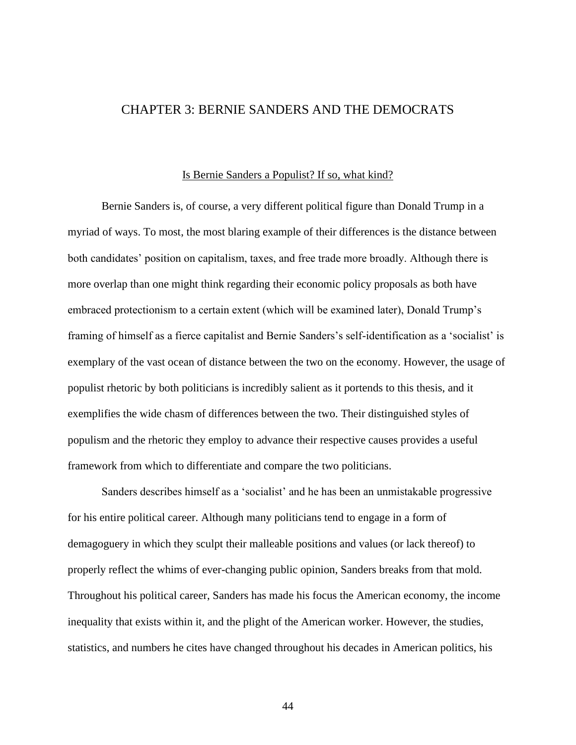# CHAPTER 3: BERNIE SANDERS AND THE DEMOCRATS

## Is Bernie Sanders a Populist? If so, what kind?

Bernie Sanders is, of course, a very different political figure than Donald Trump in a myriad of ways. To most, the most blaring example of their differences is the distance between both candidates' position on capitalism, taxes, and free trade more broadly. Although there is more overlap than one might think regarding their economic policy proposals as both have embraced protectionism to a certain extent (which will be examined later), Donald Trump's framing of himself as a fierce capitalist and Bernie Sanders's self-identification as a 'socialist' is exemplary of the vast ocean of distance between the two on the economy. However, the usage of populist rhetoric by both politicians is incredibly salient as it portends to this thesis, and it exemplifies the wide chasm of differences between the two. Their distinguished styles of populism and the rhetoric they employ to advance their respective causes provides a useful framework from which to differentiate and compare the two politicians.

Sanders describes himself as a 'socialist' and he has been an unmistakable progressive for his entire political career. Although many politicians tend to engage in a form of demagoguery in which they sculpt their malleable positions and values (or lack thereof) to properly reflect the whims of ever-changing public opinion, Sanders breaks from that mold. Throughout his political career, Sanders has made his focus the American economy, the income inequality that exists within it, and the plight of the American worker. However, the studies, statistics, and numbers he cites have changed throughout his decades in American politics, his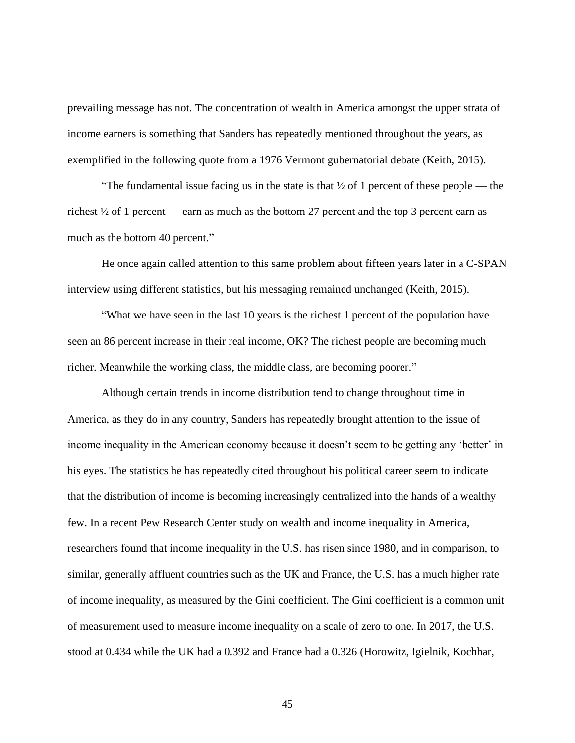prevailing message has not. The concentration of wealth in America amongst the upper strata of income earners is something that Sanders has repeatedly mentioned throughout the years, as exemplified in the following quote from a 1976 Vermont gubernatorial debate (Keith, 2015).

"The fundamental issue facing us in the state is that ½ of 1 percent of these people — the richest ½ of 1 percent — earn as much as the bottom 27 percent and the top 3 percent earn as much as the bottom 40 percent."

He once again called attention to this same problem about fifteen years later in a C-SPAN interview using different statistics, but his messaging remained unchanged (Keith, 2015).

"What we have seen in the last 10 years is the richest 1 percent of the population have seen an 86 percent increase in their real income, OK? The richest people are becoming much richer. Meanwhile the working class, the middle class, are becoming poorer."

Although certain trends in income distribution tend to change throughout time in America, as they do in any country, Sanders has repeatedly brought attention to the issue of income inequality in the American economy because it doesn't seem to be getting any 'better' in his eyes. The statistics he has repeatedly cited throughout his political career seem to indicate that the distribution of income is becoming increasingly centralized into the hands of a wealthy few. In a recent Pew Research Center study on wealth and income inequality in America, researchers found that income inequality in the U.S. has risen since 1980, and in comparison, to similar, generally affluent countries such as the UK and France, the U.S. has a much higher rate of income inequality, as measured by the Gini coefficient. The Gini coefficient is a common unit of measurement used to measure income inequality on a scale of zero to one. In 2017, the U.S. stood at 0.434 while the UK had a 0.392 and France had a 0.326 (Horowitz, Igielnik, Kochhar,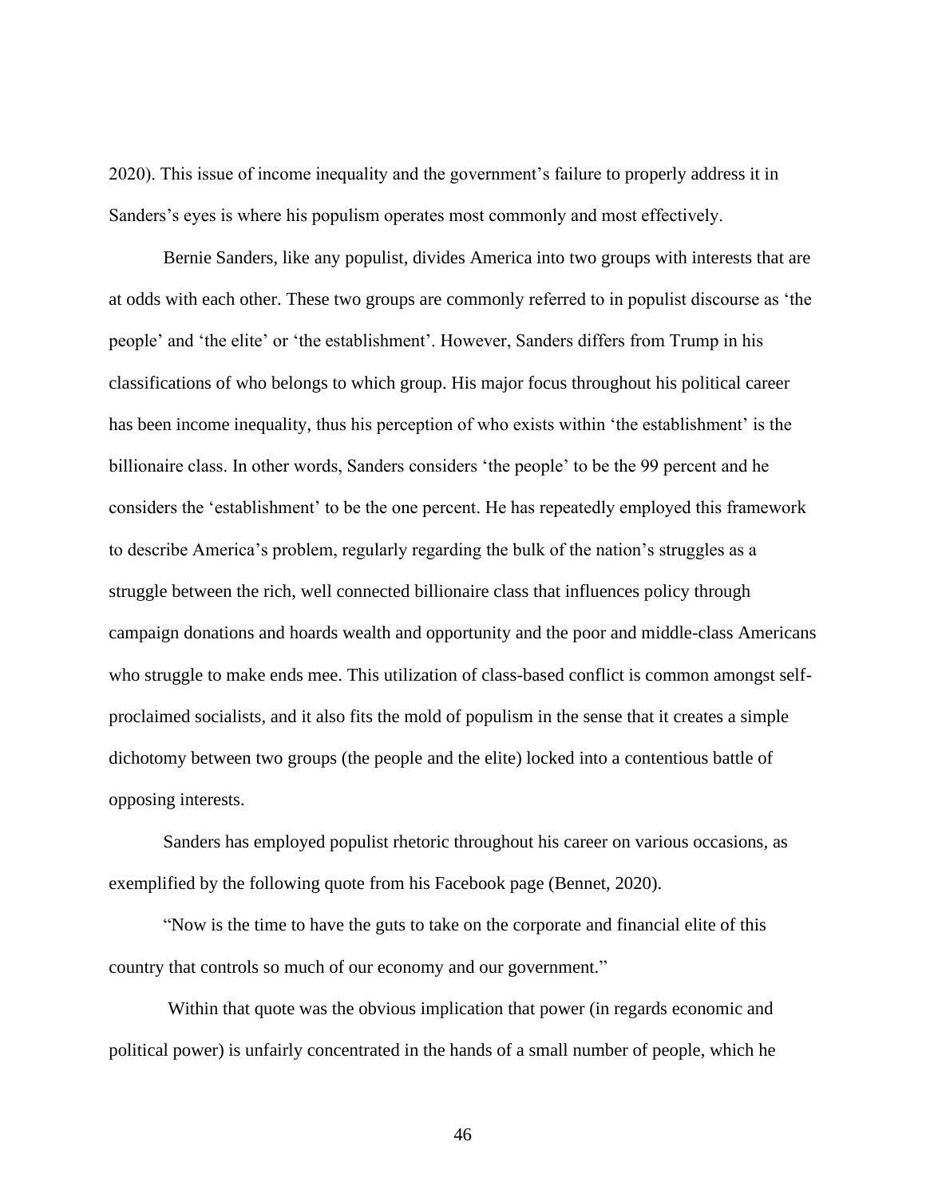2020). This issue of income inequality and the government's failure to properly address it in Sanders's eyes is where his populism operates most commonly and most effectively.

Bernie Sanders, like any populist, divides America into two groups with interests that are at odds with each other. These two groups are commonly referred to in populist discourse as 'the people' and 'the elite' or 'the establishment'. However, Sanders differs from Trump in his classifications of who belongs to which group. His major focus throughout his political career has been income inequality, thus his perception of who exists within 'the establishment' is the billionaire class. In other words, Sanders considers 'the people' to be the 99 percent and he considers the 'establishment' to be the one percent. He has repeatedly employed this framework to describe America's problem, regularly regarding the bulk of the nation's struggles as a struggle between the rich, well connected billionaire class that influences policy through campaign donations and hoards wealth and opportunity and the poor and middle-class Americans who struggle to make ends mee. This utilization of class-based conflict is common amongst self-proclaimed socialists, and it also fits the mold of populism in the sense that it creates a simple dichotomy between two groups (the people and the elite) locked into a contentious battle of opposing interests.

Sanders has employed populist rhetoric throughout his career on various occasions, as exemplified by the following quote from his Facebook page (Bennet, 2020).

"Now is the time to have the guts to take on the corporate and financial elite of this country that controls so much of our economy and our government."

Within that quote was the obvious implication that power (in regards economic and political power) is unfairly concentrated in the hands of a small number of people, which he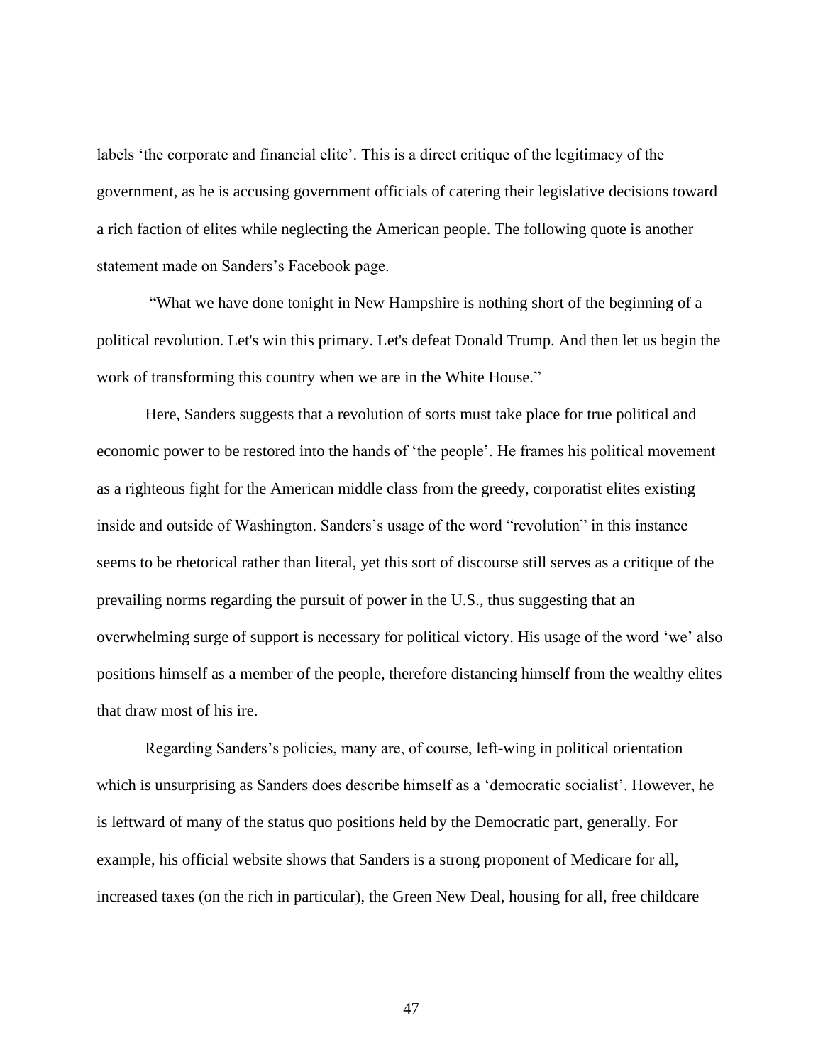labels 'the corporate and financial elite'. This is a direct critique of the legitimacy of the government, as he is accusing government officials of catering their legislative decisions toward a rich faction of elites while neglecting the American people. The following quote is another statement made on Sanders's Facebook page.

"What we have done tonight in New Hampshire is nothing short of the beginning of a political revolution. Let's win this primary. Let's defeat Donald Trump. And then let us begin the work of transforming this country when we are in the White House."

Here, Sanders suggests that a revolution of sorts must take place for true political and economic power to be restored into the hands of 'the people'. He frames his political movement as a righteous fight for the American middle class from the greedy, corporatist elites existing inside and outside of Washington. Sanders's usage of the word "revolution" in this instance seems to be rhetorical rather than literal, yet this sort of discourse still serves as a critique of the prevailing norms regarding the pursuit of power in the U.S., thus suggesting that an overwhelming surge of support is necessary for political victory. His usage of the word 'we' also positions himself as a member of the people, therefore distancing himself from the wealthy elites that draw most of his ire.

Regarding Sanders's policies, many are, of course, left-wing in political orientation which is unsurprising as Sanders does describe himself as a 'democratic socialist'. However, he is leftward of many of the status quo positions held by the Democratic part, generally. For example, his official website shows that Sanders is a strong proponent of Medicare for all, increased taxes (on the rich in particular), the Green New Deal, housing for all, free childcare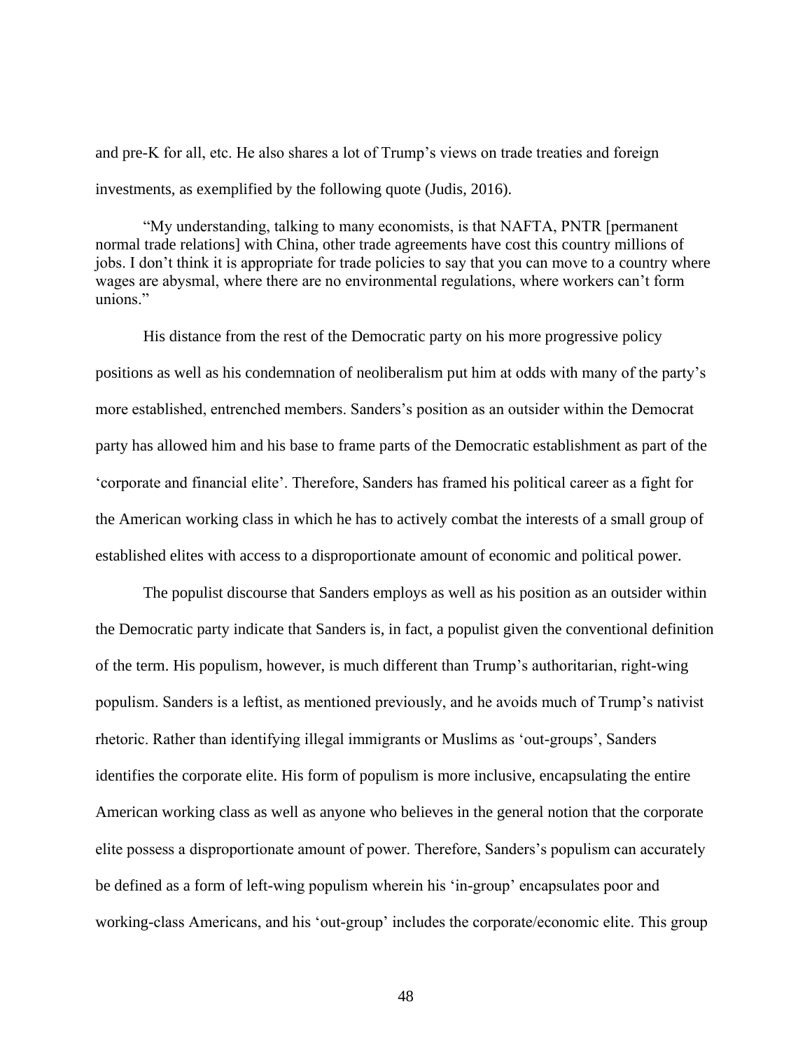and pre-K for all, etc. He also shares a lot of Trump's views on trade treaties and foreign investments, as exemplified by the following quote (Judis, 2016).

> "My understanding, talking to many economists, is that NAFTA, PNTR [permanent normal trade relations] with China, other trade agreements have cost this country millions of jobs. I don't think it is appropriate for trade policies to say that you can move to a country where wages are abysmal, where there are no environmental regulations, where workers can't form unions."

His distance from the rest of the Democratic party on his more progressive policy positions as well as his condemnation of neoliberalism put him at odds with many of the party's more established, entrenched members. Sanders's position as an outsider within the Democrat party has allowed him and his base to frame parts of the Democratic establishment as part of the 'corporate and financial elite'. Therefore, Sanders has framed his political career as a fight for the American working class in which he has to actively combat the interests of a small group of established elites with access to a disproportionate amount of economic and political power.

The populist discourse that Sanders employs as well as his position as an outsider within the Democratic party indicate that Sanders is, in fact, a populist given the conventional definition of the term. His populism, however, is much different than Trump's authoritarian, right-wing populism. Sanders is a leftist, as mentioned previously, and he avoids much of Trump's nativist rhetoric. Rather than identifying illegal immigrants or Muslims as 'out-groups', Sanders identifies the corporate elite. His form of populism is more inclusive, encapsulating the entire American working class as well as anyone who believes in the general notion that the corporate elite possess a disproportionate amount of power. Therefore, Sanders's populism can accurately be defined as a form of left-wing populism wherein his 'in-group' encapsulates poor and working-class Americans, and his 'out-group' includes the corporate/economic elite. This group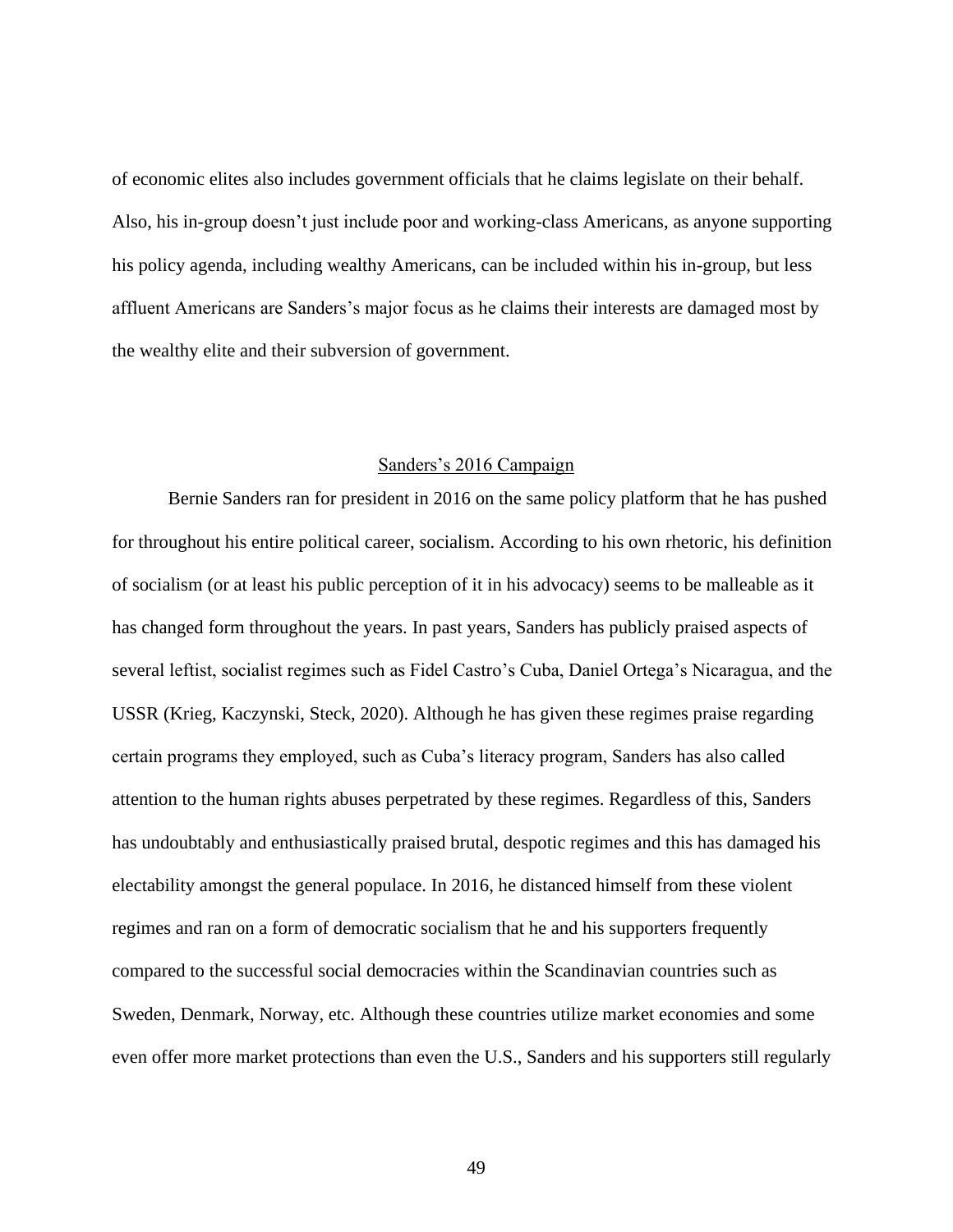of economic elites also includes government officials that he claims legislate on their behalf. Also, his in-group doesn't just include poor and working-class Americans, as anyone supporting his policy agenda, including wealthy Americans, can be included within his in-group, but less affluent Americans are Sanders's major focus as he claims their interests are damaged most by the wealthy elite and their subversion of government.

## Sanders's 2016 Campaign

Bernie Sanders ran for president in 2016 on the same policy platform that he has pushed for throughout his entire political career, socialism. According to his own rhetoric, his definition of socialism (or at least his public perception of it in his advocacy) seems to be malleable as it has changed form throughout the years. In past years, Sanders has publicly praised aspects of several leftist, socialist regimes such as Fidel Castro's Cuba, Daniel Ortega's Nicaragua, and the USSR (Krieg, Kaczynski, Steck, 2020). Although he has given these regimes praise regarding certain programs they employed, such as Cuba's literacy program, Sanders has also called attention to the human rights abuses perpetrated by these regimes. Regardless of this, Sanders has undoubtably and enthusiastically praised brutal, despotic regimes and this has damaged his electability amongst the general populace. In 2016, he distanced himself from these violent regimes and ran on a form of democratic socialism that he and his supporters frequently compared to the successful social democracies within the Scandinavian countries such as Sweden, Denmark, Norway, etc. Although these countries utilize market economies and some even offer more market protections than even the U.S., Sanders and his supporters still regularly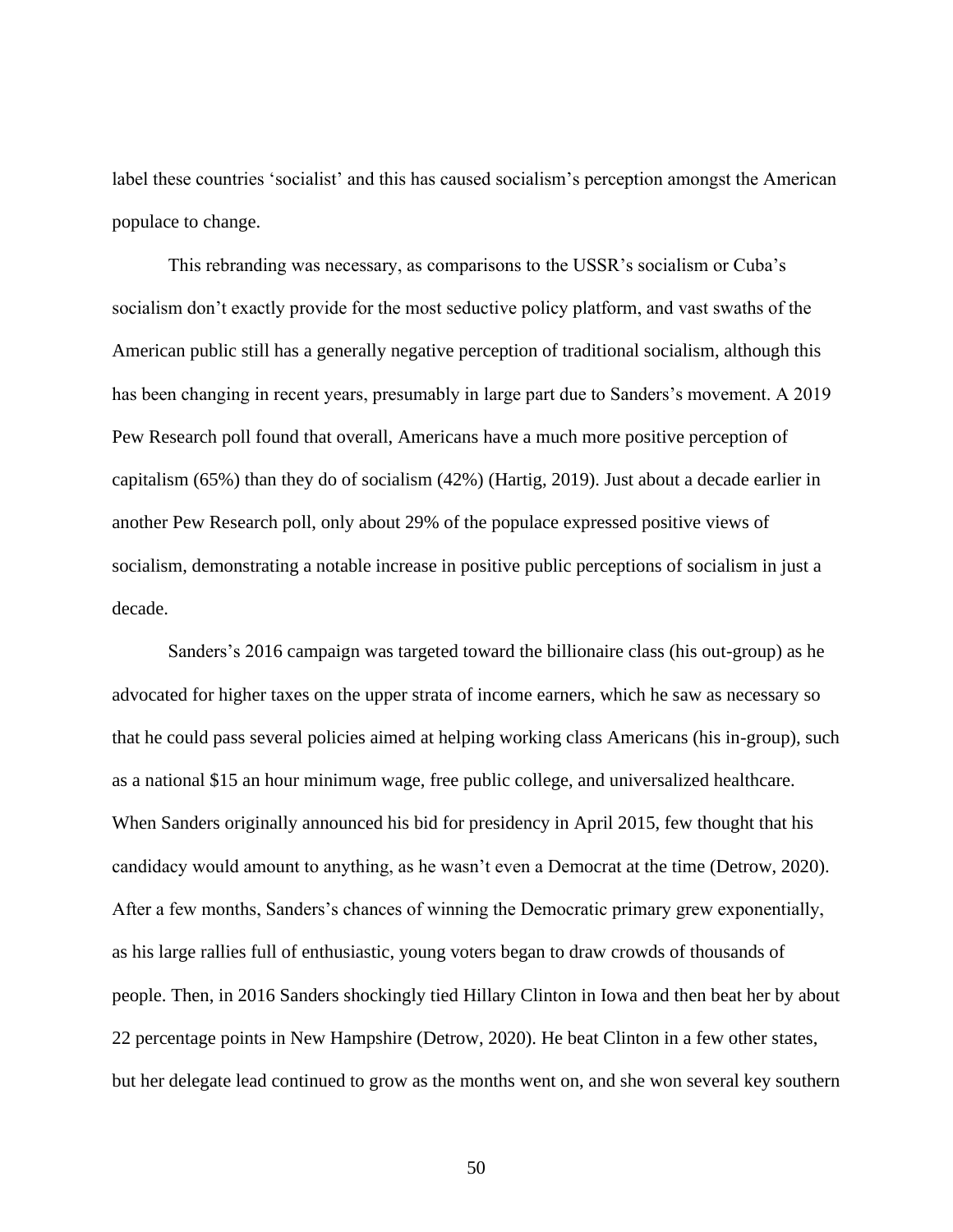label these countries 'socialist' and this has caused socialism's perception amongst the American populace to change.

This rebranding was necessary, as comparisons to the USSR's socialism or Cuba's socialism don't exactly provide for the most seductive policy platform, and vast swaths of the American public still has a generally negative perception of traditional socialism, although this has been changing in recent years, presumably in large part due to Sanders's movement. A 2019 Pew Research poll found that overall, Americans have a much more positive perception of capitalism (65%) than they do of socialism (42%) (Hartig, 2019). Just about a decade earlier in another Pew Research poll, only about 29% of the populace expressed positive views of socialism, demonstrating a notable increase in positive public perceptions of socialism in just a decade.

Sanders's 2016 campaign was targeted toward the billionaire class (his out-group) as he advocated for higher taxes on the upper strata of income earners, which he saw as necessary so that he could pass several policies aimed at helping working class Americans (his in-group), such as a national $15 an hour minimum wage, free public college, and universalized healthcare. When Sanders originally announced his bid for presidency in April 2015, few thought that his candidacy would amount to anything, as he wasn't even a Democrat at the time (Detrow, 2020). After a few months, Sanders's chances of winning the Democratic primary grew exponentially, as his large rallies full of enthusiastic, young voters began to draw crowds of thousands of people. Then, in 2016 Sanders shockingly tied Hillary Clinton in Iowa and then beat her by about 22 percentage points in New Hampshire (Detrow, 2020). He beat Clinton in a few other states, but her delegate lead continued to grow as the months went on, and she won several key southern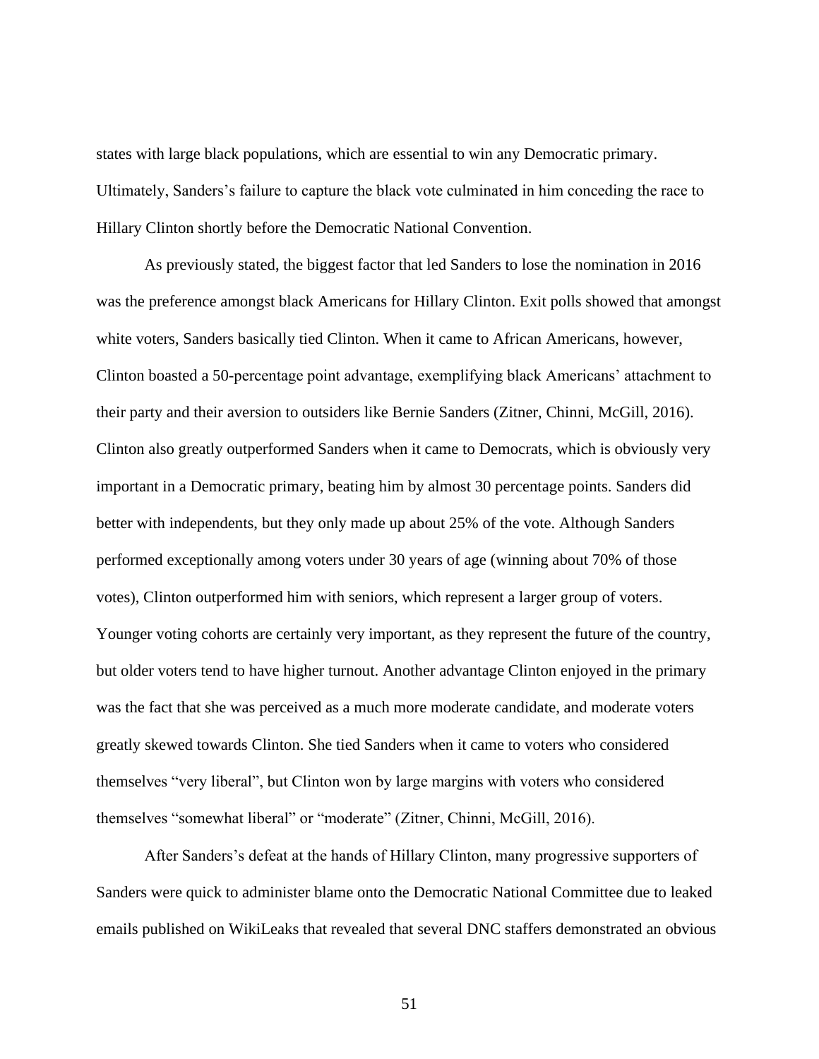states with large black populations, which are essential to win any Democratic primary. Ultimately, Sanders's failure to capture the black vote culminated in him conceding the race to Hillary Clinton shortly before the Democratic National Convention.

As previously stated, the biggest factor that led Sanders to lose the nomination in 2016 was the preference amongst black Americans for Hillary Clinton. Exit polls showed that amongst white voters, Sanders basically tied Clinton. When it came to African Americans, however, Clinton boasted a 50-percentage point advantage, exemplifying black Americans' attachment to their party and their aversion to outsiders like Bernie Sanders (Zitner, Chinni, McGill, 2016). Clinton also greatly outperformed Sanders when it came to Democrats, which is obviously very important in a Democratic primary, beating him by almost 30 percentage points. Sanders did better with independents, but they only made up about 25% of the vote. Although Sanders performed exceptionally among voters under 30 years of age (winning about 70% of those votes), Clinton outperformed him with seniors, which represent a larger group of voters. Younger voting cohorts are certainly very important, as they represent the future of the country, but older voters tend to have higher turnout. Another advantage Clinton enjoyed in the primary was the fact that she was perceived as a much more moderate candidate, and moderate voters greatly skewed towards Clinton. She tied Sanders when it came to voters who considered themselves "very liberal", but Clinton won by large margins with voters who considered themselves "somewhat liberal" or "moderate" (Zitner, Chinni, McGill, 2016).

After Sanders's defeat at the hands of Hillary Clinton, many progressive supporters of Sanders were quick to administer blame onto the Democratic National Committee due to leaked emails published on WikiLeaks that revealed that several DNC staffers demonstrated an obvious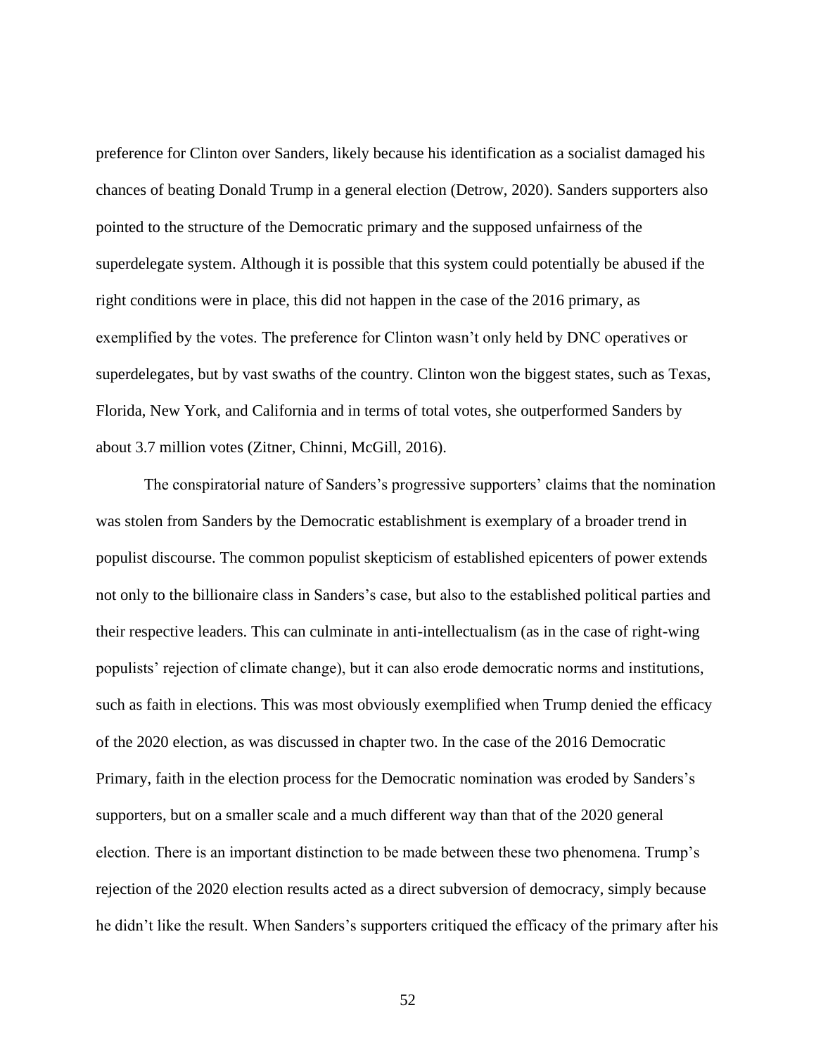preference for Clinton over Sanders, likely because his identification as a socialist damaged his chances of beating Donald Trump in a general election (Detrow, 2020). Sanders supporters also pointed to the structure of the Democratic primary and the supposed unfairness of the superdelegate system. Although it is possible that this system could potentially be abused if the right conditions were in place, this did not happen in the case of the 2016 primary, as exemplified by the votes. The preference for Clinton wasn't only held by DNC operatives or superdelegates, but by vast swaths of the country. Clinton won the biggest states, such as Texas, Florida, New York, and California and in terms of total votes, she outperformed Sanders by about 3.7 million votes (Zitner, Chinni, McGill, 2016).

The conspiratorial nature of Sanders's progressive supporters' claims that the nomination was stolen from Sanders by the Democratic establishment is exemplary of a broader trend in populist discourse. The common populist skepticism of established epicenters of power extends not only to the billionaire class in Sanders's case, but also to the established political parties and their respective leaders. This can culminate in anti-intellectualism (as in the case of right-wing populists' rejection of climate change), but it can also erode democratic norms and institutions, such as faith in elections. This was most obviously exemplified when Trump denied the efficacy of the 2020 election, as was discussed in chapter two. In the case of the 2016 Democratic Primary, faith in the election process for the Democratic nomination was eroded by Sanders's supporters, but on a smaller scale and a much different way than that of the 2020 general election. There is an important distinction to be made between these two phenomena. Trump's rejection of the 2020 election results acted as a direct subversion of democracy, simply because he didn't like the result. When Sanders's supporters critiqued the efficacy of the primary after his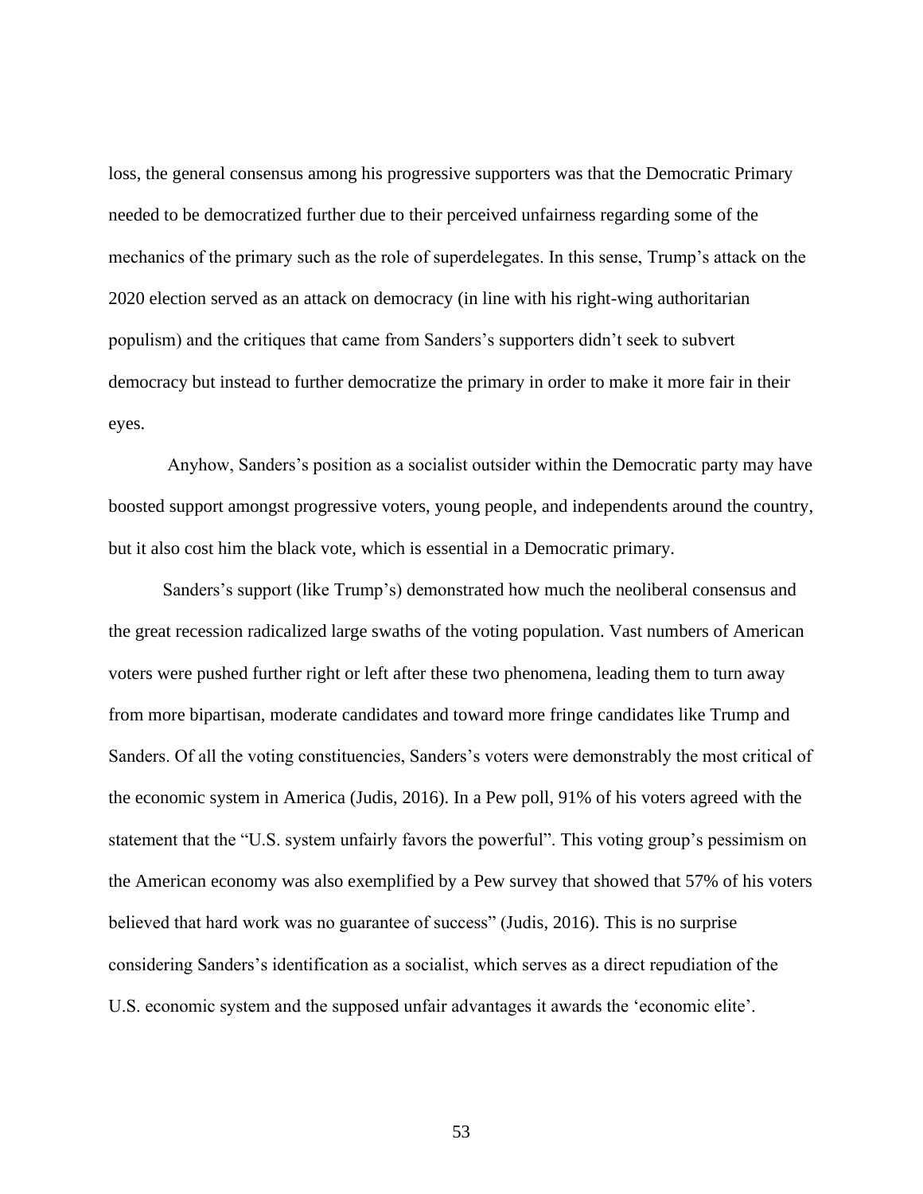loss, the general consensus among his progressive supporters was that the Democratic Primary needed to be democratized further due to their perceived unfairness regarding some of the mechanics of the primary such as the role of superdelegates. In this sense, Trump's attack on the 2020 election served as an attack on democracy (in line with his right-wing authoritarian populism) and the critiques that came from Sanders's supporters didn't seek to subvert democracy but instead to further democratize the primary in order to make it more fair in their eyes.

Anyhow, Sanders's position as a socialist outsider within the Democratic party may have boosted support amongst progressive voters, young people, and independents around the country, but it also cost him the black vote, which is essential in a Democratic primary.

Sanders's support (like Trump's) demonstrated how much the neoliberal consensus and the great recession radicalized large swaths of the voting population. Vast numbers of American voters were pushed further right or left after these two phenomena, leading them to turn away from more bipartisan, moderate candidates and toward more fringe candidates like Trump and Sanders. Of all the voting constituencies, Sanders's voters were demonstrably the most critical of the economic system in America (Judis, 2016). In a Pew poll, 91% of his voters agreed with the statement that the "U.S. system unfairly favors the powerful". This voting group's pessimism on the American economy was also exemplified by a Pew survey that showed that 57% of his voters believed that hard work was no guarantee of success" (Judis, 2016). This is no surprise considering Sanders's identification as a socialist, which serves as a direct repudiation of the U.S. economic system and the supposed unfair advantages it awards the 'economic elite'.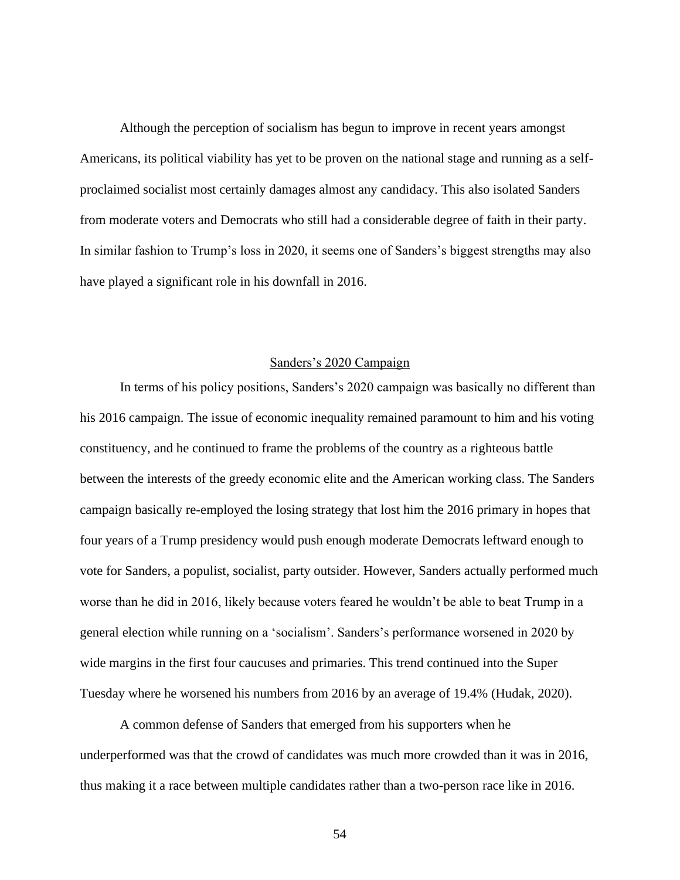Although the perception of socialism has begun to improve in recent years amongst Americans, its political viability has yet to be proven on the national stage and running as a self-proclaimed socialist most certainly damages almost any candidacy. This also isolated Sanders from moderate voters and Democrats who still had a considerable degree of faith in their party. In similar fashion to Trump's loss in 2020, it seems one of Sanders's biggest strengths may also have played a significant role in his downfall in 2016.

## Sanders's 2020 Campaign

In terms of his policy positions, Sanders's 2020 campaign was basically no different than his 2016 campaign. The issue of economic inequality remained paramount to him and his voting constituency, and he continued to frame the problems of the country as a righteous battle between the interests of the greedy economic elite and the American working class. The Sanders campaign basically re-employed the losing strategy that lost him the 2016 primary in hopes that four years of a Trump presidency would push enough moderate Democrats leftward enough to vote for Sanders, a populist, socialist, party outsider. However, Sanders actually performed much worse than he did in 2016, likely because voters feared he wouldn't be able to beat Trump in a general election while running on a 'socialism'. Sanders's performance worsened in 2020 by wide margins in the first four caucuses and primaries. This trend continued into the Super Tuesday where he worsened his numbers from 2016 by an average of 19.4% (Hudak, 2020).

A common defense of Sanders that emerged from his supporters when he underperformed was that the crowd of candidates was much more crowded than it was in 2016, thus making it a race between multiple candidates rather than a two-person race like in 2016.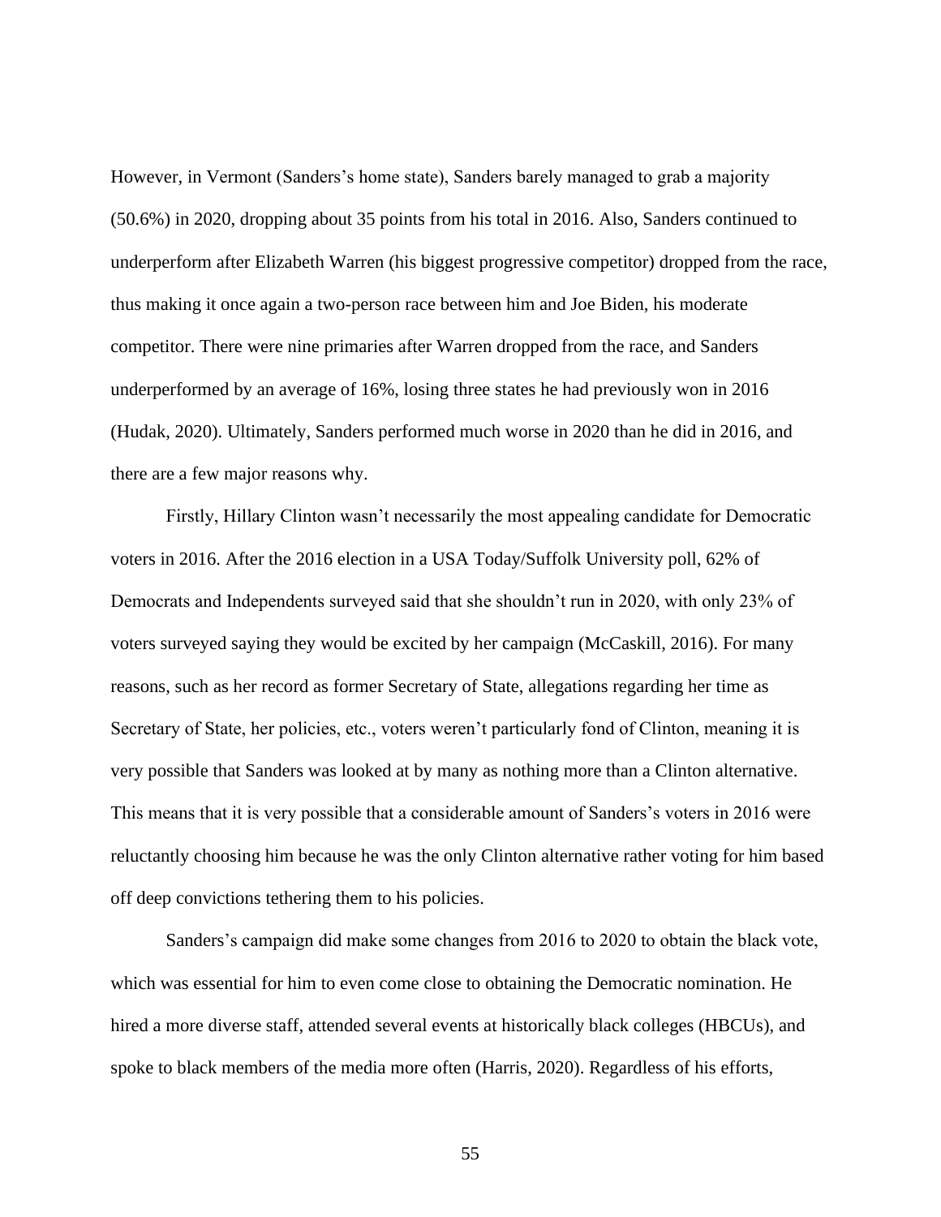However, in Vermont (Sanders's home state), Sanders barely managed to grab a majority (50.6%) in 2020, dropping about 35 points from his total in 2016. Also, Sanders continued to underperform after Elizabeth Warren (his biggest progressive competitor) dropped from the race, thus making it once again a two-person race between him and Joe Biden, his moderate competitor. There were nine primaries after Warren dropped from the race, and Sanders underperformed by an average of 16%, losing three states he had previously won in 2016 (Hudak, 2020). Ultimately, Sanders performed much worse in 2020 than he did in 2016, and there are a few major reasons why.

Firstly, Hillary Clinton wasn't necessarily the most appealing candidate for Democratic voters in 2016. After the 2016 election in a USA Today/Suffolk University poll, 62% of Democrats and Independents surveyed said that she shouldn't run in 2020, with only 23% of voters surveyed saying they would be excited by her campaign (McCaskill, 2016). For many reasons, such as her record as former Secretary of State, allegations regarding her time as Secretary of State, her policies, etc., voters weren't particularly fond of Clinton, meaning it is very possible that Sanders was looked at by many as nothing more than a Clinton alternative. This means that it is very possible that a considerable amount of Sanders's voters in 2016 were reluctantly choosing him because he was the only Clinton alternative rather voting for him based off deep convictions tethering them to his policies.

Sanders's campaign did make some changes from 2016 to 2020 to obtain the black vote, which was essential for him to even come close to obtaining the Democratic nomination. He hired a more diverse staff, attended several events at historically black colleges (HBCUs), and spoke to black members of the media more often (Harris, 2020). Regardless of his efforts,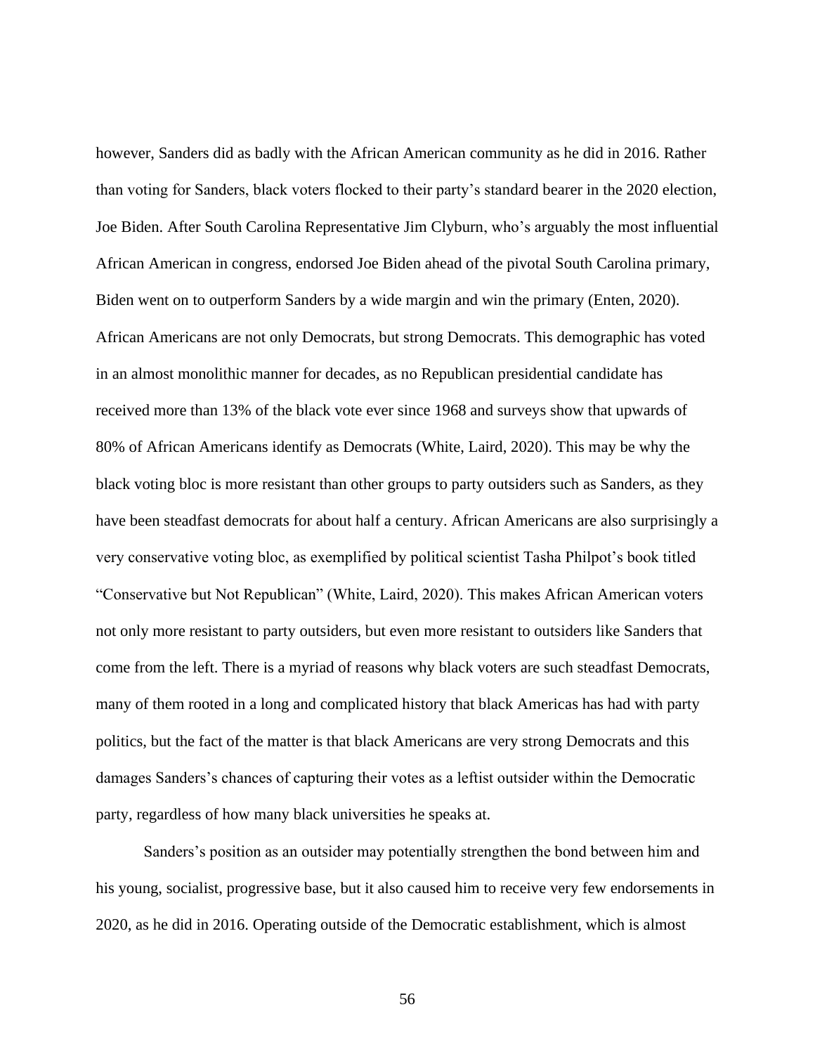however, Sanders did as badly with the African American community as he did in 2016. Rather than voting for Sanders, black voters flocked to their party's standard bearer in the 2020 election, Joe Biden. After South Carolina Representative Jim Clyburn, who's arguably the most influential African American in congress, endorsed Joe Biden ahead of the pivotal South Carolina primary, Biden went on to outperform Sanders by a wide margin and win the primary (Enten, 2020). African Americans are not only Democrats, but strong Democrats. This demographic has voted in an almost monolithic manner for decades, as no Republican presidential candidate has received more than 13% of the black vote ever since 1968 and surveys show that upwards of 80% of African Americans identify as Democrats (White, Laird, 2020). This may be why the black voting bloc is more resistant than other groups to party outsiders such as Sanders, as they have been steadfast democrats for about half a century. African Americans are also surprisingly a very conservative voting bloc, as exemplified by political scientist Tasha Philpot's book titled "Conservative but Not Republican" (White, Laird, 2020). This makes African American voters not only more resistant to party outsiders, but even more resistant to outsiders like Sanders that come from the left. There is a myriad of reasons why black voters are such steadfast Democrats, many of them rooted in a long and complicated history that black Americas has had with party politics, but the fact of the matter is that black Americans are very strong Democrats and this damages Sanders's chances of capturing their votes as a leftist outsider within the Democratic party, regardless of how many black universities he speaks at.

Sanders's position as an outsider may potentially strengthen the bond between him and his young, socialist, progressive base, but it also caused him to receive very few endorsements in 2020, as he did in 2016. Operating outside of the Democratic establishment, which is almost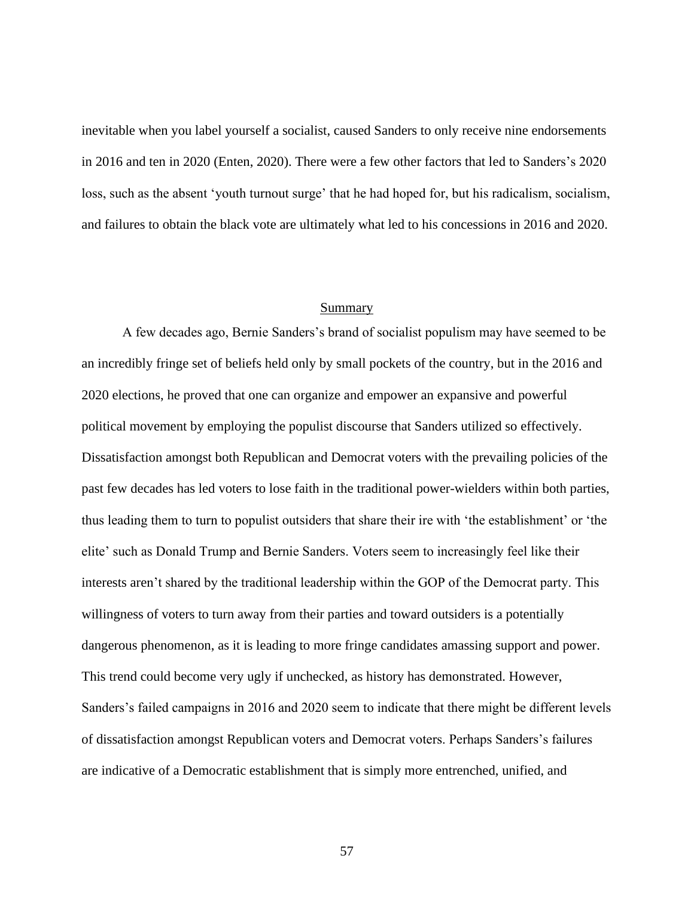inevitable when you label yourself a socialist, caused Sanders to only receive nine endorsements in 2016 and ten in 2020 (Enten, 2020). There were a few other factors that led to Sanders's 2020 loss, such as the absent 'youth turnout surge' that he had hoped for, but his radicalism, socialism, and failures to obtain the black vote are ultimately what led to his concessions in 2016 and 2020.

## Summary

A few decades ago, Bernie Sanders's brand of socialist populism may have seemed to be an incredibly fringe set of beliefs held only by small pockets of the country, but in the 2016 and 2020 elections, he proved that one can organize and empower an expansive and powerful political movement by employing the populist discourse that Sanders utilized so effectively. Dissatisfaction amongst both Republican and Democrat voters with the prevailing policies of the past few decades has led voters to lose faith in the traditional power-wielders within both parties, thus leading them to turn to populist outsiders that share their ire with 'the establishment' or 'the elite' such as Donald Trump and Bernie Sanders. Voters seem to increasingly feel like their interests aren't shared by the traditional leadership within the GOP of the Democrat party. This willingness of voters to turn away from their parties and toward outsiders is a potentially dangerous phenomenon, as it is leading to more fringe candidates amassing support and power. This trend could become very ugly if unchecked, as history has demonstrated. However, Sanders's failed campaigns in 2016 and 2020 seem to indicate that there might be different levels of dissatisfaction amongst Republican voters and Democrat voters. Perhaps Sanders's failures are indicative of a Democratic establishment that is simply more entrenched, unified, and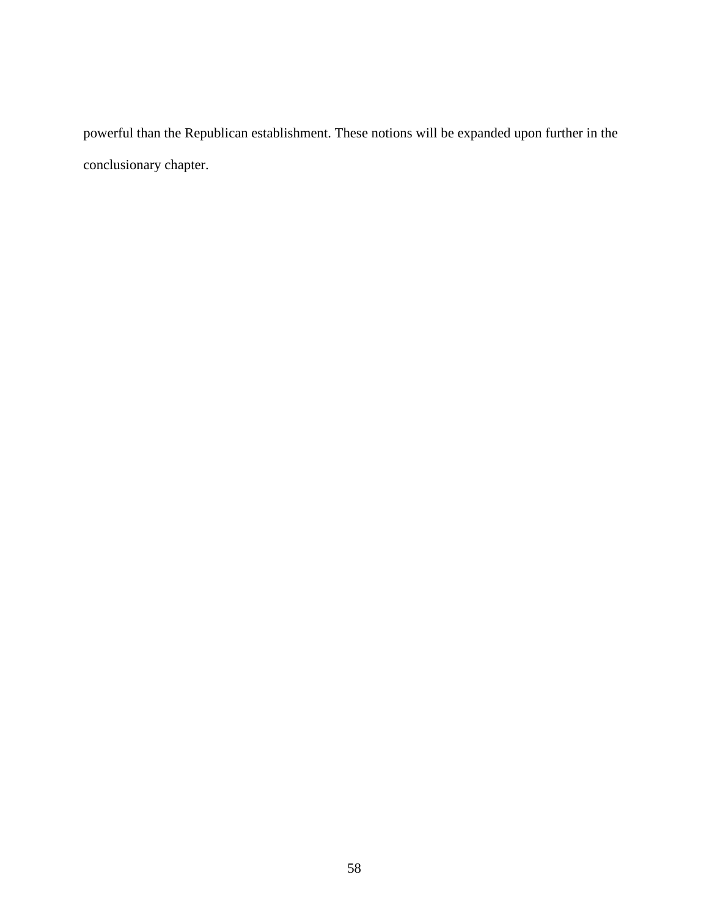powerful than the Republican establishment. These notions will be expanded upon further in the conclusionary chapter.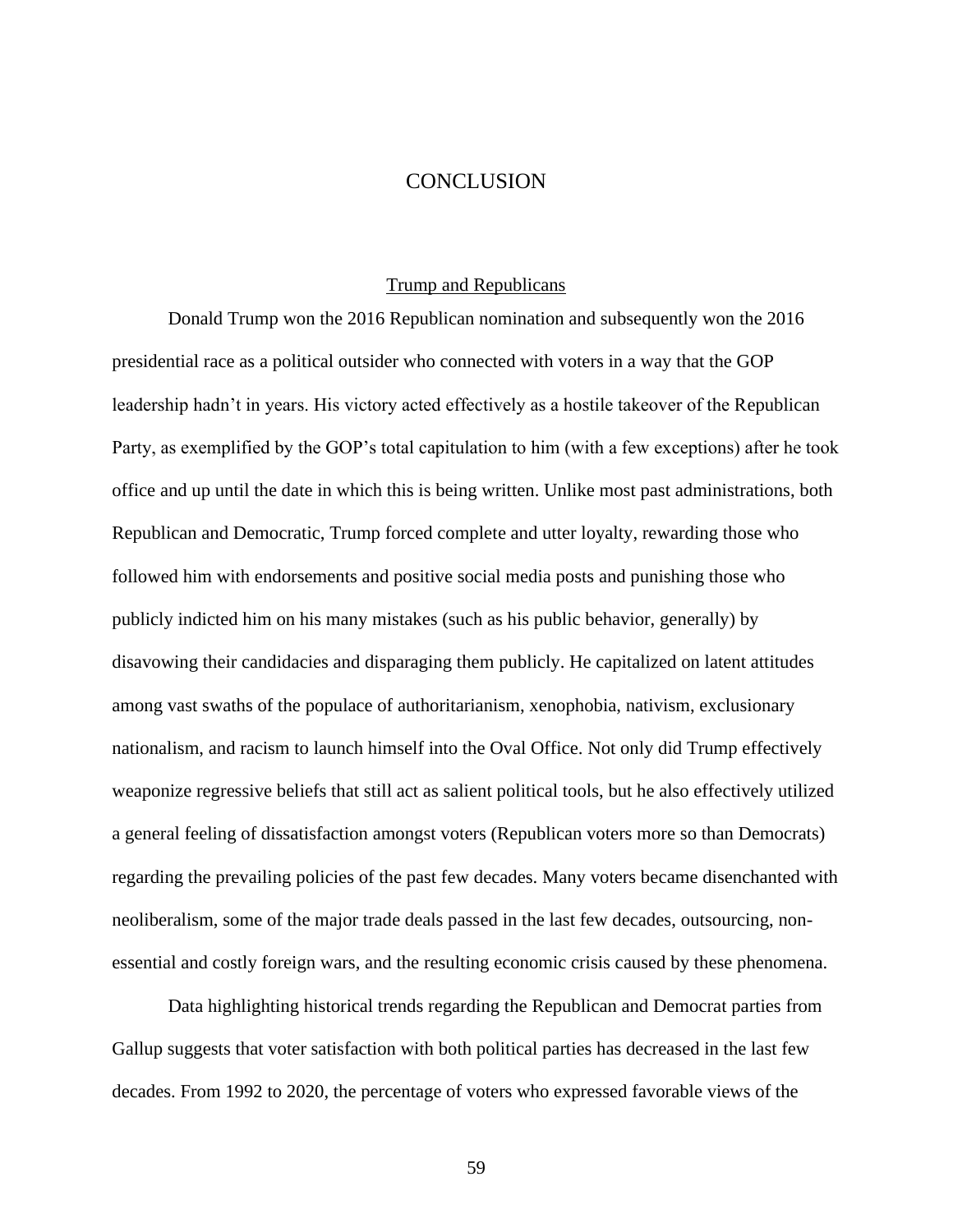# CONCLUSION

## Trump and Republicans

Donald Trump won the 2016 Republican nomination and subsequently won the 2016 presidential race as a political outsider who connected with voters in a way that the GOP leadership hadn't in years. His victory acted effectively as a hostile takeover of the Republican Party, as exemplified by the GOP's total capitulation to him (with a few exceptions) after he took office and up until the date in which this is being written. Unlike most past administrations, both Republican and Democratic, Trump forced complete and utter loyalty, rewarding those who followed him with endorsements and positive social media posts and punishing those who publicly indicted him on his many mistakes (such as his public behavior, generally) by disavowing their candidacies and disparaging them publicly. He capitalized on latent attitudes among vast swaths of the populace of authoritarianism, xenophobia, nativism, exclusionary nationalism, and racism to launch himself into the Oval Office. Not only did Trump effectively weaponize regressive beliefs that still act as salient political tools, but he also effectively utilized a general feeling of dissatisfaction amongst voters (Republican voters more so than Democrats) regarding the prevailing policies of the past few decades. Many voters became disenchanted with neoliberalism, some of the major trade deals passed in the last few decades, outsourcing, non-essential and costly foreign wars, and the resulting economic crisis caused by these phenomena.

Data highlighting historical trends regarding the Republican and Democrat parties from Gallup suggests that voter satisfaction with both political parties has decreased in the last few decades. From 1992 to 2020, the percentage of voters who expressed favorable views of the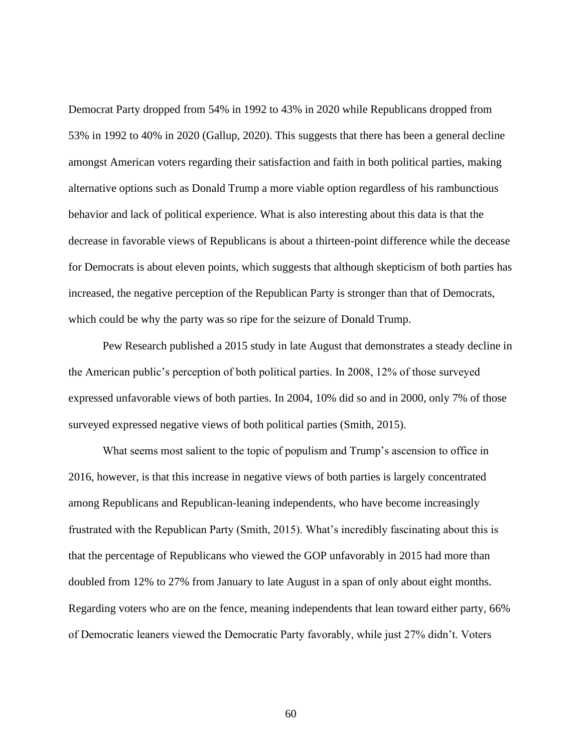Democrat Party dropped from 54% in 1992 to 43% in 2020 while Republicans dropped from 53% in 1992 to 40% in 2020 (Gallup, 2020). This suggests that there has been a general decline amongst American voters regarding their satisfaction and faith in both political parties, making alternative options such as Donald Trump a more viable option regardless of his rambunctious behavior and lack of political experience. What is also interesting about this data is that the decrease in favorable views of Republicans is about a thirteen-point difference while the decease for Democrats is about eleven points, which suggests that although skepticism of both parties has increased, the negative perception of the Republican Party is stronger than that of Democrats, which could be why the party was so ripe for the seizure of Donald Trump.

Pew Research published a 2015 study in late August that demonstrates a steady decline in the American public's perception of both political parties. In 2008, 12% of those surveyed expressed unfavorable views of both parties. In 2004, 10% did so and in 2000, only 7% of those surveyed expressed negative views of both political parties (Smith, 2015).

What seems most salient to the topic of populism and Trump's ascension to office in 2016, however, is that this increase in negative views of both parties is largely concentrated among Republicans and Republican-leaning independents, who have become increasingly frustrated with the Republican Party (Smith, 2015). What's incredibly fascinating about this is that the percentage of Republicans who viewed the GOP unfavorably in 2015 had more than doubled from 12% to 27% from January to late August in a span of only about eight months. Regarding voters who are on the fence, meaning independents that lean toward either party, 66% of Democratic leaners viewed the Democratic Party favorably, while just 27% didn't. Voters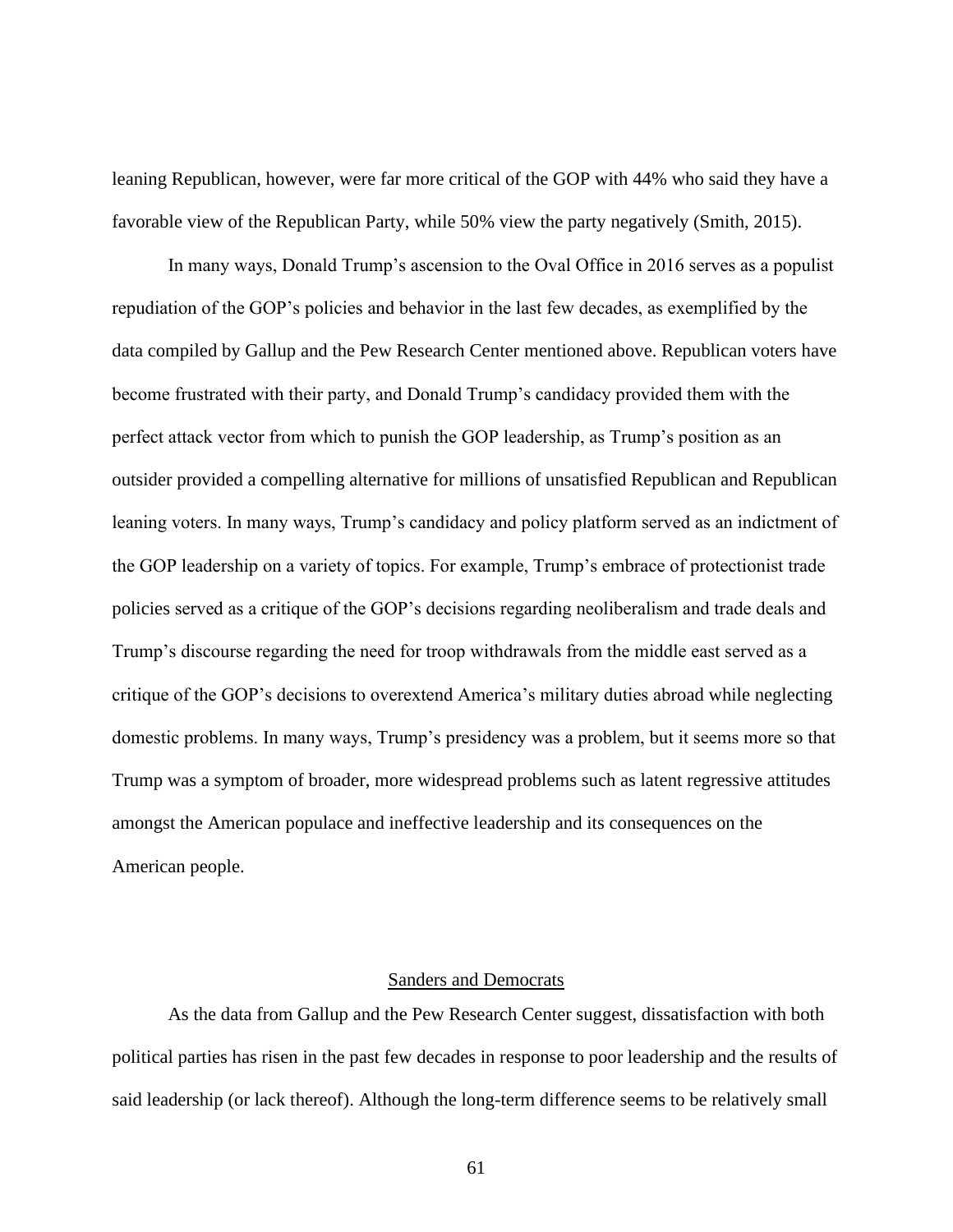leaning Republican, however, were far more critical of the GOP with 44% who said they have a favorable view of the Republican Party, while 50% view the party negatively (Smith, 2015).

In many ways, Donald Trump's ascension to the Oval Office in 2016 serves as a populist repudiation of the GOP's policies and behavior in the last few decades, as exemplified by the data compiled by Gallup and the Pew Research Center mentioned above. Republican voters have become frustrated with their party, and Donald Trump's candidacy provided them with the perfect attack vector from which to punish the GOP leadership, as Trump's position as an outsider provided a compelling alternative for millions of unsatisfied Republican and Republican leaning voters. In many ways, Trump's candidacy and policy platform served as an indictment of the GOP leadership on a variety of topics. For example, Trump's embrace of protectionist trade policies served as a critique of the GOP's decisions regarding neoliberalism and trade deals and Trump's discourse regarding the need for troop withdrawals from the middle east served as a critique of the GOP's decisions to overextend America's military duties abroad while neglecting domestic problems. In many ways, Trump's presidency was a problem, but it seems more so that Trump was a symptom of broader, more widespread problems such as latent regressive attitudes amongst the American populace and ineffective leadership and its consequences on the American people.

## Sanders and Democrats

As the data from Gallup and the Pew Research Center suggest, dissatisfaction with both political parties has risen in the past few decades in response to poor leadership and the results of said leadership (or lack thereof). Although the long-term difference seems to be relatively small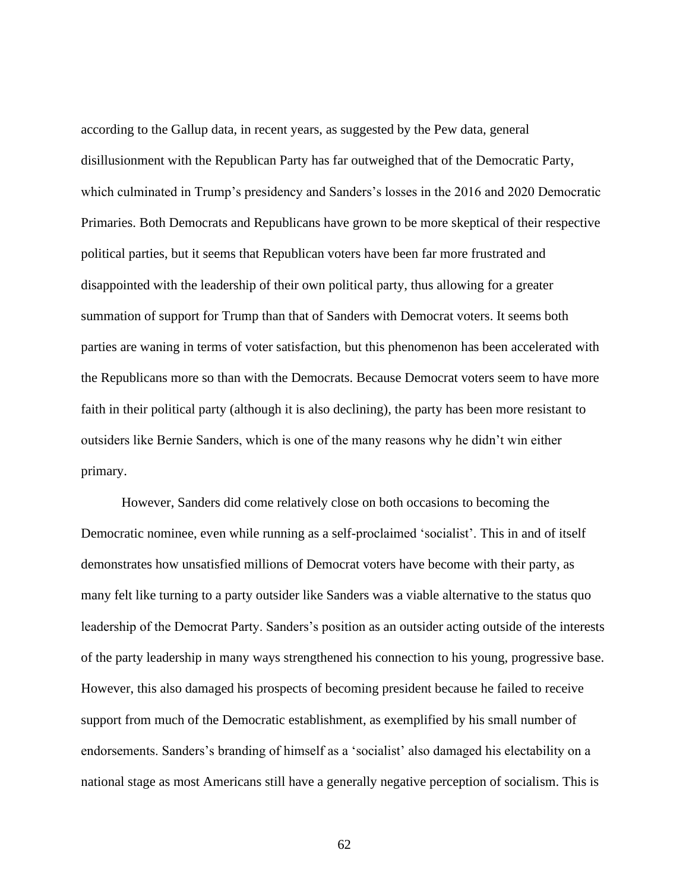according to the Gallup data, in recent years, as suggested by the Pew data, general disillusionment with the Republican Party has far outweighed that of the Democratic Party, which culminated in Trump's presidency and Sanders's losses in the 2016 and 2020 Democratic Primaries. Both Democrats and Republicans have grown to be more skeptical of their respective political parties, but it seems that Republican voters have been far more frustrated and disappointed with the leadership of their own political party, thus allowing for a greater summation of support for Trump than that of Sanders with Democrat voters. It seems both parties are waning in terms of voter satisfaction, but this phenomenon has been accelerated with the Republicans more so than with the Democrats. Because Democrat voters seem to have more faith in their political party (although it is also declining), the party has been more resistant to outsiders like Bernie Sanders, which is one of the many reasons why he didn't win either primary.

However, Sanders did come relatively close on both occasions to becoming the Democratic nominee, even while running as a self-proclaimed 'socialist'. This in and of itself demonstrates how unsatisfied millions of Democrat voters have become with their party, as many felt like turning to a party outsider like Sanders was a viable alternative to the status quo leadership of the Democrat Party. Sanders's position as an outsider acting outside of the interests of the party leadership in many ways strengthened his connection to his young, progressive base. However, this also damaged his prospects of becoming president because he failed to receive support from much of the Democratic establishment, as exemplified by his small number of endorsements. Sanders's branding of himself as a 'socialist' also damaged his electability on a national stage as most Americans still have a generally negative perception of socialism. This is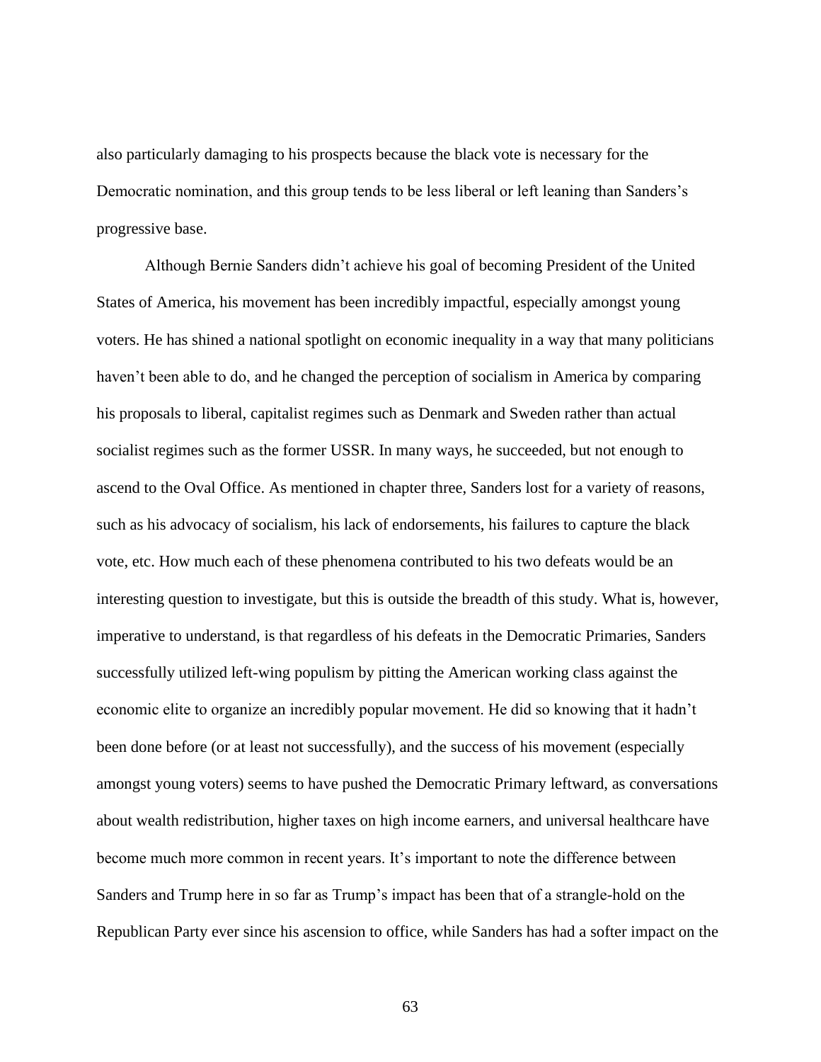also particularly damaging to his prospects because the black vote is necessary for the Democratic nomination, and this group tends to be less liberal or left leaning than Sanders's progressive base.

Although Bernie Sanders didn't achieve his goal of becoming President of the United States of America, his movement has been incredibly impactful, especially amongst young voters. He has shined a national spotlight on economic inequality in a way that many politicians haven't been able to do, and he changed the perception of socialism in America by comparing his proposals to liberal, capitalist regimes such as Denmark and Sweden rather than actual socialist regimes such as the former USSR. In many ways, he succeeded, but not enough to ascend to the Oval Office. As mentioned in chapter three, Sanders lost for a variety of reasons, such as his advocacy of socialism, his lack of endorsements, his failures to capture the black vote, etc. How much each of these phenomena contributed to his two defeats would be an interesting question to investigate, but this is outside the breadth of this study. What is, however, imperative to understand, is that regardless of his defeats in the Democratic Primaries, Sanders successfully utilized left-wing populism by pitting the American working class against the economic elite to organize an incredibly popular movement. He did so knowing that it hadn't been done before (or at least not successfully), and the success of his movement (especially amongst young voters) seems to have pushed the Democratic Primary leftward, as conversations about wealth redistribution, higher taxes on high income earners, and universal healthcare have become much more common in recent years. It's important to note the difference between Sanders and Trump here in so far as Trump's impact has been that of a strangle-hold on the Republican Party ever since his ascension to office, while Sanders has had a softer impact on the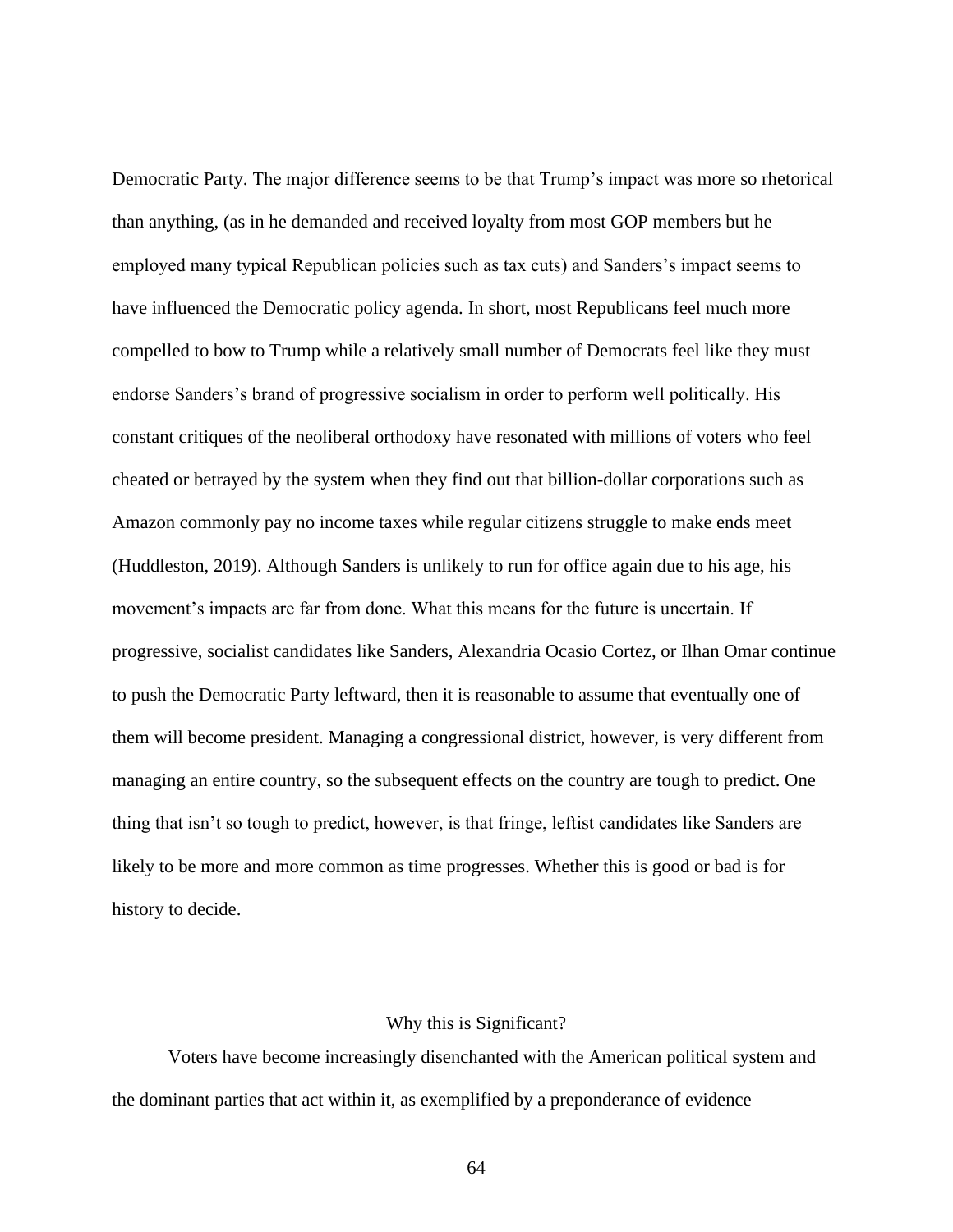Democratic Party. The major difference seems to be that Trump's impact was more so rhetorical than anything, (as in he demanded and received loyalty from most GOP members but he employed many typical Republican policies such as tax cuts) and Sanders's impact seems to have influenced the Democratic policy agenda. In short, most Republicans feel much more compelled to bow to Trump while a relatively small number of Democrats feel like they must endorse Sanders's brand of progressive socialism in order to perform well politically. His constant critiques of the neoliberal orthodoxy have resonated with millions of voters who feel cheated or betrayed by the system when they find out that billion-dollar corporations such as Amazon commonly pay no income taxes while regular citizens struggle to make ends meet (Huddleston, 2019). Although Sanders is unlikely to run for office again due to his age, his movement's impacts are far from done. What this means for the future is uncertain. If progressive, socialist candidates like Sanders, Alexandria Ocasio Cortez, or Ilhan Omar continue to push the Democratic Party leftward, then it is reasonable to assume that eventually one of them will become president. Managing a congressional district, however, is very different from managing an entire country, so the subsequent effects on the country are tough to predict. One thing that isn't so tough to predict, however, is that fringe, leftist candidates like Sanders are likely to be more and more common as time progresses. Whether this is good or bad is for history to decide.

## Why this is Significant?

Voters have become increasingly disenchanted with the American political system and the dominant parties that act within it, as exemplified by a preponderance of evidence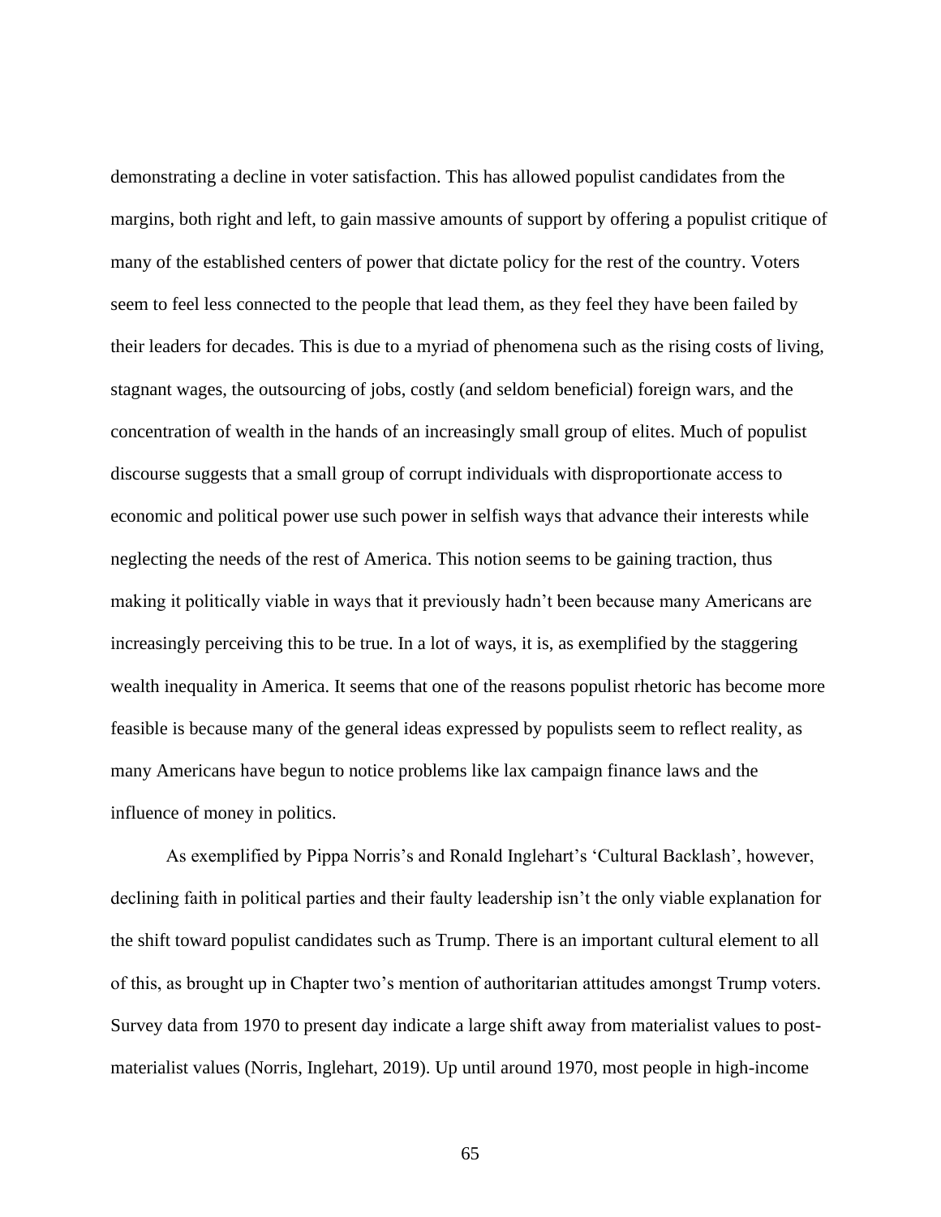demonstrating a decline in voter satisfaction. This has allowed populist candidates from the margins, both right and left, to gain massive amounts of support by offering a populist critique of many of the established centers of power that dictate policy for the rest of the country. Voters seem to feel less connected to the people that lead them, as they feel they have been failed by their leaders for decades. This is due to a myriad of phenomena such as the rising costs of living, stagnant wages, the outsourcing of jobs, costly (and seldom beneficial) foreign wars, and the concentration of wealth in the hands of an increasingly small group of elites. Much of populist discourse suggests that a small group of corrupt individuals with disproportionate access to economic and political power use such power in selfish ways that advance their interests while neglecting the needs of the rest of America. This notion seems to be gaining traction, thus making it politically viable in ways that it previously hadn't been because many Americans are increasingly perceiving this to be true. In a lot of ways, it is, as exemplified by the staggering wealth inequality in America. It seems that one of the reasons populist rhetoric has become more feasible is because many of the general ideas expressed by populists seem to reflect reality, as many Americans have begun to notice problems like lax campaign finance laws and the influence of money in politics.

As exemplified by Pippa Norris's and Ronald Inglehart's 'Cultural Backlash', however, declining faith in political parties and their faulty leadership isn't the only viable explanation for the shift toward populist candidates such as Trump. There is an important cultural element to all of this, as brought up in Chapter two's mention of authoritarian attitudes amongst Trump voters. Survey data from 1970 to present day indicate a large shift away from materialist values to post-materialist values (Norris, Inglehart, 2019). Up until around 1970, most people in high-income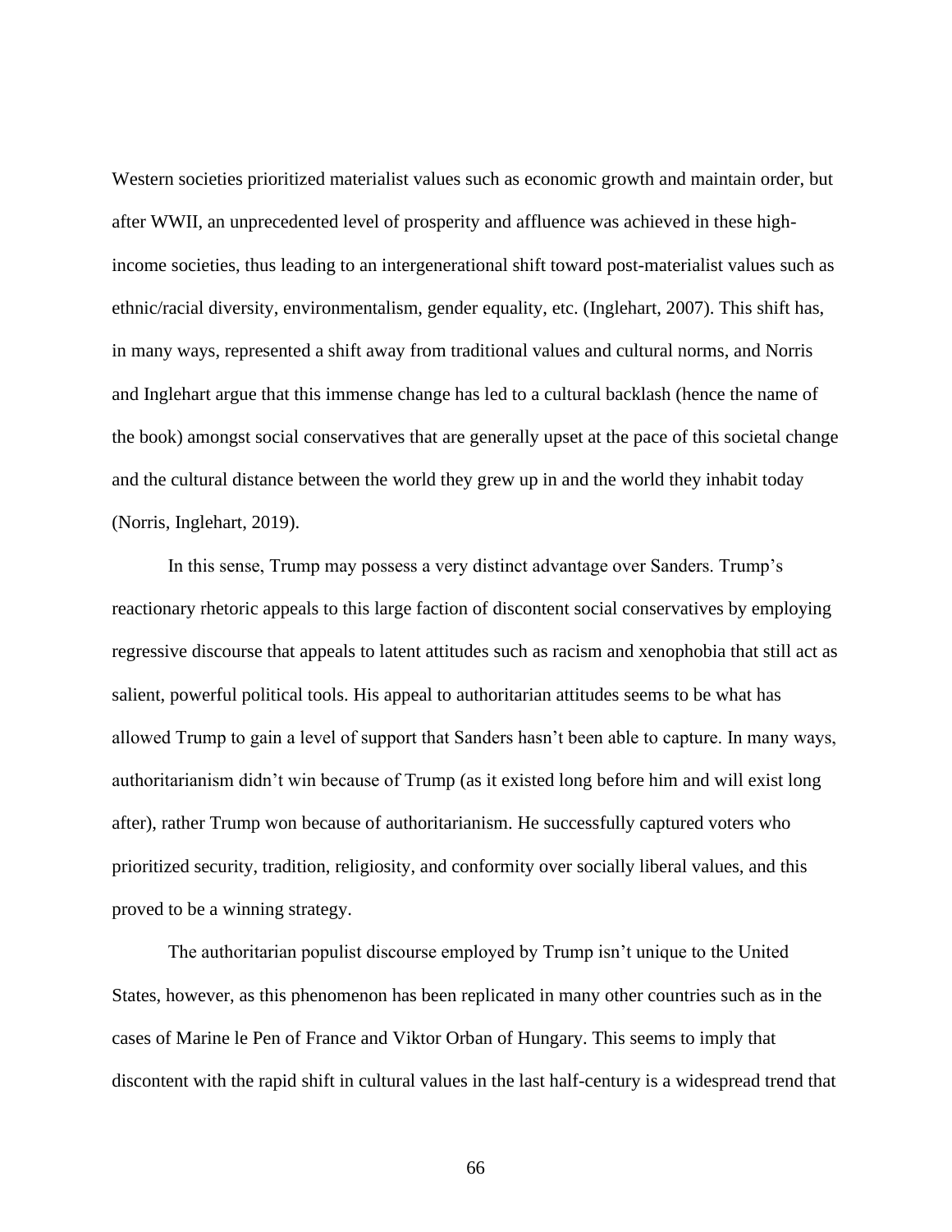Western societies prioritized materialist values such as economic growth and maintain order, but after WWII, an unprecedented level of prosperity and affluence was achieved in these high-income societies, thus leading to an intergenerational shift toward post-materialist values such as ethnic/racial diversity, environmentalism, gender equality, etc. (Inglehart, 2007). This shift has, in many ways, represented a shift away from traditional values and cultural norms, and Norris and Inglehart argue that this immense change has led to a cultural backlash (hence the name of the book) amongst social conservatives that are generally upset at the pace of this societal change and the cultural distance between the world they grew up in and the world they inhabit today (Norris, Inglehart, 2019).

In this sense, Trump may possess a very distinct advantage over Sanders. Trump's reactionary rhetoric appeals to this large faction of discontent social conservatives by employing regressive discourse that appeals to latent attitudes such as racism and xenophobia that still act as salient, powerful political tools. His appeal to authoritarian attitudes seems to be what has allowed Trump to gain a level of support that Sanders hasn't been able to capture. In many ways, authoritarianism didn't win because of Trump (as it existed long before him and will exist long after), rather Trump won because of authoritarianism. He successfully captured voters who prioritized security, tradition, religiosity, and conformity over socially liberal values, and this proved to be a winning strategy.

The authoritarian populist discourse employed by Trump isn't unique to the United States, however, as this phenomenon has been replicated in many other countries such as in the cases of Marine le Pen of France and Viktor Orban of Hungary. This seems to imply that discontent with the rapid shift in cultural values in the last half-century is a widespread trend that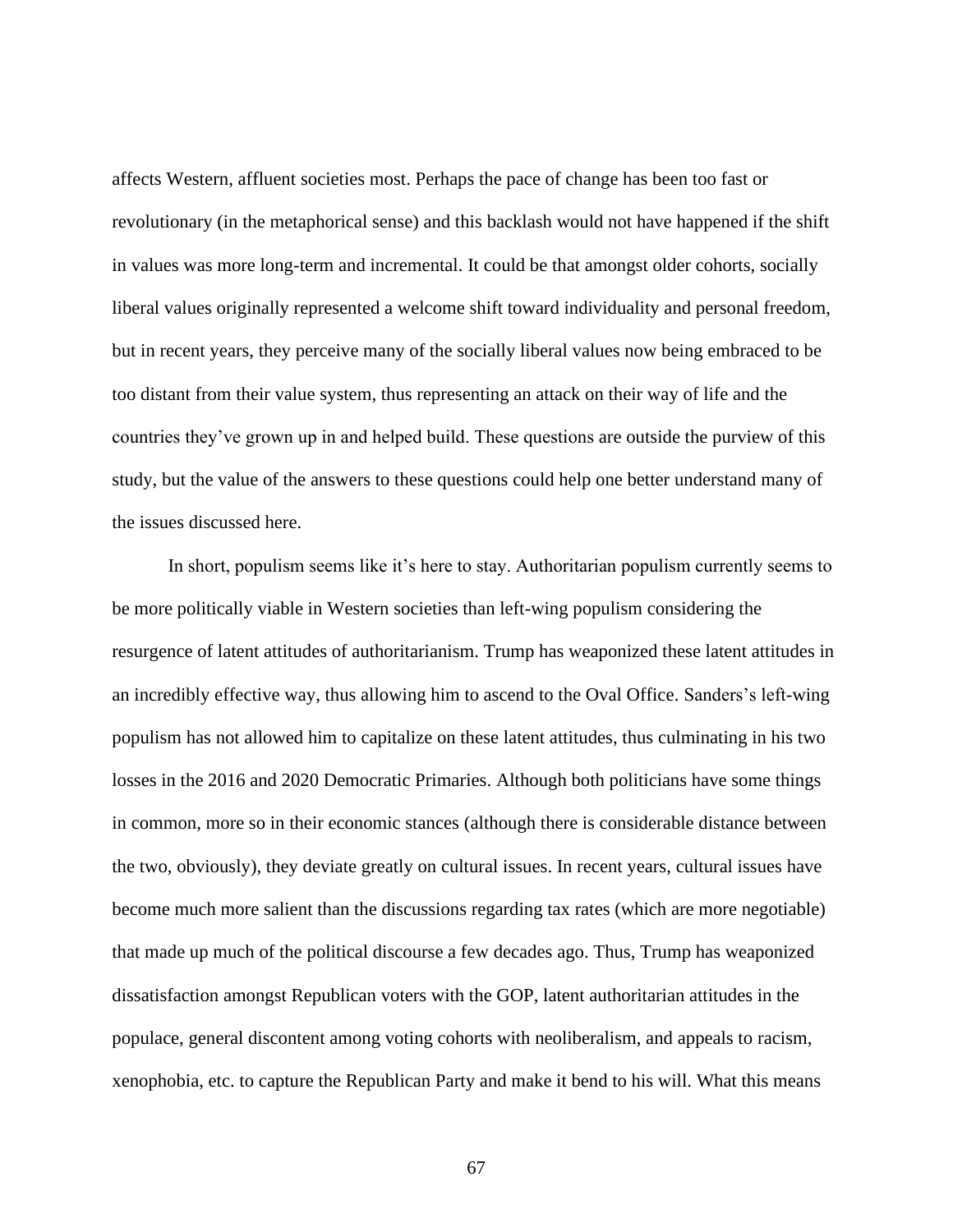affects Western, affluent societies most. Perhaps the pace of change has been too fast or revolutionary (in the metaphorical sense) and this backlash would not have happened if the shift in values was more long-term and incremental. It could be that amongst older cohorts, socially liberal values originally represented a welcome shift toward individuality and personal freedom, but in recent years, they perceive many of the socially liberal values now being embraced to be too distant from their value system, thus representing an attack on their way of life and the countries they've grown up in and helped build. These questions are outside the purview of this study, but the value of the answers to these questions could help one better understand many of the issues discussed here.

In short, populism seems like it's here to stay. Authoritarian populism currently seems to be more politically viable in Western societies than left-wing populism considering the resurgence of latent attitudes of authoritarianism. Trump has weaponized these latent attitudes in an incredibly effective way, thus allowing him to ascend to the Oval Office. Sanders's left-wing populism has not allowed him to capitalize on these latent attitudes, thus culminating in his two losses in the 2016 and 2020 Democratic Primaries. Although both politicians have some things in common, more so in their economic stances (although there is considerable distance between the two, obviously), they deviate greatly on cultural issues. In recent years, cultural issues have become much more salient than the discussions regarding tax rates (which are more negotiable) that made up much of the political discourse a few decades ago. Thus, Trump has weaponized dissatisfaction amongst Republican voters with the GOP, latent authoritarian attitudes in the populace, general discontent among voting cohorts with neoliberalism, and appeals to racism, xenophobia, etc. to capture the Republican Party and make it bend to his will. What this means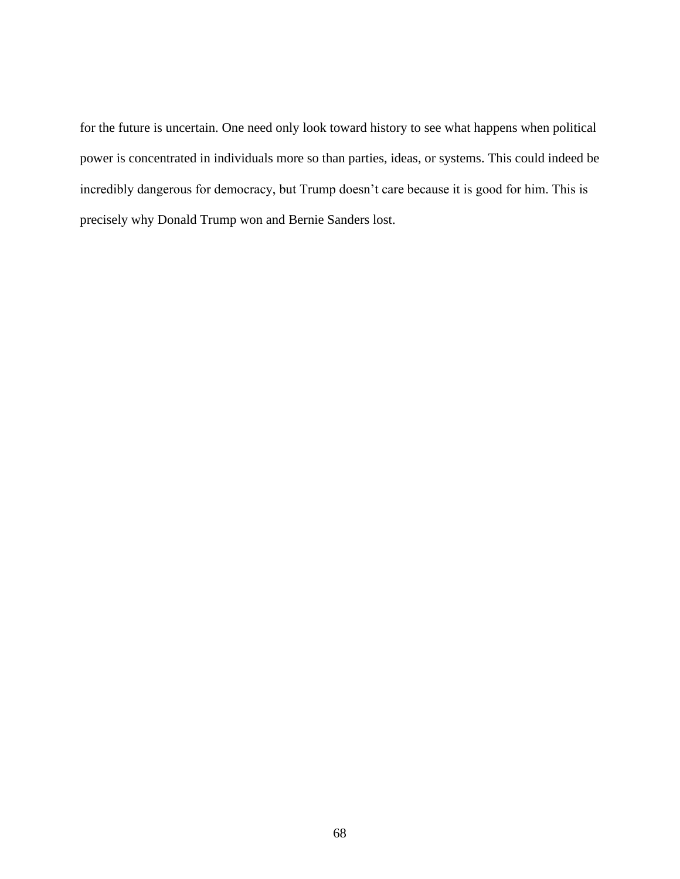for the future is uncertain. One need only look toward history to see what happens when political power is concentrated in individuals more so than parties, ideas, or systems. This could indeed be incredibly dangerous for democracy, but Trump doesn't care because it is good for him. This is precisely why Donald Trump won and Bernie Sanders lost.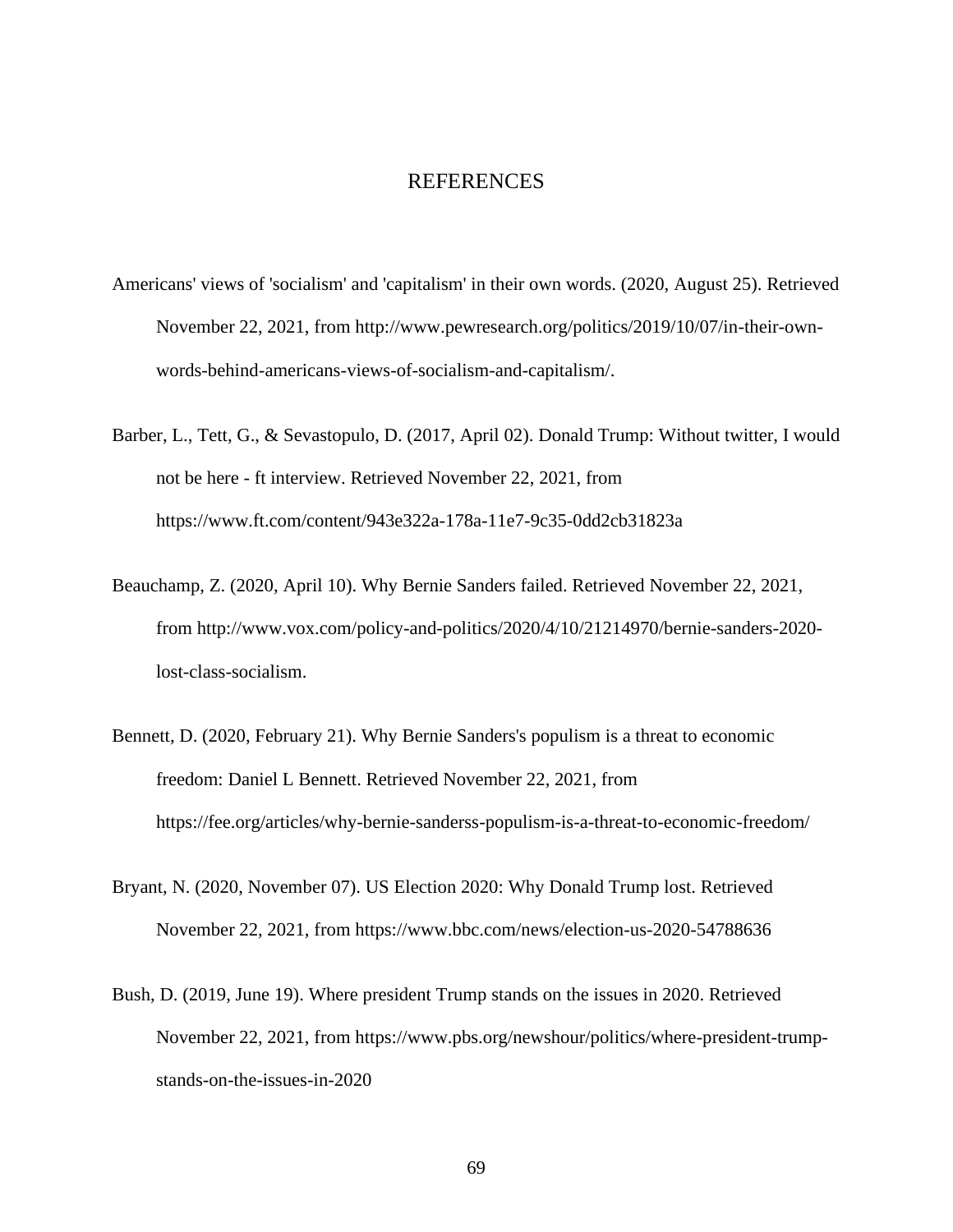# REFERENCES

Americans' views of 'socialism' and 'capitalism' in their own words. (2020, August 25). Retrieved November 22, 2021, from http://www.pewresearch.org/politics/2019/10/07/in-their-own-words-behind-americans-views-of-socialism-and-capitalism/.

Barber, L., Tett, G., & Sevastopulo, D. (2017, April 02). Donald Trump: Without twitter, I would not be here - ft interview. Retrieved November 22, 2021, from https://www.ft.com/content/943e322a-178a-11e7-9c35-0dd2cb31823a

Beauchamp, Z. (2020, April 10). Why Bernie Sanders failed. Retrieved November 22, 2021, from http://www.vox.com/policy-and-politics/2020/4/10/21214970/bernie-sanders-2020-lost-class-socialism.

Bennett, D. (2020, February 21). Why Bernie Sanders's populism is a threat to economic freedom: Daniel L Bennett. Retrieved November 22, 2021, from https://fee.org/articles/why-bernie-sanderss-populism-is-a-threat-to-economic-freedom/

Bryant, N. (2020, November 07). US Election 2020: Why Donald Trump lost. Retrieved November 22, 2021, from https://www.bbc.com/news/election-us-2020-54788636

Bush, D. (2019, June 19). Where president Trump stands on the issues in 2020. Retrieved November 22, 2021, from https://www.pbs.org/newshour/politics/where-president-trump-stands-on-the-issues-in-2020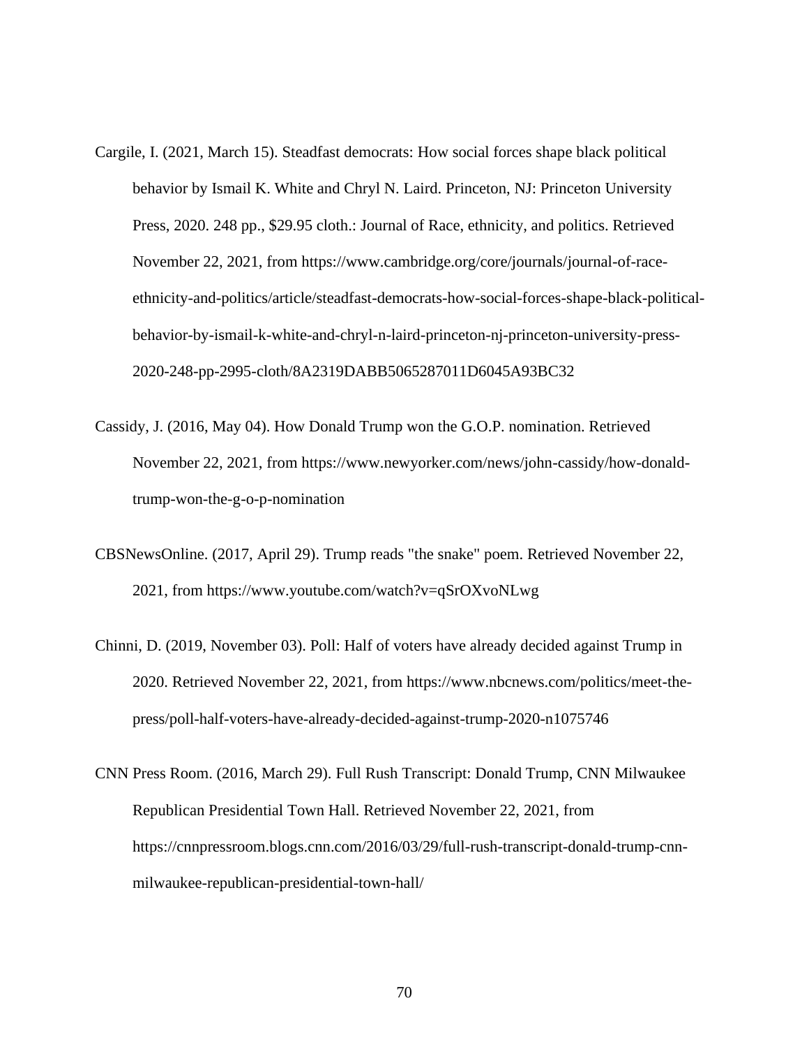Cargile, I. (2021, March 15). Steadfast democrats: How social forces shape black political behavior by Ismail K. White and Chryl N. Laird. Princeton, NJ: Princeton University Press, 2020. 248 pp., $29.95 cloth.: Journal of Race, ethnicity, and politics. Retrieved November 22, 2021, from https://www.cambridge.org/core/journals/journal-of-race-ethnicity-and-politics/article/steadfast-democrats-how-social-forces-shape-black-political-behavior-by-ismail-k-white-and-chryl-n-laird-princeton-nj-princeton-university-press-2020-248-pp-2995-cloth/8A2319DABB5065287011D6045A93BC32

Cassidy, J. (2016, May 04). How Donald Trump won the G.O.P. nomination. Retrieved November 22, 2021, from https://www.newyorker.com/news/john-cassidy/how-donald-trump-won-the-g-o-p-nomination

CBSNewsOnline. (2017, April 29). Trump reads "the snake" poem. Retrieved November 22, 2021, from https://www.youtube.com/watch?v=qSrOXvoNLwg

Chinni, D. (2019, November 03). Poll: Half of voters have already decided against Trump in 2020. Retrieved November 22, 2021, from https://www.nbcnews.com/politics/meet-the-press/poll-half-voters-have-already-decided-against-trump-2020-n1075746

CNN Press Room. (2016, March 29). Full Rush Transcript: Donald Trump, CNN Milwaukee Republican Presidential Town Hall. Retrieved November 22, 2021, from https://cnnpressroom.blogs.cnn.com/2016/03/29/full-rush-transcript-donald-trump-cnn-milwaukee-republican-presidential-town-hall/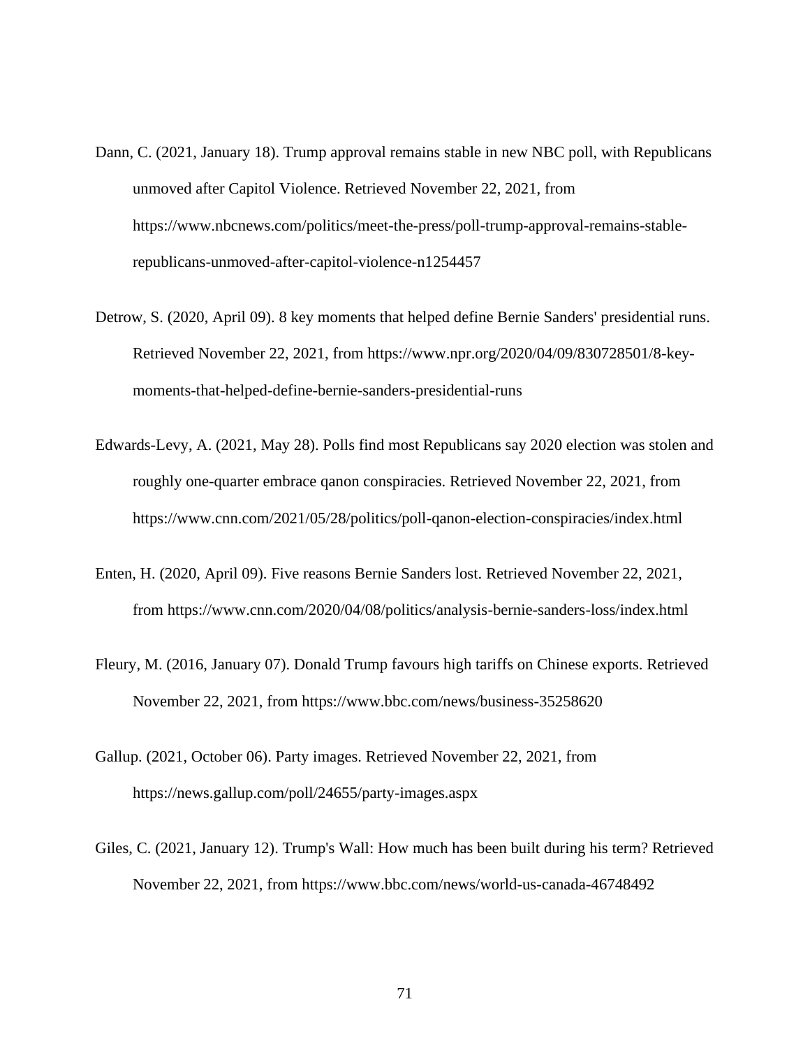Dann, C. (2021, January 18). Trump approval remains stable in new NBC poll, with Republicans unmoved after Capitol Violence. Retrieved November 22, 2021, from https://www.nbcnews.com/politics/meet-the-press/poll-trump-approval-remains-stable-republicans-unmoved-after-capitol-violence-n1254457

Detrow, S. (2020, April 09). 8 key moments that helped define Bernie Sanders' presidential runs. Retrieved November 22, 2021, from https://www.npr.org/2020/04/09/830728501/8-key-moments-that-helped-define-bernie-sanders-presidential-runs

Edwards-Levy, A. (2021, May 28). Polls find most Republicans say 2020 election was stolen and roughly one-quarter embrace qanon conspiracies. Retrieved November 22, 2021, from https://www.cnn.com/2021/05/28/politics/poll-qanon-election-conspiracies/index.html

Enten, H. (2020, April 09). Five reasons Bernie Sanders lost. Retrieved November 22, 2021, from https://www.cnn.com/2020/04/08/politics/analysis-bernie-sanders-loss/index.html

Fleury, M. (2016, January 07). Donald Trump favours high tariffs on Chinese exports. Retrieved November 22, 2021, from https://www.bbc.com/news/business-35258620

Gallup. (2021, October 06). Party images. Retrieved November 22, 2021, from https://news.gallup.com/poll/24655/party-images.aspx

Giles, C. (2021, January 12). Trump's Wall: How much has been built during his term? Retrieved November 22, 2021, from https://www.bbc.com/news/world-us-canada-46748492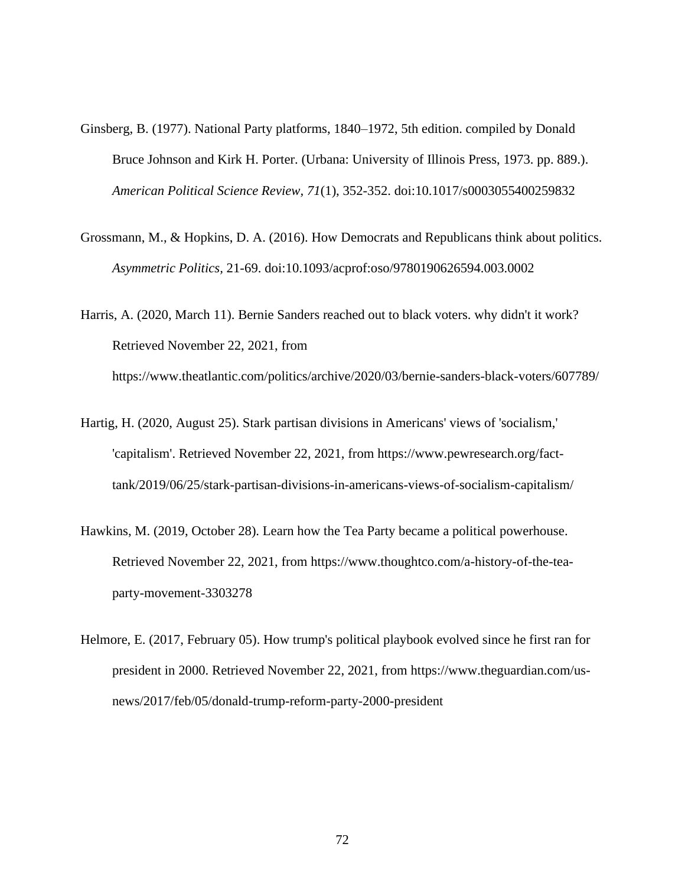Ginsberg, B. (1977). National Party platforms, 1840–1972, 5th edition. compiled by Donald Bruce Johnson and Kirk H. Porter. (Urbana: University of Illinois Press, 1973. pp. 889.). *American Political Science Review, 71*(1), 352-352. doi:10.1017/s0003055400259832

Grossmann, M., & Hopkins, D. A. (2016). How Democrats and Republicans think about politics. *Asymmetric Politics*, 21-69. doi:10.1093/acprof:oso/9780190626594.003.0002

Harris, A. (2020, March 11). Bernie Sanders reached out to black voters. why didn't it work? Retrieved November 22, 2021, from https://www.theatlantic.com/politics/archive/2020/03/bernie-sanders-black-voters/607789/

Hartig, H. (2020, August 25). Stark partisan divisions in Americans' views of 'socialism,' 'capitalism'. Retrieved November 22, 2021, from https://www.pewresearch.org/fact-tank/2019/06/25/stark-partisan-divisions-in-americans-views-of-socialism-capitalism/

Hawkins, M. (2019, October 28). Learn how the Tea Party became a political powerhouse. Retrieved November 22, 2021, from https://www.thoughtco.com/a-history-of-the-tea-party-movement-3303278

Helmore, E. (2017, February 05). How trump's political playbook evolved since he first ran for president in 2000. Retrieved November 22, 2021, from https://www.theguardian.com/us-news/2017/feb/05/donald-trump-reform-party-2000-president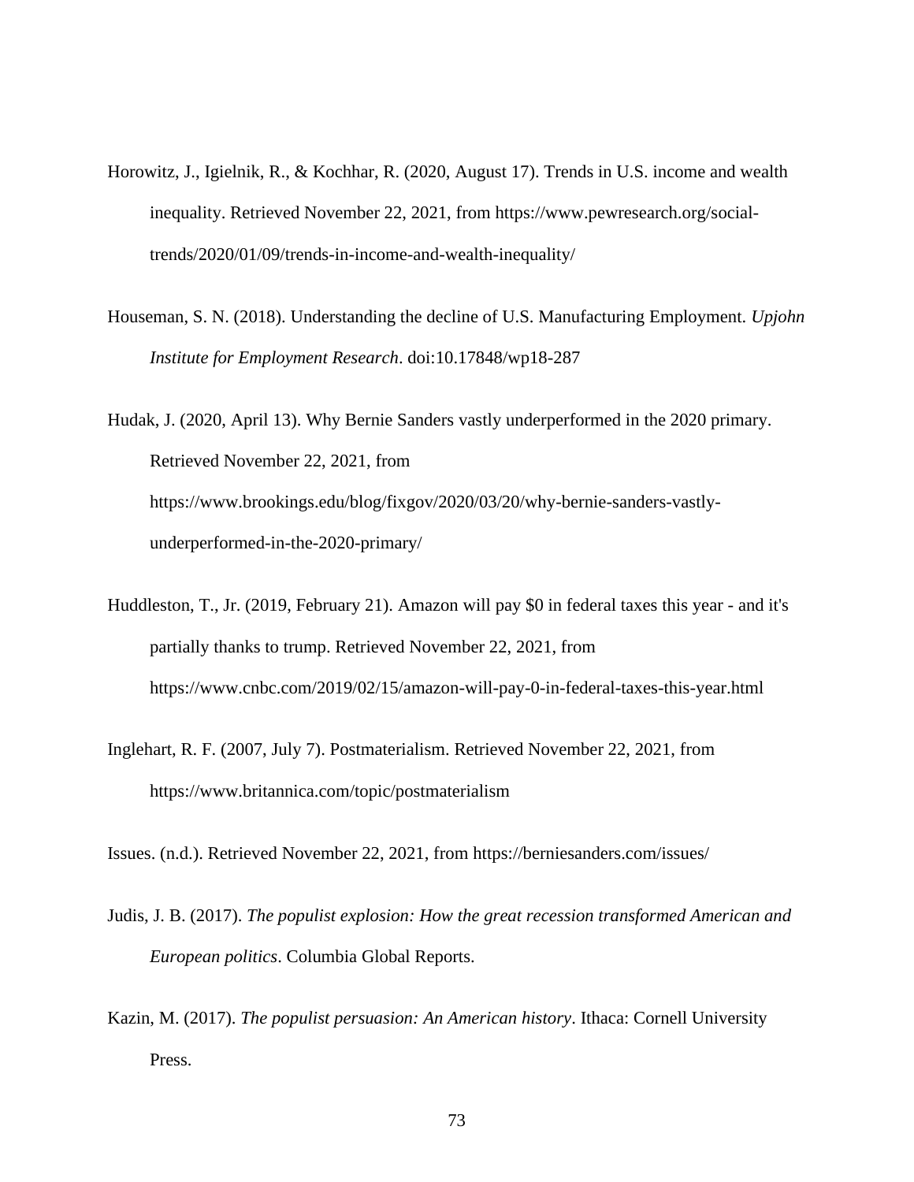Horowitz, J., Igielnik, R., & Kochhar, R. (2020, August 17). Trends in U.S. income and wealth inequality. Retrieved November 22, 2021, from https://www.pewresearch.org/social-trends/2020/01/09/trends-in-income-and-wealth-inequality/

Houseman, S. N. (2018). Understanding the decline of U.S. Manufacturing Employment. *Upjohn Institute for Employment Research*. doi:10.17848/wp18-287

Hudak, J. (2020, April 13). Why Bernie Sanders vastly underperformed in the 2020 primary. Retrieved November 22, 2021, from https://www.brookings.edu/blog/fixgov/2020/03/20/why-bernie-sanders-vastly-underperformed-in-the-2020-primary/

Huddleston, T., Jr. (2019, February 21). Amazon will pay $0 in federal taxes this year - and it's partially thanks to trump. Retrieved November 22, 2021, from https://www.cnbc.com/2019/02/15/amazon-will-pay-0-in-federal-taxes-this-year.html

Inglehart, R. F. (2007, July 7). Postmaterialism. Retrieved November 22, 2021, from https://www.britannica.com/topic/postmaterialism

Issues. (n.d.). Retrieved November 22, 2021, from https://berniesanders.com/issues/

Judis, J. B. (2017). *The populist explosion: How the great recession transformed American and European politics*. Columbia Global Reports.

Kazin, M. (2017). *The populist persuasion: An American history*. Ithaca: Cornell University Press.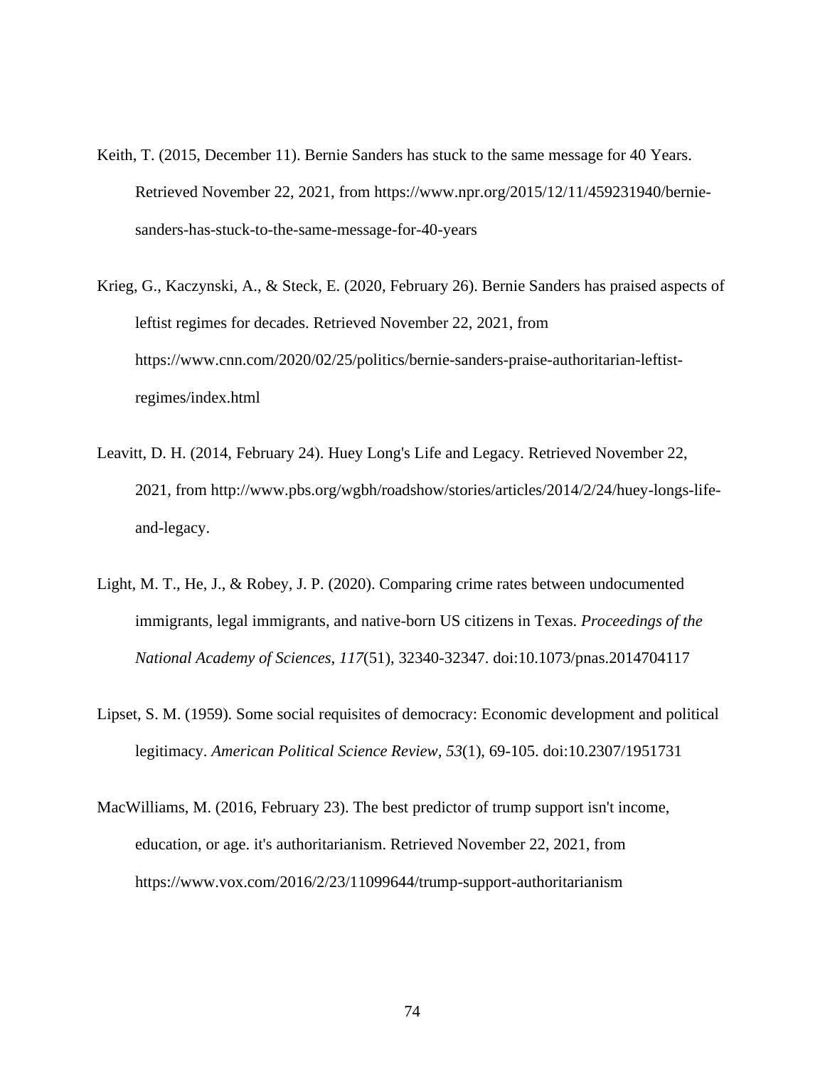Keith, T. (2015, December 11). Bernie Sanders has stuck to the same message for 40 Years. Retrieved November 22, 2021, from https://www.npr.org/2015/12/11/459231940/bernie-sanders-has-stuck-to-the-same-message-for-40-years

Krieg, G., Kaczynski, A., & Steck, E. (2020, February 26). Bernie Sanders has praised aspects of leftist regimes for decades. Retrieved November 22, 2021, from https://www.cnn.com/2020/02/25/politics/bernie-sanders-praise-authoritarian-leftist-regimes/index.html

Leavitt, D. H. (2014, February 24). Huey Long's Life and Legacy. Retrieved November 22, 2021, from http://www.pbs.org/wgbh/roadshow/stories/articles/2014/2/24/huey-longs-life-and-legacy.

Light, M. T., He, J., & Robey, J. P. (2020). Comparing crime rates between undocumented immigrants, legal immigrants, and native-born US citizens in Texas. *Proceedings of the National Academy of Sciences, 117*(51), 32340-32347. doi:10.1073/pnas.2014704117

Lipset, S. M. (1959). Some social requisites of democracy: Economic development and political legitimacy. *American Political Science Review, 53*(1), 69-105. doi:10.2307/1951731

MacWilliams, M. (2016, February 23). The best predictor of trump support isn't income, education, or age. it's authoritarianism. Retrieved November 22, 2021, from https://www.vox.com/2016/2/23/11099644/trump-support-authoritarianism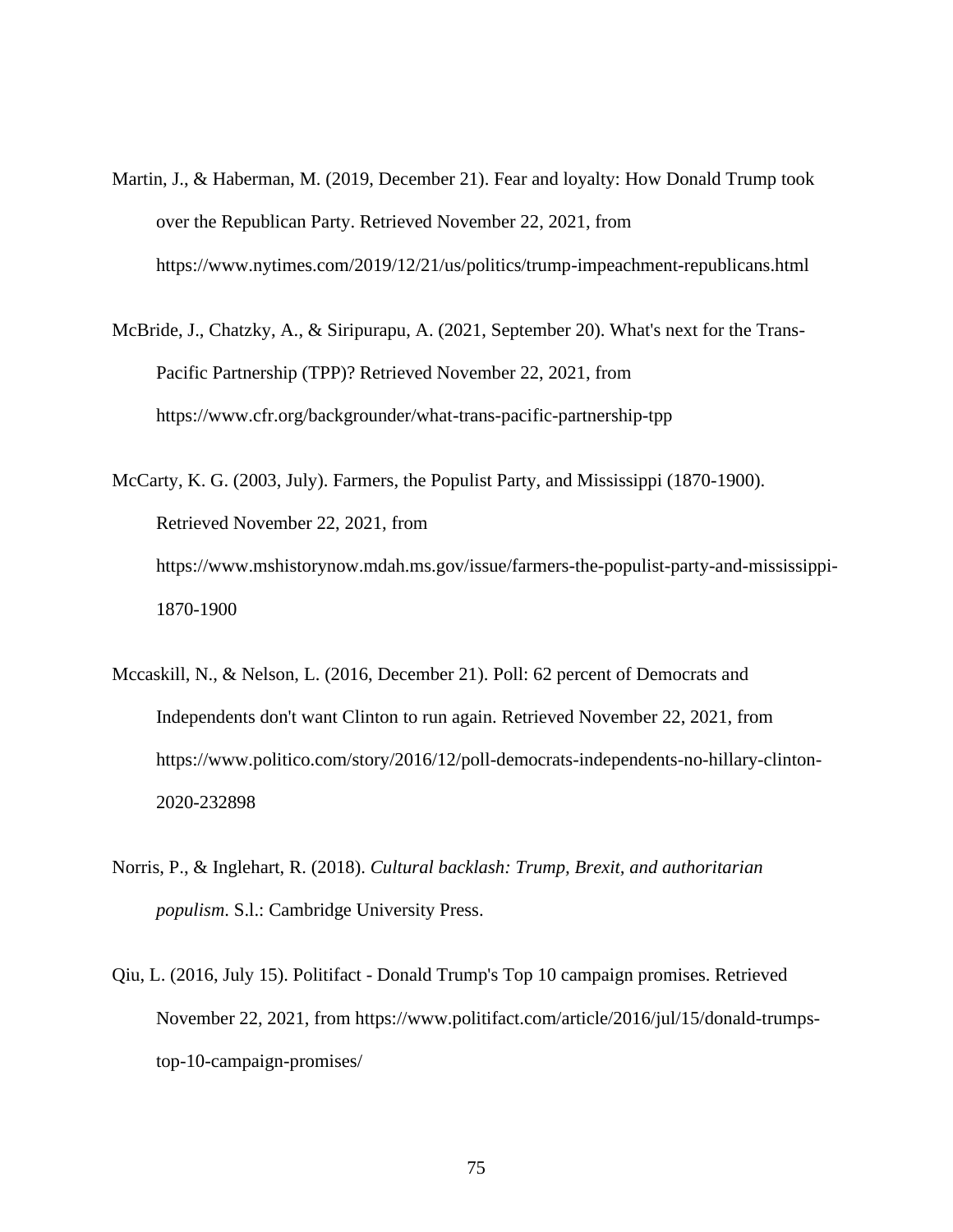Martin, J., & Haberman, M. (2019, December 21). Fear and loyalty: How Donald Trump took over the Republican Party. Retrieved November 22, 2021, from https://www.nytimes.com/2019/12/21/us/politics/trump-impeachment-republicans.html

McBride, J., Chatzky, A., & Siripurapu, A. (2021, September 20). What's next for the Trans-Pacific Partnership (TPP)? Retrieved November 22, 2021, from https://www.cfr.org/backgrounder/what-trans-pacific-partnership-tpp

McCarty, K. G. (2003, July). Farmers, the Populist Party, and Mississippi (1870-1900). Retrieved November 22, 2021, from https://www.mshistorynow.mdah.ms.gov/issue/farmers-the-populist-party-and-mississippi-1870-1900

Mccaskill, N., & Nelson, L. (2016, December 21). Poll: 62 percent of Democrats and Independents don't want Clinton to run again. Retrieved November 22, 2021, from https://www.politico.com/story/2016/12/poll-democrats-independents-no-hillary-clinton-2020-232898

Norris, P., & Inglehart, R. (2018). *Cultural backlash: Trump, Brexit, and authoritarian populism*. S.l.: Cambridge University Press.

Qiu, L. (2016, July 15). Politifact - Donald Trump's Top 10 campaign promises. Retrieved November 22, 2021, from https://www.politifact.com/article/2016/jul/15/donald-trumps-top-10-campaign-promises/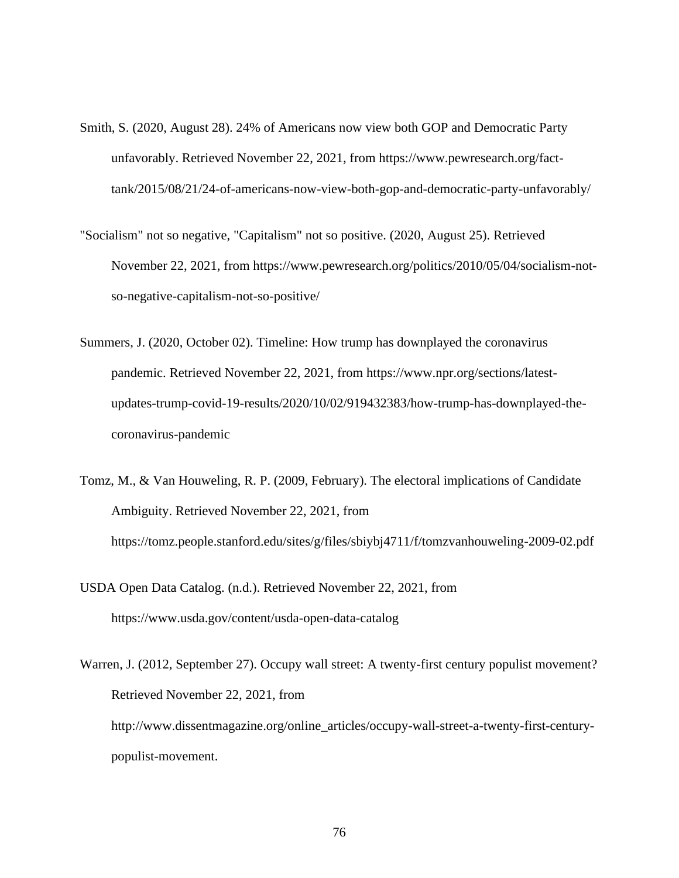Smith, S. (2020, August 28). 24% of Americans now view both GOP and Democratic Party unfavorably. Retrieved November 22, 2021, from https://www.pewresearch.org/fact-tank/2015/08/21/24-of-americans-now-view-both-gop-and-democratic-party-unfavorably/

"Socialism" not so negative, "Capitalism" not so positive. (2020, August 25). Retrieved November 22, 2021, from https://www.pewresearch.org/politics/2010/05/04/socialism-not-so-negative-capitalism-not-so-positive/

Summers, J. (2020, October 02). Timeline: How trump has downplayed the coronavirus pandemic. Retrieved November 22, 2021, from https://www.npr.org/sections/latest-updates-trump-covid-19-results/2020/10/02/919432383/how-trump-has-downplayed-the-coronavirus-pandemic

Tomz, M., & Van Houweling, R. P. (2009, February). The electoral implications of Candidate Ambiguity. Retrieved November 22, 2021, from https://tomz.people.stanford.edu/sites/g/files/sbiybj4711/f/tomzvanhouweling-2009-02.pdf

USDA Open Data Catalog. (n.d.). Retrieved November 22, 2021, from https://www.usda.gov/content/usda-open-data-catalog

Warren, J. (2012, September 27). Occupy wall street: A twenty-first century populist movement? Retrieved November 22, 2021, from http://www.dissentmagazine.org/online_articles/occupy-wall-street-a-twenty-first-century-populist-movement.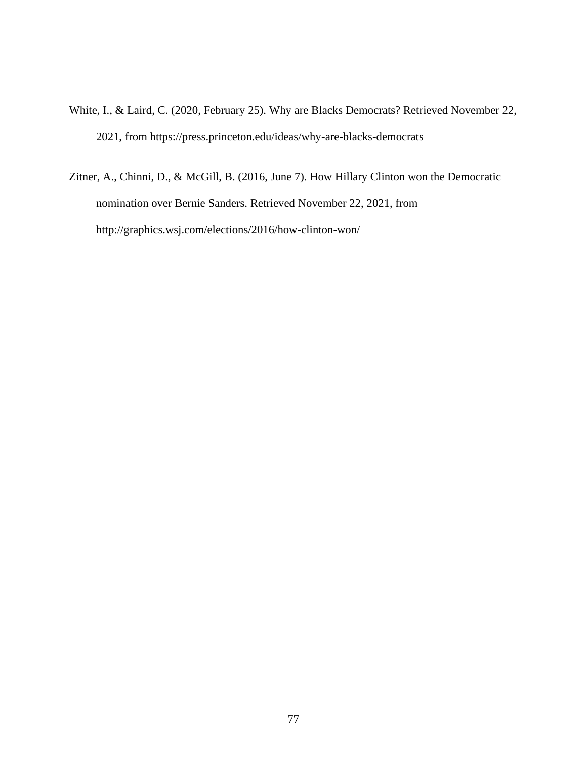White, I., & Laird, C. (2020, February 25). Why are Blacks Democrats? Retrieved November 22, 2021, from https://press.princeton.edu/ideas/why-are-blacks-democrats

Zitner, A., Chinni, D., & McGill, B. (2016, June 7). How Hillary Clinton won the Democratic nomination over Bernie Sanders. Retrieved November 22, 2021, from http://graphics.wsj.com/elections/2016/how-clinton-won/